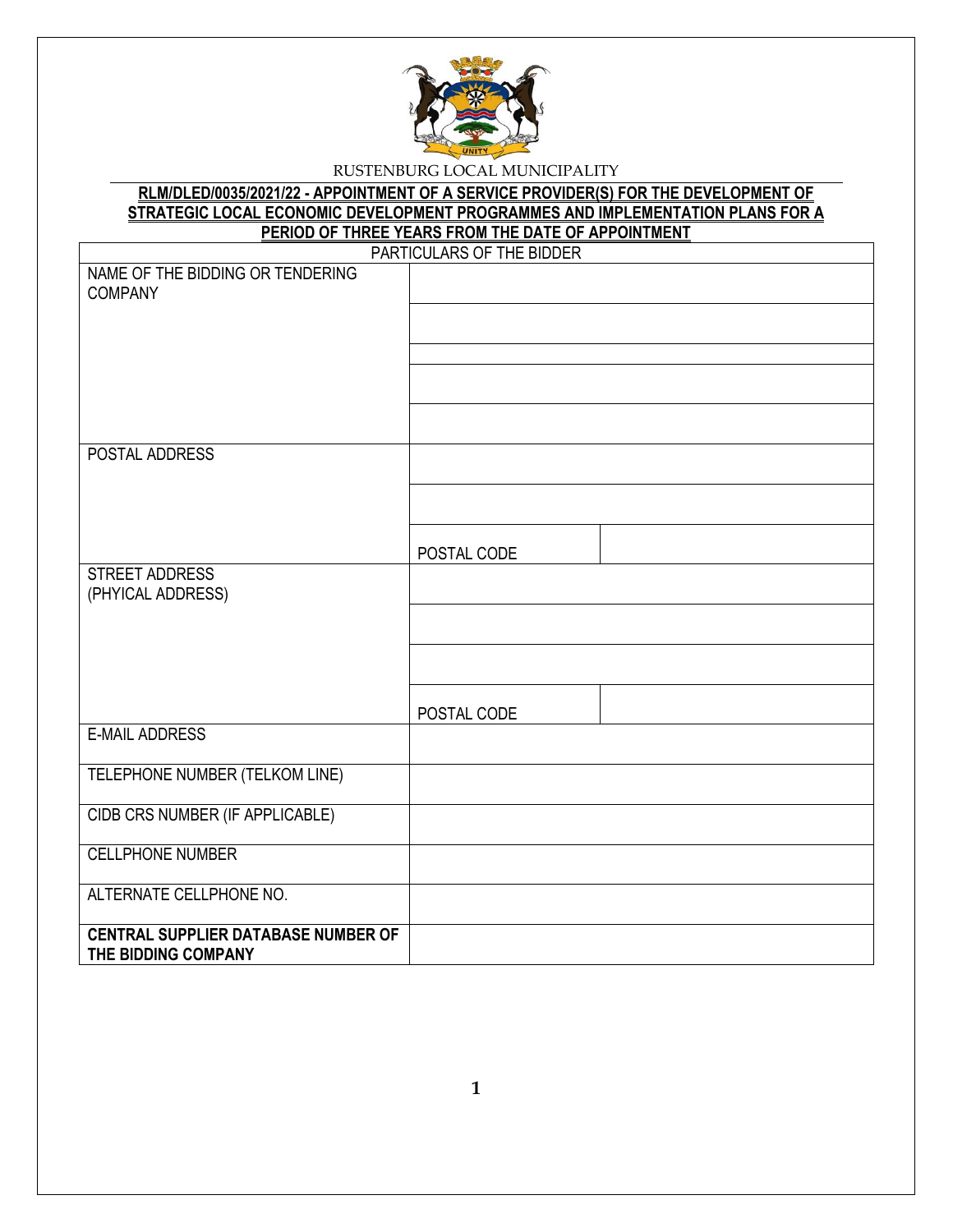RUSTENBURG LOCAL MUNICIPALITY

**RLM/DLED/0035/2021/22 - APPOINTMENT OF A SERVICE PROVIDER(S) FOR THE DEVELOPMENT OF STRATEGIC LOCAL ECONOMIC DEVELOPMENT PROGRAMMES AND IMPLEMENTATION PLANS FOR A PERIOD OF THREE YEARS FROM THE DATE OF APPOINTMENT**

| PARTICULARS OF THE BIDDER | | |
|---|---|---|
| NAME OF THE BIDDING OR TENDERING COMPANY | | |
| | | |
| | | |
| | | |
| | | |
| POSTAL ADDRESS | | |
| | | |
| | POSTAL CODE | |
| STREET ADDRESS (PHYICAL ADDRESS) | | |
| | | |
| | | |
| | POSTAL CODE | |
| E-MAIL ADDRESS | | |
| TELEPHONE NUMBER (TELKOM LINE) | | |
| CIDB CRS NUMBER (IF APPLICABLE) | | |
| CELLPHONE NUMBER | | |
| ALTERNATE CELLPHONE NO. | | |
| **CENTRAL SUPPLIER DATABASE NUMBER OF THE BIDDING COMPANY** | | |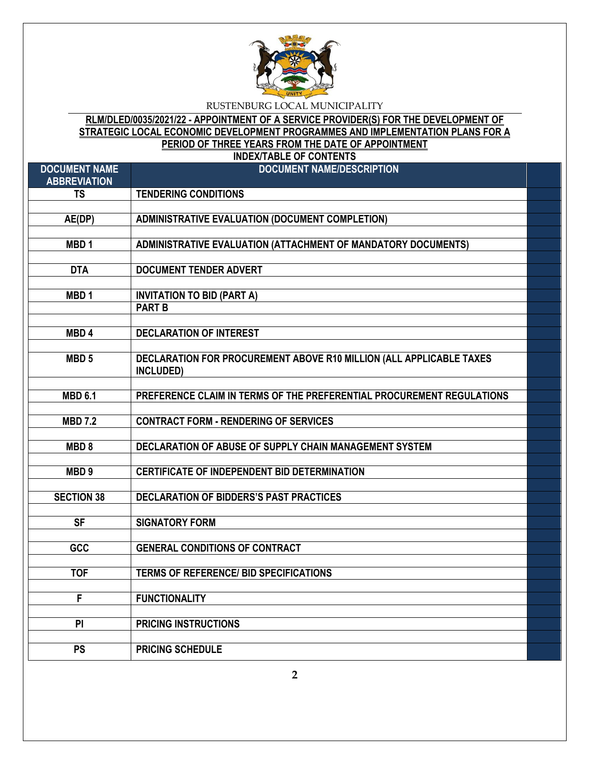RUSTENBURG LOCAL MUNICIPALITY

**RLM/DLED/0035/2021/22 - APPOINTMENT OF A SERVICE PROVIDER(S) FOR THE DEVELOPMENT OF STRATEGIC LOCAL ECONOMIC DEVELOPMENT PROGRAMMES AND IMPLEMENTATION PLANS FOR A PERIOD OF THREE YEARS FROM THE DATE OF APPOINTMENT**

**INDEX/TABLE OF CONTENTS**

| DOCUMENT NAME ABBREVIATION | DOCUMENT NAME/DESCRIPTION | |
|---|---|---|
| TS | TENDERING CONDITIONS | |
| | | |
| AE(DP) | ADMINISTRATIVE EVALUATION (DOCUMENT COMPLETION) | |
| | | |
| MBD 1 | ADMINISTRATIVE EVALUATION (ATTACHMENT OF MANDATORY DOCUMENTS) | |
| | | |
| DTA | DOCUMENT TENDER ADVERT | |
| | | |
| MBD 1 | INVITATION TO BID (PART A) | |
| | PART B | |
| | | |
| MBD 4 | DECLARATION OF INTEREST | |
| | | |
| MBD 5 | DECLARATION FOR PROCUREMENT ABOVE R10 MILLION (ALL APPLICABLE TAXES INCLUDED) | |
| | | |
| MBD 6.1 | PREFERENCE CLAIM IN TERMS OF THE PREFERENTIAL PROCUREMENT REGULATIONS | |
| | | |
| MBD 7.2 | CONTRACT FORM - RENDERING OF SERVICES | |
| | | |
| MBD 8 | DECLARATION OF ABUSE OF SUPPLY CHAIN MANAGEMENT SYSTEM | |
| | | |
| MBD 9 | CERTIFICATE OF INDEPENDENT BID DETERMINATION | |
| | | |
| SECTION 38 | DECLARATION OF BIDDERS'S PAST PRACTICES | |
| | | |
| SF | SIGNATORY FORM | |
| | | |
| GCC | GENERAL CONDITIONS OF CONTRACT | |
| | | |
| TOF | TERMS OF REFERENCE/ BID SPECIFICATIONS | |
| | | |
| F | FUNCTIONALITY | |
| | | |
| PI | PRICING INSTRUCTIONS | |
| | | |
| PS | PRICING SCHEDULE | |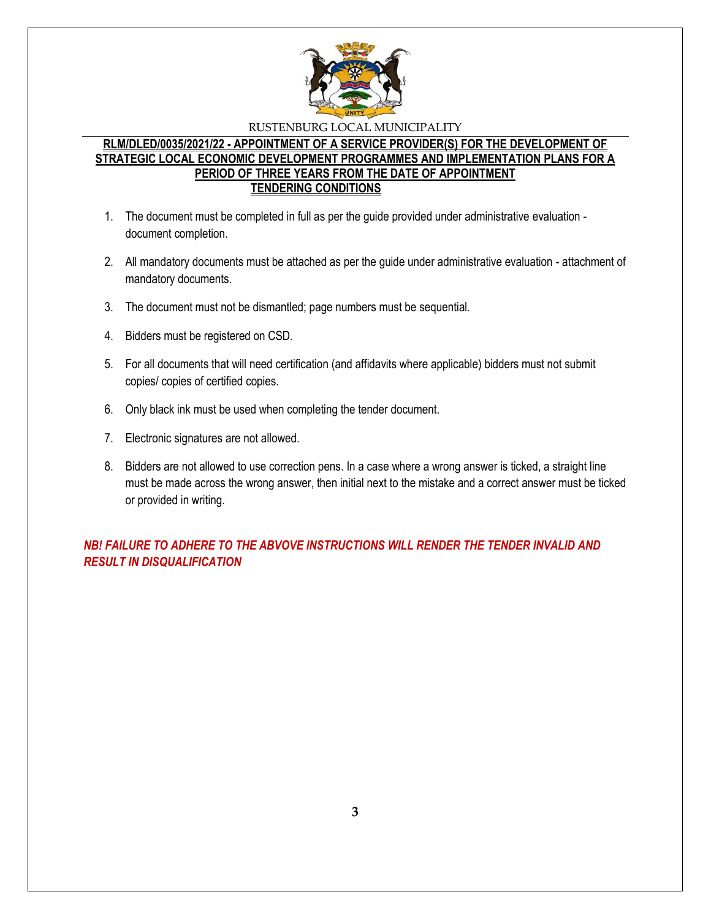RUSTENBURG LOCAL MUNICIPALITY

**RLM/DLED/0035/2021/22 - APPOINTMENT OF A SERVICE PROVIDER(S) FOR THE DEVELOPMENT OF STRATEGIC LOCAL ECONOMIC DEVELOPMENT PROGRAMMES AND IMPLEMENTATION PLANS FOR A PERIOD OF THREE YEARS FROM THE DATE OF APPOINTMENT**

**TENDERING CONDITIONS**

1. The document must be completed in full as per the guide provided under administrative evaluation - document completion.
2. All mandatory documents must be attached as per the guide under administrative evaluation - attachment of mandatory documents.
3. The document must not be dismantled; page numbers must be sequential.
4. Bidders must be registered on CSD.
5. For all documents that will need certification (and affidavits where applicable) bidders must not submit copies/ copies of certified copies.
6. Only black ink must be used when completing the tender document.
7. Electronic signatures are not allowed.
8. Bidders are not allowed to use correction pens. In a case where a wrong answer is ticked, a straight line must be made across the wrong answer, then initial next to the mistake and a correct answer must be ticked or provided in writing.

***NB! FAILURE TO ADHERE TO THE ABVOVE INSTRUCTIONS WILL RENDER THE TENDER INVALID AND RESULT IN DISQUALIFICATION***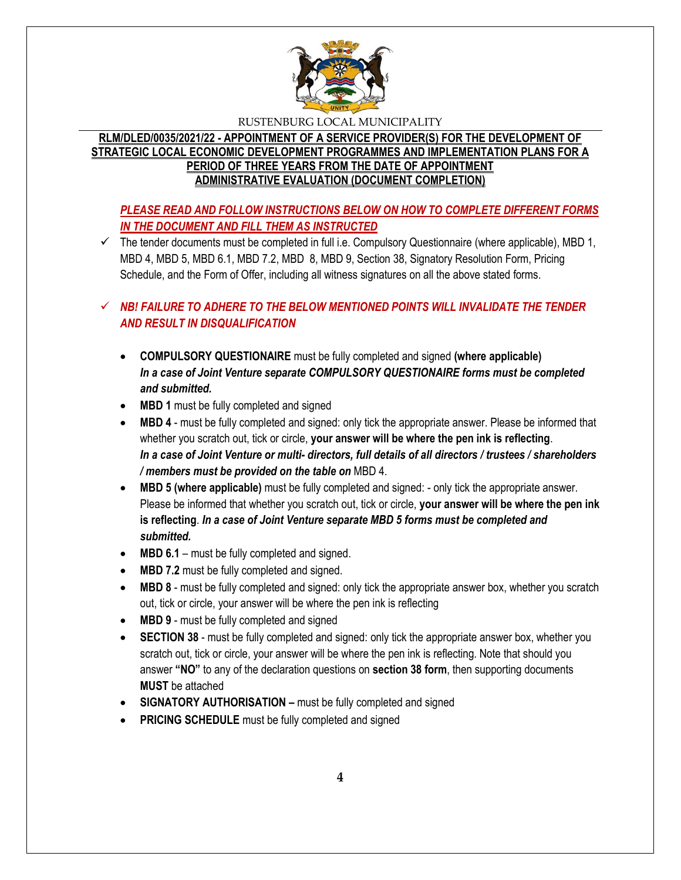RUSTENBURG LOCAL MUNICIPALITY

**RLM/DLED/0035/2021/22 - APPOINTMENT OF A SERVICE PROVIDER(S) FOR THE DEVELOPMENT OF STRATEGIC LOCAL ECONOMIC DEVELOPMENT PROGRAMMES AND IMPLEMENTATION PLANS FOR A PERIOD OF THREE YEARS FROM THE DATE OF APPOINTMENT**
**ADMINISTRATIVE EVALUATION (DOCUMENT COMPLETION)**

***PLEASE READ AND FOLLOW INSTRUCTIONS BELOW ON HOW TO COMPLETE DIFFERENT FORMS IN THE DOCUMENT AND FILL THEM AS INSTRUCTED***

- ✓ The tender documents must be completed in full i.e. Compulsory Questionnaire (where applicable), MBD 1, MBD 4, MBD 5, MBD 6.1, MBD 7.2, MBD 8, MBD 9, Section 38, Signatory Resolution Form, Pricing Schedule, and the Form of Offer, including all witness signatures on all the above stated forms.

- ✓ ***NB! FAILURE TO ADHERE TO THE BELOW MENTIONED POINTS WILL INVALIDATE THE TENDER AND RESULT IN DISQUALIFICATION***

  - **COMPULSORY QUESTIONAIRE** must be fully completed and signed **(where applicable)** ***In a case of Joint Venture separate COMPULSORY QUESTIONAIRE forms must be completed and submitted.***
  - **MBD 1** must be fully completed and signed
  - **MBD 4** - must be fully completed and signed: only tick the appropriate answer. Please be informed that whether you scratch out, tick or circle, **your answer will be where the pen ink is reflecting**. ***In a case of Joint Venture or multi- directors, full details of all directors / trustees / shareholders / members must be provided on the table on*** MBD 4.
  - **MBD 5 (where applicable)** must be fully completed and signed: - only tick the appropriate answer. Please be informed that whether you scratch out, tick or circle, **your answer will be where the pen ink is reflecting**. ***In a case of Joint Venture separate MBD 5 forms must be completed and submitted.***
  - **MBD 6.1** – must be fully completed and signed.
  - **MBD 7.2** must be fully completed and signed.
  - **MBD 8** - must be fully completed and signed: only tick the appropriate answer box, whether you scratch out, tick or circle, your answer will be where the pen ink is reflecting
  - **MBD 9** - must be fully completed and signed
  - **SECTION 38** - must be fully completed and signed: only tick the appropriate answer box, whether you scratch out, tick or circle, your answer will be where the pen ink is reflecting. Note that should you answer **"NO"** to any of the declaration questions on **section 38 form**, then supporting documents **MUST** be attached
  - **SIGNATORY AUTHORISATION –** must be fully completed and signed
  - **PRICING SCHEDULE** must be fully completed and signed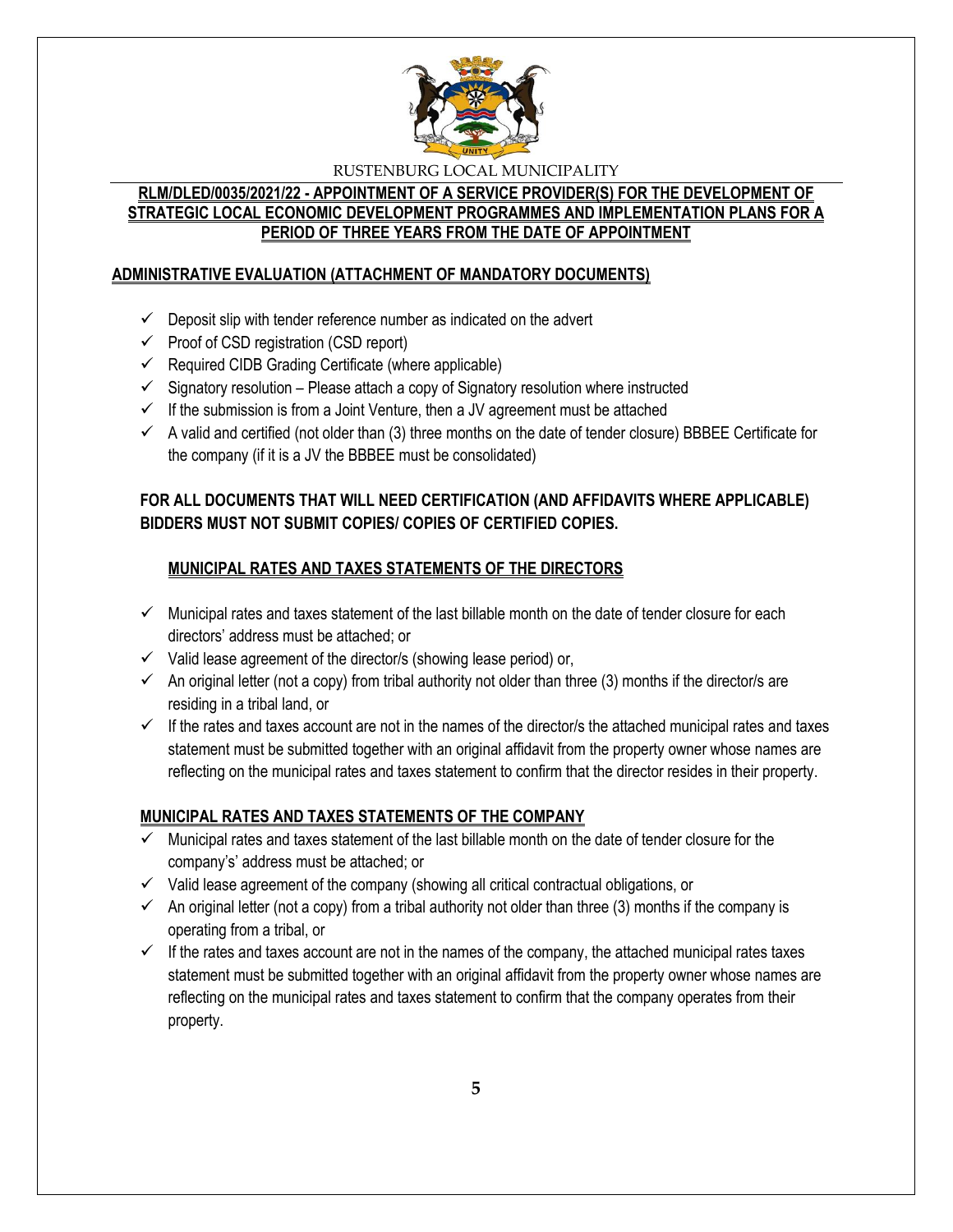RUSTENBURG LOCAL MUNICIPALITY

**RLM/DLED/0035/2021/22 - APPOINTMENT OF A SERVICE PROVIDER(S) FOR THE DEVELOPMENT OF STRATEGIC LOCAL ECONOMIC DEVELOPMENT PROGRAMMES AND IMPLEMENTATION PLANS FOR A PERIOD OF THREE YEARS FROM THE DATE OF APPOINTMENT**

## ADMINISTRATIVE EVALUATION (ATTACHMENT OF MANDATORY DOCUMENTS)

- ✓ Deposit slip with tender reference number as indicated on the advert
- ✓ Proof of CSD registration (CSD report)
- ✓ Required CIDB Grading Certificate (where applicable)
- ✓ Signatory resolution – Please attach a copy of Signatory resolution where instructed
- ✓ If the submission is from a Joint Venture, then a JV agreement must be attached
- ✓ A valid and certified (not older than (3) three months on the date of tender closure) BBBEE Certificate for the company (if it is a JV the BBBEE must be consolidated)

**FOR ALL DOCUMENTS THAT WILL NEED CERTIFICATION (AND AFFIDAVITS WHERE APPLICABLE) BIDDERS MUST NOT SUBMIT COPIES/ COPIES OF CERTIFIED COPIES.**

### MUNICIPAL RATES AND TAXES STATEMENTS OF THE DIRECTORS

- ✓ Municipal rates and taxes statement of the last billable month on the date of tender closure for each directors' address must be attached; or
- ✓ Valid lease agreement of the director/s (showing lease period) or,
- ✓ An original letter (not a copy) from tribal authority not older than three (3) months if the director/s are residing in a tribal land, or
- ✓ If the rates and taxes account are not in the names of the director/s the attached municipal rates and taxes statement must be submitted together with an original affidavit from the property owner whose names are reflecting on the municipal rates and taxes statement to confirm that the director resides in their property.

### MUNICIPAL RATES AND TAXES STATEMENTS OF THE COMPANY

- ✓ Municipal rates and taxes statement of the last billable month on the date of tender closure for the company's' address must be attached; or
- ✓ Valid lease agreement of the company (showing all critical contractual obligations, or
- ✓ An original letter (not a copy) from a tribal authority not older than three (3) months if the company is operating from a tribal, or
- ✓ If the rates and taxes account are not in the names of the company, the attached municipal rates taxes statement must be submitted together with an original affidavit from the property owner whose names are reflecting on the municipal rates and taxes statement to confirm that the company operates from their property.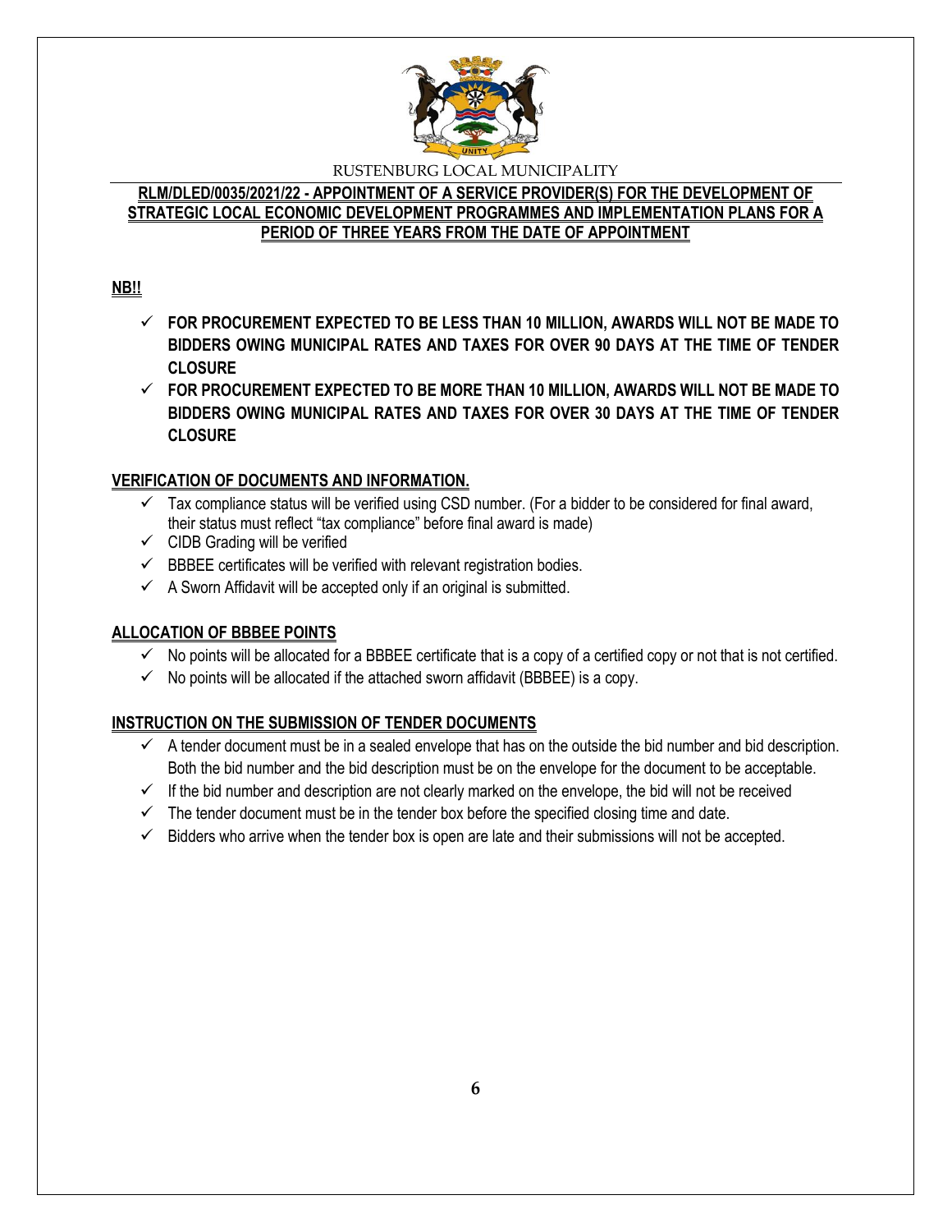RUSTENBURG LOCAL MUNICIPALITY

**RLM/DLED/0035/2021/22 - APPOINTMENT OF A SERVICE PROVIDER(S) FOR THE DEVELOPMENT OF STRATEGIC LOCAL ECONOMIC DEVELOPMENT PROGRAMMES AND IMPLEMENTATION PLANS FOR A PERIOD OF THREE YEARS FROM THE DATE OF APPOINTMENT**

**NB!!**

- ✓ **FOR PROCUREMENT EXPECTED TO BE LESS THAN 10 MILLION, AWARDS WILL NOT BE MADE TO BIDDERS OWING MUNICIPAL RATES AND TAXES FOR OVER 90 DAYS AT THE TIME OF TENDER CLOSURE**
- ✓ **FOR PROCUREMENT EXPECTED TO BE MORE THAN 10 MILLION, AWARDS WILL NOT BE MADE TO BIDDERS OWING MUNICIPAL RATES AND TAXES FOR OVER 30 DAYS AT THE TIME OF TENDER CLOSURE**

**VERIFICATION OF DOCUMENTS AND INFORMATION.**

- ✓ Tax compliance status will be verified using CSD number. (For a bidder to be considered for final award, their status must reflect "tax compliance" before final award is made)
- ✓ CIDB Grading will be verified
- ✓ BBBEE certificates will be verified with relevant registration bodies.
- ✓ A Sworn Affidavit will be accepted only if an original is submitted.

**ALLOCATION OF BBBEE POINTS**

- ✓ No points will be allocated for a BBBEE certificate that is a copy of a certified copy or not that is not certified.
- ✓ No points will be allocated if the attached sworn affidavit (BBBEE) is a copy.

**INSTRUCTION ON THE SUBMISSION OF TENDER DOCUMENTS**

- ✓ A tender document must be in a sealed envelope that has on the outside the bid number and bid description. Both the bid number and the bid description must be on the envelope for the document to be acceptable.
- ✓ If the bid number and description are not clearly marked on the envelope, the bid will not be received
- ✓ The tender document must be in the tender box before the specified closing time and date.
- ✓ Bidders who arrive when the tender box is open are late and their submissions will not be accepted.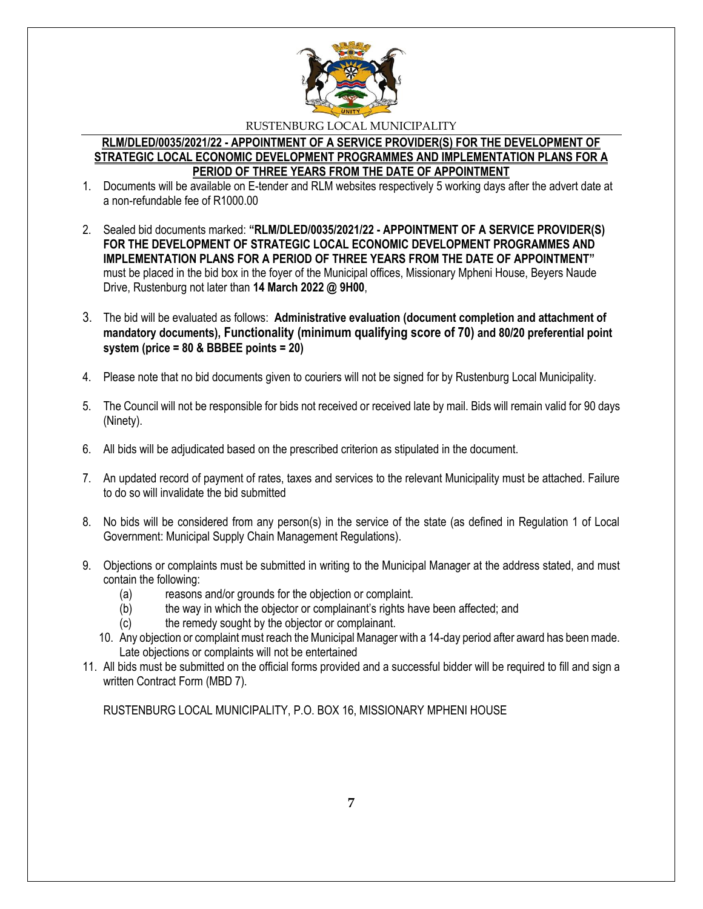RUSTENBURG LOCAL MUNICIPALITY

**RLM/DLED/0035/2021/22 - APPOINTMENT OF A SERVICE PROVIDER(S) FOR THE DEVELOPMENT OF STRATEGIC LOCAL ECONOMIC DEVELOPMENT PROGRAMMES AND IMPLEMENTATION PLANS FOR A PERIOD OF THREE YEARS FROM THE DATE OF APPOINTMENT**

1. Documents will be available on E-tender and RLM websites respectively 5 working days after the advert date at a non-refundable fee of R1000.00

2. Sealed bid documents marked: **"RLM/DLED/0035/2021/22 - APPOINTMENT OF A SERVICE PROVIDER(S) FOR THE DEVELOPMENT OF STRATEGIC LOCAL ECONOMIC DEVELOPMENT PROGRAMMES AND IMPLEMENTATION PLANS FOR A PERIOD OF THREE YEARS FROM THE DATE OF APPOINTMENT"** must be placed in the bid box in the foyer of the Municipal offices, Missionary Mpheni House, Beyers Naude Drive, Rustenburg not later than **14 March 2022 @ 9H00**,

3. The bid will be evaluated as follows: **Administrative evaluation (document completion and attachment of mandatory documents), Functionality (minimum qualifying score of 70) and 80/20 preferential point system (price = 80 & BBBEE points = 20)**

4. Please note that no bid documents given to couriers will not be signed for by Rustenburg Local Municipality.

5. The Council will not be responsible for bids not received or received late by mail. Bids will remain valid for 90 days (Ninety).

6. All bids will be adjudicated based on the prescribed criterion as stipulated in the document.

7. An updated record of payment of rates, taxes and services to the relevant Municipality must be attached. Failure to do so will invalidate the bid submitted

8. No bids will be considered from any person(s) in the service of the state (as defined in Regulation 1 of Local Government: Municipal Supply Chain Management Regulations).

9. Objections or complaints must be submitted in writing to the Municipal Manager at the address stated, and must contain the following:
   - (a) reasons and/or grounds for the objection or complaint.
   - (b) the way in which the objector or complainant's rights have been affected; and
   - (c) the remedy sought by the objector or complainant.

10. Any objection or complaint must reach the Municipal Manager with a 14-day period after award has been made. Late objections or complaints will not be entertained

11. All bids must be submitted on the official forms provided and a successful bidder will be required to fill and sign a written Contract Form (MBD 7).

RUSTENBURG LOCAL MUNICIPALITY, P.O. BOX 16, MISSIONARY MPHENI HOUSE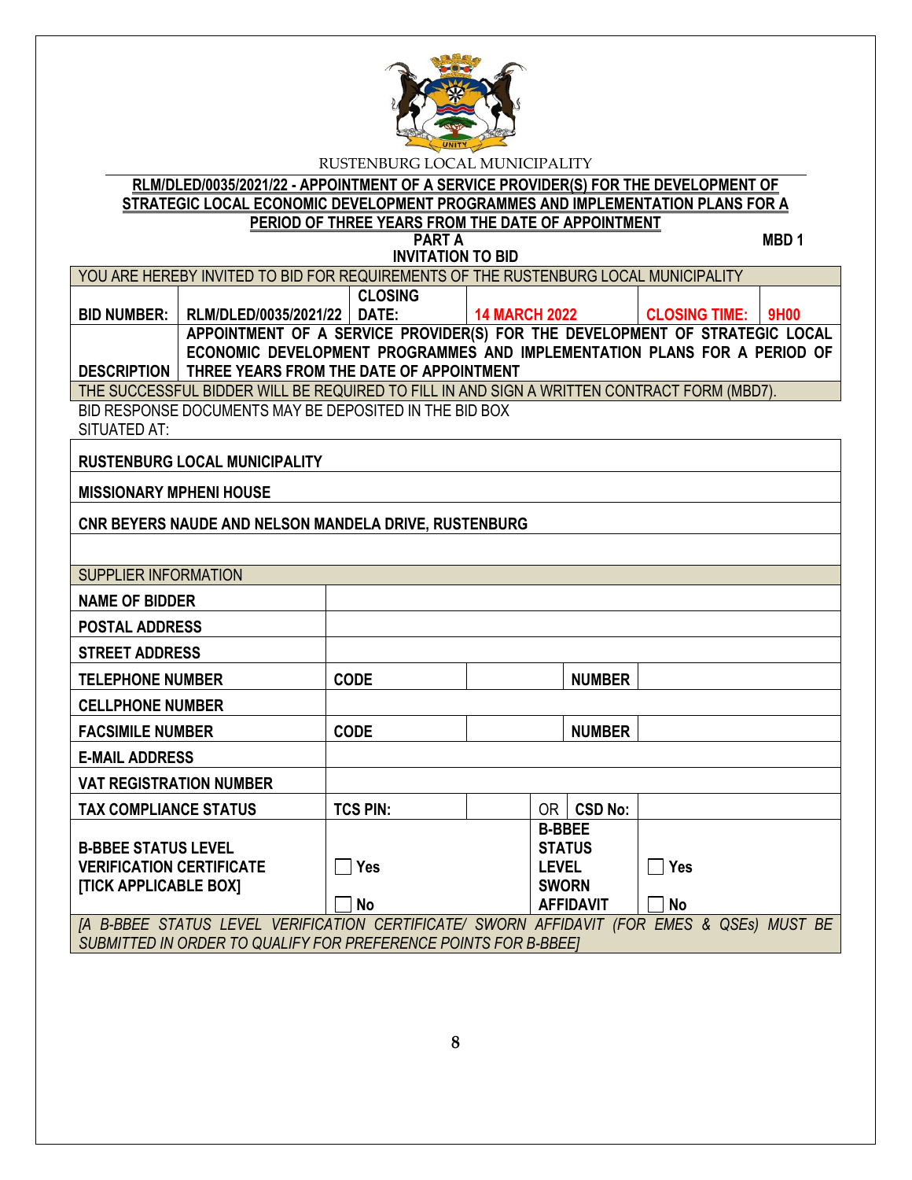RUSTENBURG LOCAL MUNICIPALITY

**RLM/DLED/0035/2021/22 - APPOINTMENT OF A SERVICE PROVIDER(S) FOR THE DEVELOPMENT OF STRATEGIC LOCAL ECONOMIC DEVELOPMENT PROGRAMMES AND IMPLEMENTATION PLANS FOR A PERIOD OF THREE YEARS FROM THE DATE OF APPOINTMENT**

**PART A** **MBD 1**

**INVITATION TO BID**

| YOU ARE HEREBY INVITED TO BID FOR REQUIREMENTS OF THE RUSTENBURG LOCAL MUNICIPALITY | | | | | |
|---|---|---|---|---|---|
| **BID NUMBER:** | **RLM/DLED/0035/2021/22** | **CLOSING DATE:** | **14 MARCH 2022** | **CLOSING TIME:** | **9H00** |
| **DESCRIPTION** | **APPOINTMENT OF A SERVICE PROVIDER(S) FOR THE DEVELOPMENT OF STRATEGIC LOCAL ECONOMIC DEVELOPMENT PROGRAMMES AND IMPLEMENTATION PLANS FOR A PERIOD OF THREE YEARS FROM THE DATE OF APPOINTMENT** | | | | |
| THE SUCCESSFUL BIDDER WILL BE REQUIRED TO FILL IN AND SIGN A WRITTEN CONTRACT FORM (MBD7). | | | | | |

BID RESPONSE DOCUMENTS MAY BE DEPOSITED IN THE BID BOX SITUATED AT:

| |
|---|
| **RUSTENBURG LOCAL MUNICIPALITY** |
| **MISSIONARY MPHENI HOUSE** |
| **CNR BEYERS NAUDE AND NELSON MANDELA DRIVE, RUSTENBURG** |
| |

| SUPPLIER INFORMATION | | | | | |
|---|---|---|---|---|---|
| **NAME OF BIDDER** | | | | | |
| **POSTAL ADDRESS** | | | | | |
| **STREET ADDRESS** | | | | | |
| **TELEPHONE NUMBER** | **CODE** | | | **NUMBER** | |
| **CELLPHONE NUMBER** | | | | | |
| **FACSIMILE NUMBER** | **CODE** | | | **NUMBER** | |
| **E-MAIL ADDRESS** | | | | | |
| **VAT REGISTRATION NUMBER** | | | | | |
| **TAX COMPLIANCE STATUS** | **TCS PIN:** | | OR | **CSD No:** | |
| **B-BBEE STATUS LEVEL VERIFICATION CERTIFICATE [TICK APPLICABLE BOX]** | ☐ **Yes** ☐ **No** | | **B-BBEE STATUS LEVEL SWORN AFFIDAVIT** | | ☐ **Yes** ☐ **No** |
| *[A B-BBEE STATUS LEVEL VERIFICATION CERTIFICATE/ SWORN AFFIDAVIT (FOR EMES & QSEs) MUST BE SUBMITTED IN ORDER TO QUALIFY FOR PREFERENCE POINTS FOR B-BBEE]* | | | | | |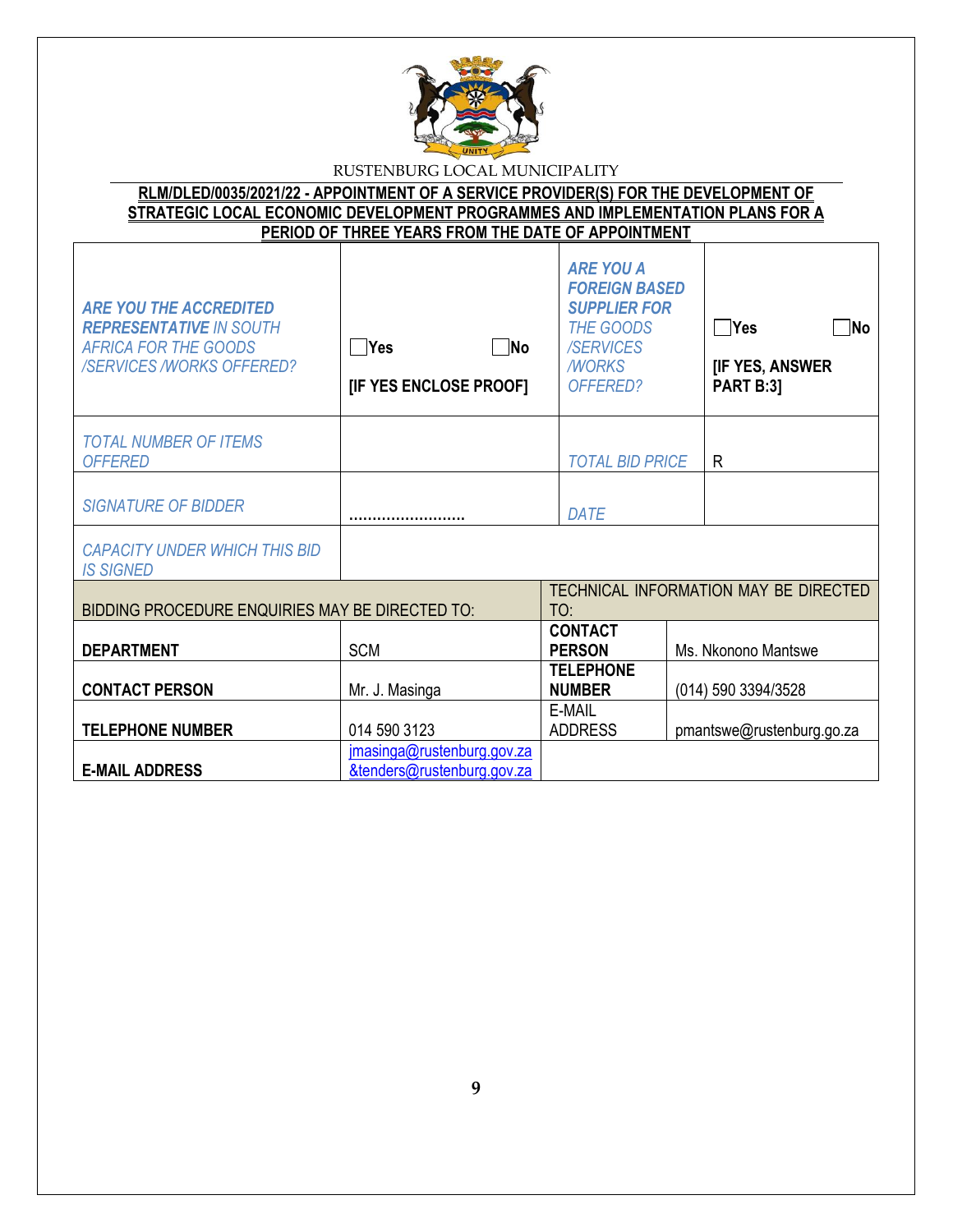RUSTENBURG LOCAL MUNICIPALITY

**RLM/DLED/0035/2021/22 - APPOINTMENT OF A SERVICE PROVIDER(S) FOR THE DEVELOPMENT OF STRATEGIC LOCAL ECONOMIC DEVELOPMENT PROGRAMMES AND IMPLEMENTATION PLANS FOR A PERIOD OF THREE YEARS FROM THE DATE OF APPOINTMENT**

| | | | |
|---|---|---|---|
| *ARE YOU THE ACCREDITED REPRESENTATIVE IN SOUTH AFRICA FOR THE GOODS /SERVICES /WORKS OFFERED?* | ☐**Yes** ☐**No**<br><br>**[IF YES ENCLOSE PROOF]** | *ARE YOU A FOREIGN BASED SUPPLIER FOR THE GOODS /SERVICES /WORKS OFFERED?* | ☐**Yes** ☐**No**<br><br>**[IF YES, ANSWER PART B:3]** |
| *TOTAL NUMBER OF ITEMS OFFERED* | | *TOTAL BID PRICE* | R |
| *SIGNATURE OF BIDDER* | ……………………. | *DATE* | |
| *CAPACITY UNDER WHICH THIS BID IS SIGNED* | | | |

| BIDDING PROCEDURE ENQUIRIES MAY BE DIRECTED TO: | | TECHNICAL INFORMATION MAY BE DIRECTED TO: | |
|---|---|---|---|
| **DEPARTMENT** | SCM | **CONTACT PERSON** | Ms. Nkonono Mantswe |
| **CONTACT PERSON** | Mr. J. Masinga | **TELEPHONE NUMBER** | (014) 590 3394/3528 |
| **TELEPHONE NUMBER** | 014 590 3123 | E-MAIL ADDRESS | pmantswe@rustenburg.go.za |
| **E-MAIL ADDRESS** | jmasinga@rustenburg.gov.za &tenders@rustenburg.gov.za | | |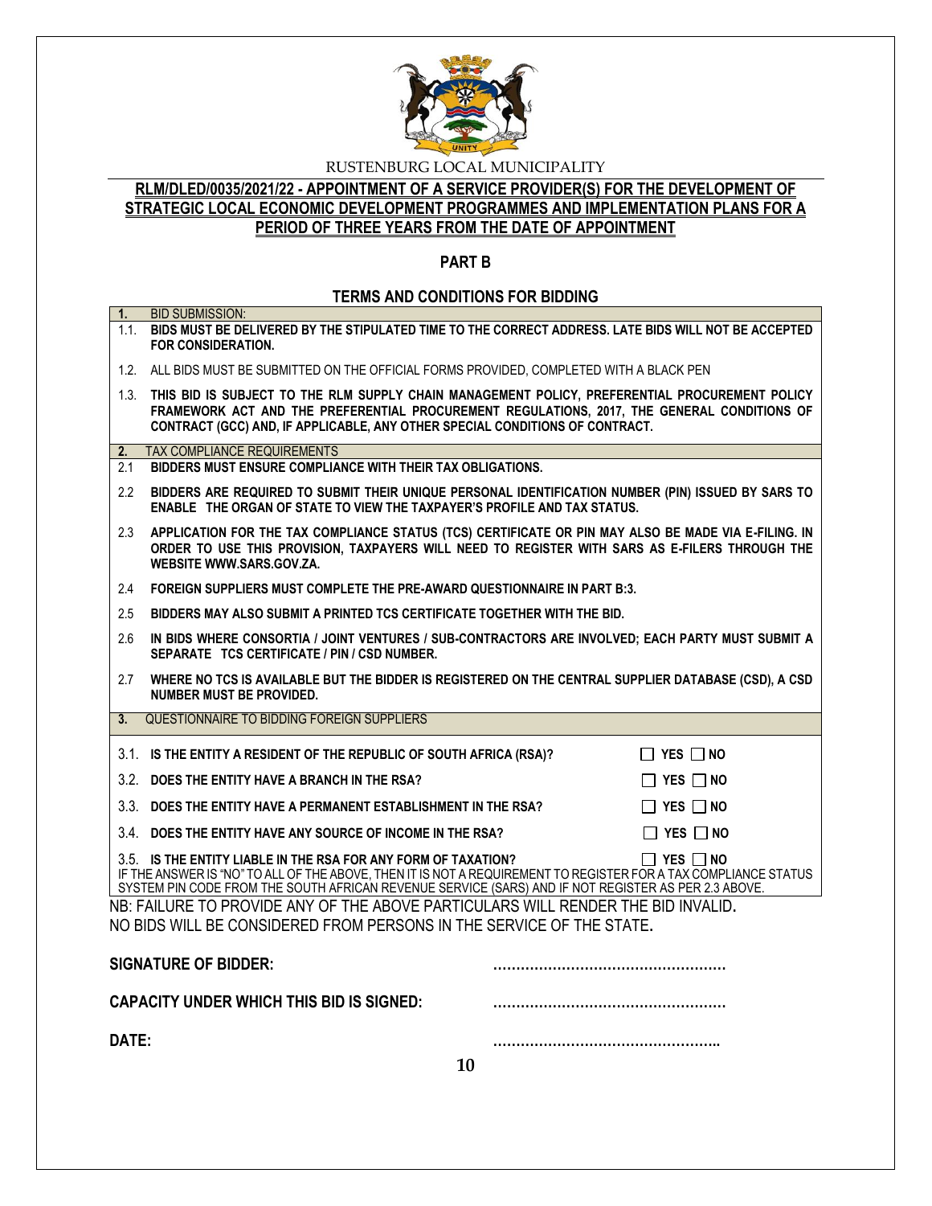RUSTENBURG LOCAL MUNICIPALITY

**RLM/DLED/0035/2021/22 - APPOINTMENT OF A SERVICE PROVIDER(S) FOR THE DEVELOPMENT OF STRATEGIC LOCAL ECONOMIC DEVELOPMENT PROGRAMMES AND IMPLEMENTATION PLANS FOR A PERIOD OF THREE YEARS FROM THE DATE OF APPOINTMENT**

## PART B

## TERMS AND CONDITIONS FOR BIDDING

**1.** BID SUBMISSION:

1.1. **BIDS MUST BE DELIVERED BY THE STIPULATED TIME TO THE CORRECT ADDRESS. LATE BIDS WILL NOT BE ACCEPTED FOR CONSIDERATION.**

1.2. ALL BIDS MUST BE SUBMITTED ON THE OFFICIAL FORMS PROVIDED, COMPLETED WITH A BLACK PEN

1.3. **THIS BID IS SUBJECT TO THE RLM SUPPLY CHAIN MANAGEMENT POLICY, PREFERENTIAL PROCUREMENT POLICY FRAMEWORK ACT AND THE PREFERENTIAL PROCUREMENT REGULATIONS, 2017, THE GENERAL CONDITIONS OF CONTRACT (GCC) AND, IF APPLICABLE, ANY OTHER SPECIAL CONDITIONS OF CONTRACT.**

**2.** TAX COMPLIANCE REQUIREMENTS

2.1 **BIDDERS MUST ENSURE COMPLIANCE WITH THEIR TAX OBLIGATIONS.**

2.2 **BIDDERS ARE REQUIRED TO SUBMIT THEIR UNIQUE PERSONAL IDENTIFICATION NUMBER (PIN) ISSUED BY SARS TO ENABLE THE ORGAN OF STATE TO VIEW THE TAXPAYER'S PROFILE AND TAX STATUS.**

2.3 **APPLICATION FOR THE TAX COMPLIANCE STATUS (TCS) CERTIFICATE OR PIN MAY ALSO BE MADE VIA E-FILING. IN ORDER TO USE THIS PROVISION, TAXPAYERS WILL NEED TO REGISTER WITH SARS AS E-FILERS THROUGH THE WEBSITE WWW.SARS.GOV.ZA.**

2.4 **FOREIGN SUPPLIERS MUST COMPLETE THE PRE-AWARD QUESTIONNAIRE IN PART B:3.**

2.5 **BIDDERS MAY ALSO SUBMIT A PRINTED TCS CERTIFICATE TOGETHER WITH THE BID.**

2.6 **IN BIDS WHERE CONSORTIA / JOINT VENTURES / SUB-CONTRACTORS ARE INVOLVED; EACH PARTY MUST SUBMIT A SEPARATE TCS CERTIFICATE / PIN / CSD NUMBER.**

2.7 **WHERE NO TCS IS AVAILABLE BUT THE BIDDER IS REGISTERED ON THE CENTRAL SUPPLIER DATABASE (CSD), A CSD NUMBER MUST BE PROVIDED.**

**3.** QUESTIONNAIRE TO BIDDING FOREIGN SUPPLIERS

3.1. **IS THE ENTITY A RESIDENT OF THE REPUBLIC OF SOUTH AFRICA (RSA)?** ☐ YES ☐ NO

3.2. **DOES THE ENTITY HAVE A BRANCH IN THE RSA?** ☐ YES ☐ NO

3.3. **DOES THE ENTITY HAVE A PERMANENT ESTABLISHMENT IN THE RSA?** ☐ YES ☐ NO

3.4. **DOES THE ENTITY HAVE ANY SOURCE OF INCOME IN THE RSA?** ☐ YES ☐ NO

3.5. **IS THE ENTITY LIABLE IN THE RSA FOR ANY FORM OF TAXATION?** ☐ YES ☐ NO

IF THE ANSWER IS "NO" TO ALL OF THE ABOVE, THEN IT IS NOT A REQUIREMENT TO REGISTER FOR A TAX COMPLIANCE STATUS SYSTEM PIN CODE FROM THE SOUTH AFRICAN REVENUE SERVICE (SARS) AND IF NOT REGISTER AS PER 2.3 ABOVE.

NB: FAILURE TO PROVIDE ANY OF THE ABOVE PARTICULARS WILL RENDER THE BID INVALID.
NO BIDS WILL BE CONSIDERED FROM PERSONS IN THE SERVICE OF THE STATE.

**SIGNATURE OF BIDDER:** ……………………………………………

**CAPACITY UNDER WHICH THIS BID IS SIGNED:** ……………………………………………

**DATE:** …………………………………………..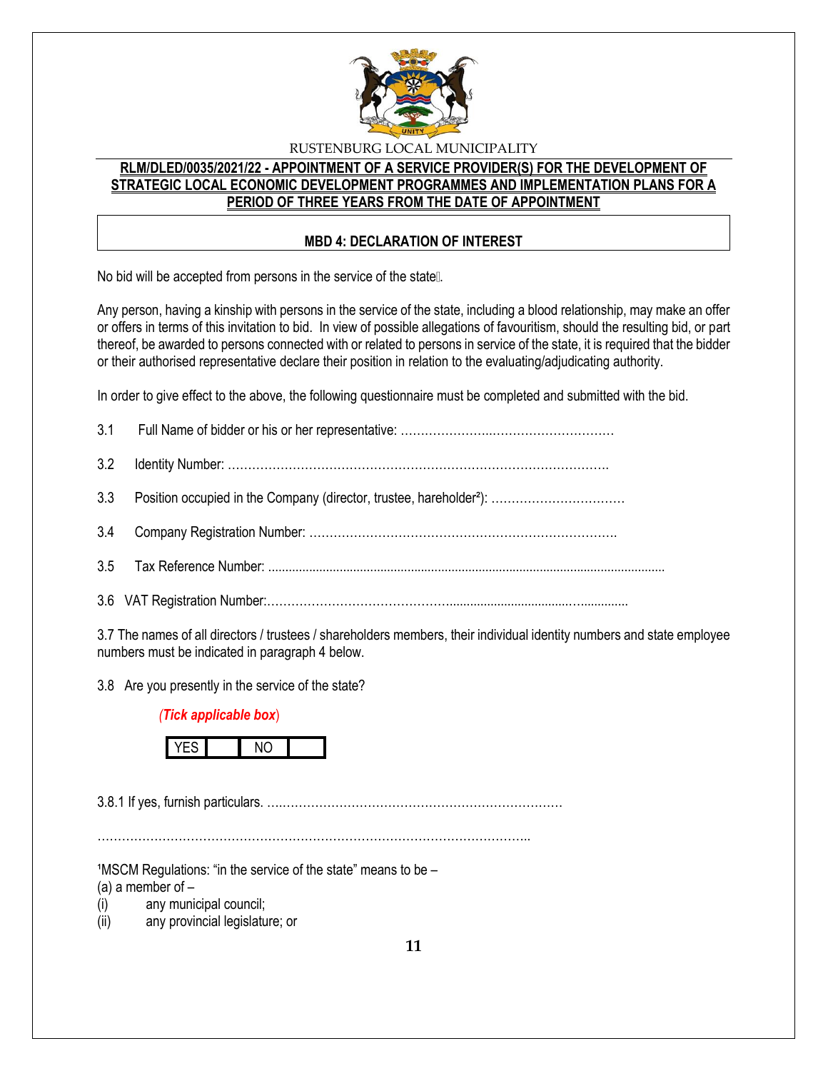RUSTENBURG LOCAL MUNICIPALITY

**RLM/DLED/0035/2021/22 - APPOINTMENT OF A SERVICE PROVIDER(S) FOR THE DEVELOPMENT OF STRATEGIC LOCAL ECONOMIC DEVELOPMENT PROGRAMMES AND IMPLEMENTATION PLANS FOR A PERIOD OF THREE YEARS FROM THE DATE OF APPOINTMENT**

## MBD 4: DECLARATION OF INTEREST

No bid will be accepted from persons in the service of the state[1].

Any person, having a kinship with persons in the service of the state, including a blood relationship, may make an offer or offers in terms of this invitation to bid. In view of possible allegations of favouritism, should the resulting bid, or part thereof, be awarded to persons connected with or related to persons in service of the state, it is required that the bidder or their authorised representative declare their position in relation to the evaluating/adjudicating authority.

In order to give effect to the above, the following questionnaire must be completed and submitted with the bid.

3.1 Full Name of bidder or his or her representative: ……………………………………………

3.2 Identity Number: ……………………………………………………………………………………

3.3 Position occupied in the Company (director, trustee, hareholder[2]): ……………………………

3.4 Company Registration Number: …………………………………………………………………

3.5 Tax Reference Number: ……………………………………………………………………………

3.6 VAT Registration Number:……………………………………………………………………………

3.7 The names of all directors / trustees / shareholders members, their individual identity numbers and state employee numbers must be indicated in paragraph 4 below.

3.8 Are you presently in the service of the state?

*(Tick applicable box)*

| YES | | NO | |
|---|---|---|---|

3.8.1 If yes, furnish particulars. ……………………………………………………………………

……………………………………………………………………………………………………

[1]MSCM Regulations: "in the service of the state" means to be –
(a) a member of –
(i) any municipal council;
(ii) any provincial legislature; or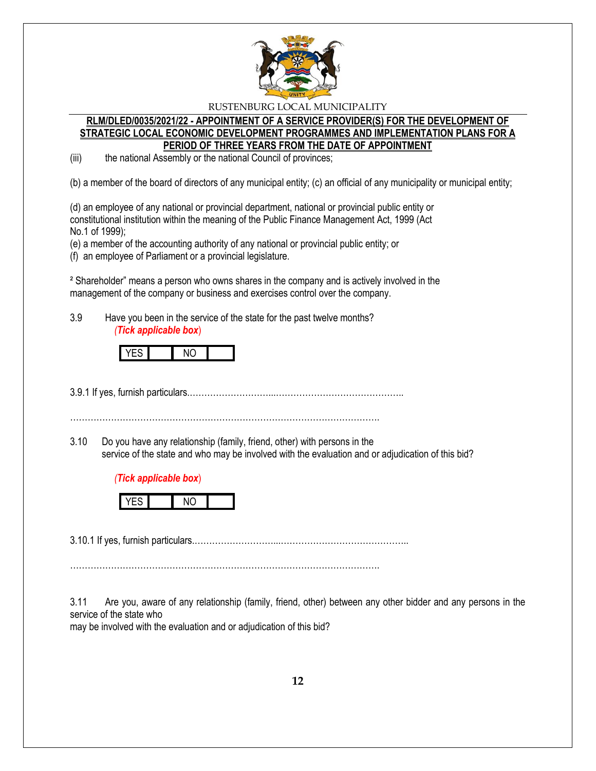(iii) the national Assembly or the national Council of provinces;

(b) a member of the board of directors of any municipal entity; (c) an official of any municipality or municipal entity;

(d) an employee of any national or provincial department, national or provincial public entity or constitutional institution within the meaning of the Public Finance Management Act, 1999 (Act No.1 of 1999);
(e) a member of the accounting authority of any national or provincial public entity; or
(f) an employee of Parliament or a provincial legislature.

² Shareholder" means a person who owns shares in the company and is actively involved in the management of the company or business and exercises control over the company.

3.9 Have you been in the service of the state for the past twelve months?
*(Tick applicable box)*

| YES | | NO | |
|---|---|---|---|

3.9.1 If yes, furnish particulars.……………………...…………………………………….

……………………………………………………………………………………………

3.10 Do you have any relationship (family, friend, other) with persons in the service of the state and who may be involved with the evaluation and or adjudication of this bid?

*(Tick applicable box)*

| YES | | NO | |
|---|---|---|---|

3.10.1 If yes, furnish particulars.……………………...……………………………………..

……………………………………………………………………………………………

3.11 Are you, aware of any relationship (family, friend, other) between any other bidder and any persons in the service of the state who
may be involved with the evaluation and or adjudication of this bid?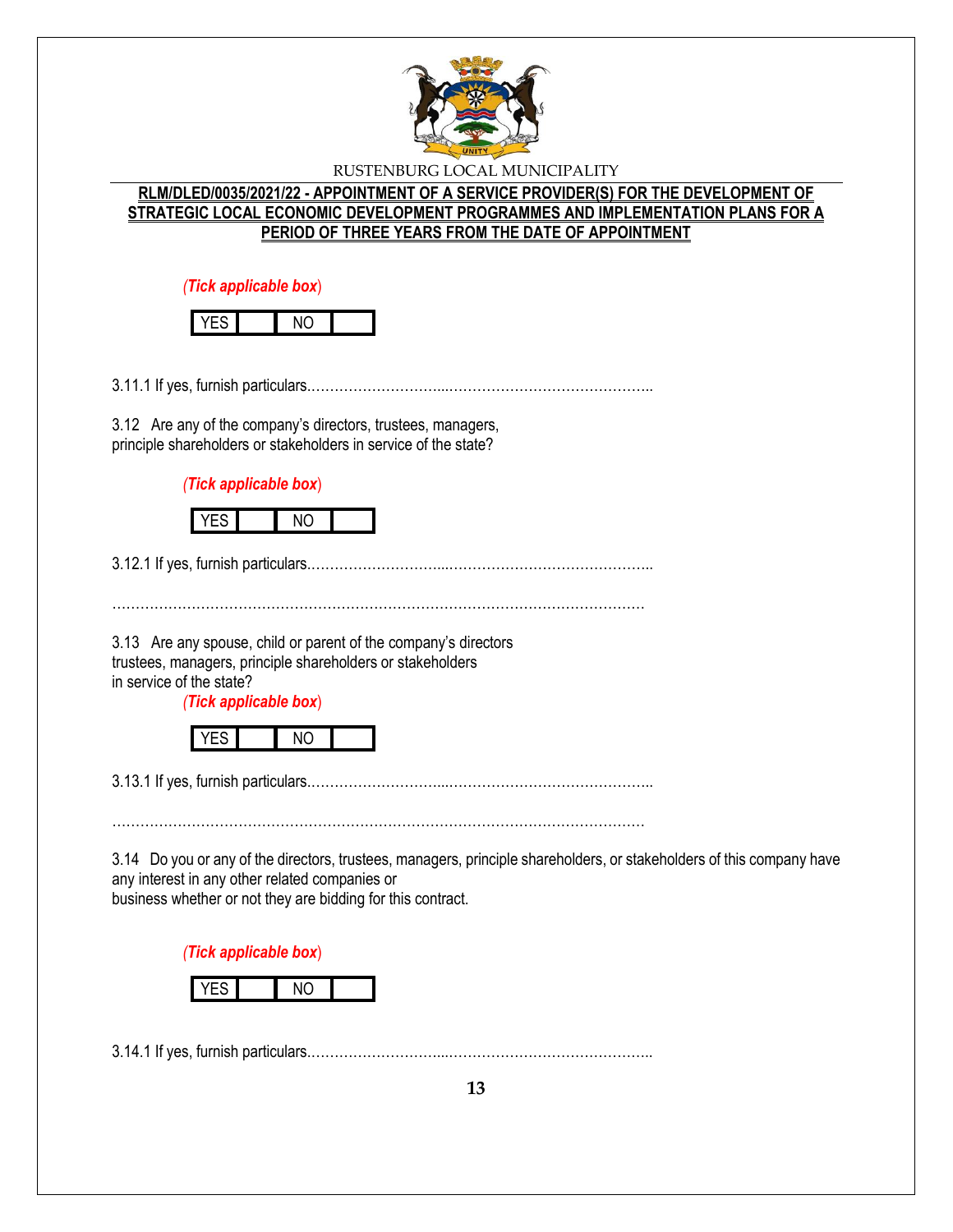*(Tick applicable box)*

| YES | | NO | |
|---|---|---|---|

3.11.1 If yes, furnish particulars………………………...……………………………………..

3.12 Are any of the company's directors, trustees, managers, principle shareholders or stakeholders in service of the state?

*(Tick applicable box)*

| YES | | NO | |
|---|---|---|---|

3.12.1 If yes, furnish particulars………………………...……………………………………..

…………………………………………………………………………………………………….

3.13 Are any spouse, child or parent of the company's directors trustees, managers, principle shareholders or stakeholders in service of the state?

*(Tick applicable box)*

| YES | | NO | |
|---|---|---|---|

3.13.1 If yes, furnish particulars………………………...……………………………………..

…………………………………………………………………………………………………….

3.14 Do you or any of the directors, trustees, managers, principle shareholders, or stakeholders of this company have any interest in any other related companies or business whether or not they are bidding for this contract.

*(Tick applicable box)*

| YES | | NO | |
|---|---|---|---|

3.14.1 If yes, furnish particulars………………………...……………………………………..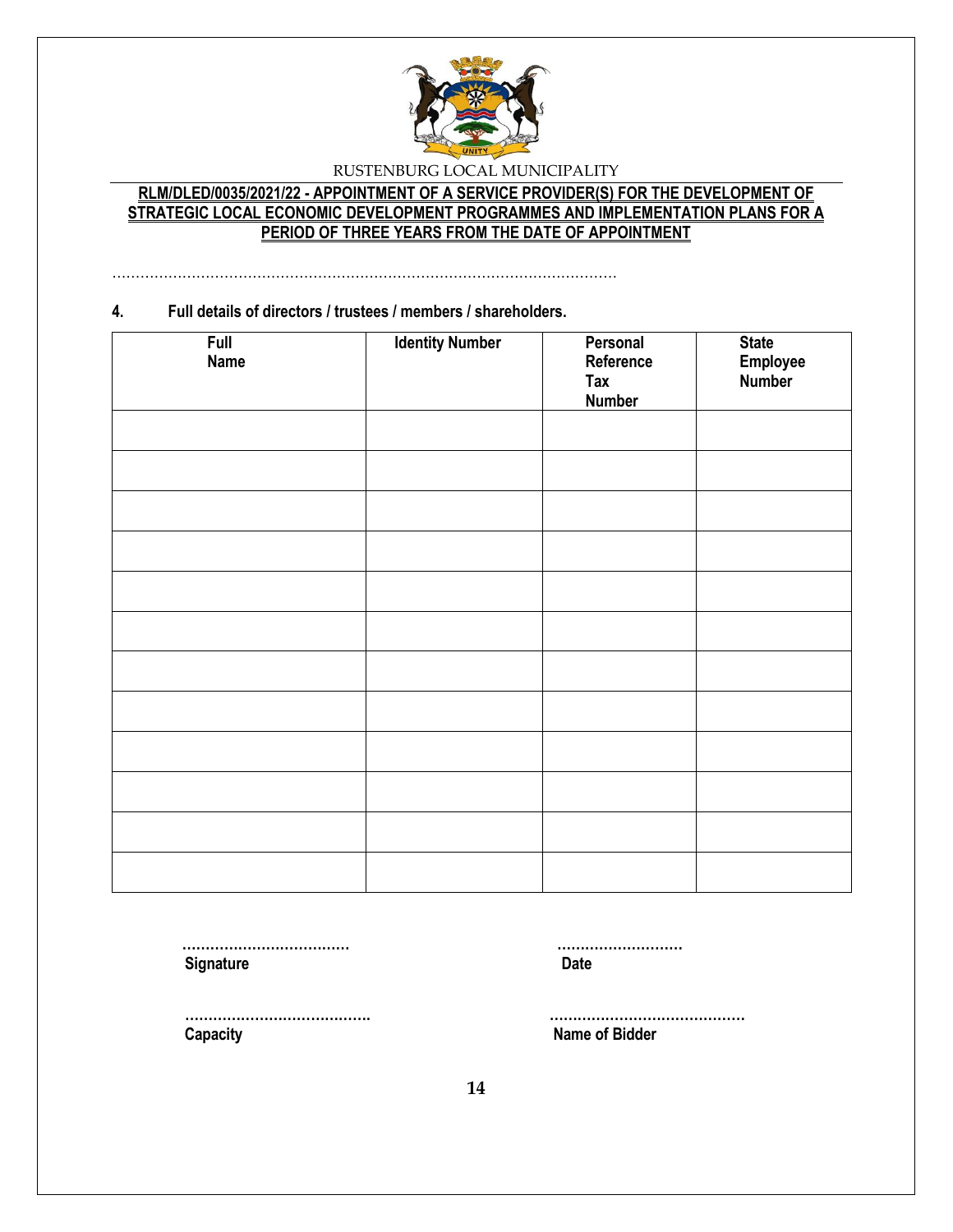……………………………………………………………………………………………………

**4. Full details of directors / trustees / members / shareholders.**

| Full Name | Identity Number | Personal Reference Tax Number | State Employee Number |
|---|---|---|---|
| | | | |
| | | | |
| | | | |
| | | | |
| | | | |
| | | | |
| | | | |
| | | | |
| | | | |
| | | | |
| | | | |
| | | | |

……………………………… ………………………
**Signature** **Date**

…………………………………. ……………………………………
**Capacity** **Name of Bidder**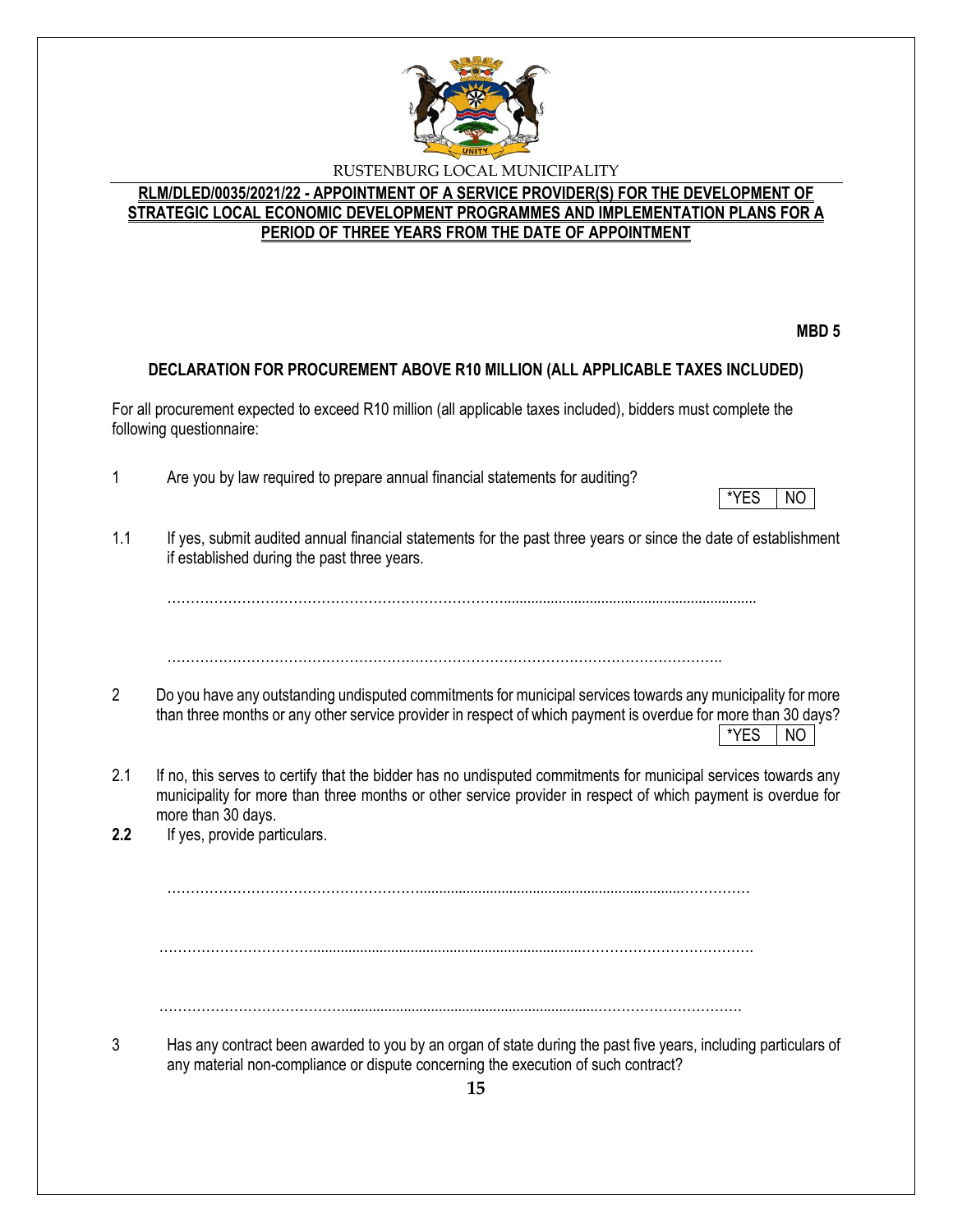RUSTENBURG LOCAL MUNICIPALITY

**RLM/DLED/0035/2021/22 - APPOINTMENT OF A SERVICE PROVIDER(S) FOR THE DEVELOPMENT OF STRATEGIC LOCAL ECONOMIC DEVELOPMENT PROGRAMMES AND IMPLEMENTATION PLANS FOR A PERIOD OF THREE YEARS FROM THE DATE OF APPOINTMENT**

**MBD 5**

## DECLARATION FOR PROCUREMENT ABOVE R10 MILLION (ALL APPLICABLE TAXES INCLUDED)

For all procurement expected to exceed R10 million (all applicable taxes included), bidders must complete the following questionnaire:

1 Are you by law required to prepare annual financial statements for auditing?

| *YES | NO |
|---|---|

1.1 If yes, submit audited annual financial statements for the past three years or since the date of establishment if established during the past three years.

………………………………………………………………………………………………………………

………………………………………………………………………………………………………………

2 Do you have any outstanding undisputed commitments for municipal services towards any municipality for more than three months or any other service provider in respect of which payment is overdue for more than 30 days?

| *YES | NO |
|---|---|

2.1 If no, this serves to certify that the bidder has no undisputed commitments for municipal services towards any municipality for more than three months or other service provider in respect of which payment is overdue for more than 30 days.

**2.2** If yes, provide particulars.

………………………………………………………………………………………………………………

………………………………………………………………………………………………………………

………………………………………………………………………………………………………………

3 Has any contract been awarded to you by an organ of state during the past five years, including particulars of any material non-compliance or dispute concerning the execution of such contract?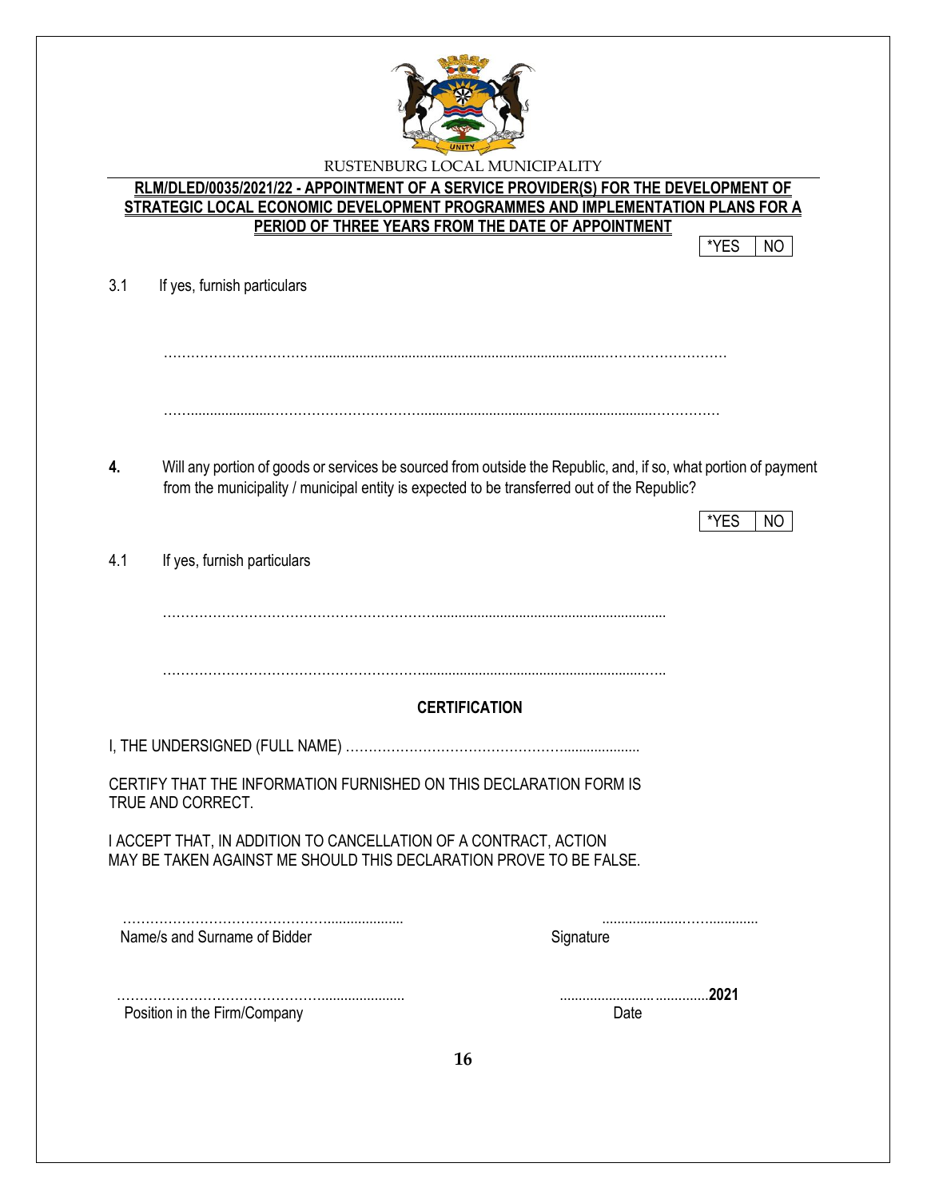RUSTENBURG LOCAL MUNICIPALITY

**RLM/DLED/0035/2021/22 - APPOINTMENT OF A SERVICE PROVIDER(S) FOR THE DEVELOPMENT OF STRATEGIC LOCAL ECONOMIC DEVELOPMENT PROGRAMMES AND IMPLEMENTATION PLANS FOR A PERIOD OF THREE YEARS FROM THE DATE OF APPOINTMENT**

| *YES | NO |
|---|---|

3.1 If yes, furnish particulars

………………………………………………………………………………………………………………

………………………………………………………………………………………………………………

**4.** Will any portion of goods or services be sourced from outside the Republic, and, if so, what portion of payment from the municipality / municipal entity is expected to be transferred out of the Republic?

| *YES | NO |
|---|---|

4.1 If yes, furnish particulars

………………………………………………………………………………………………

………………………………………………………………………………………………

**CERTIFICATION**

I, THE UNDERSIGNED (FULL NAME) …………………………………………………………

CERTIFY THAT THE INFORMATION FURNISHED ON THIS DECLARATION FORM IS TRUE AND CORRECT.

I ACCEPT THAT, IN ADDITION TO CANCELLATION OF A CONTRACT, ACTION MAY BE TAKEN AGAINST ME SHOULD THIS DECLARATION PROVE TO BE FALSE.

……………………………………………………… ………………………………
Name/s and Surname of Bidder Signature

……………………………………………………… ……………………………**2021**
Position in the Firm/Company Date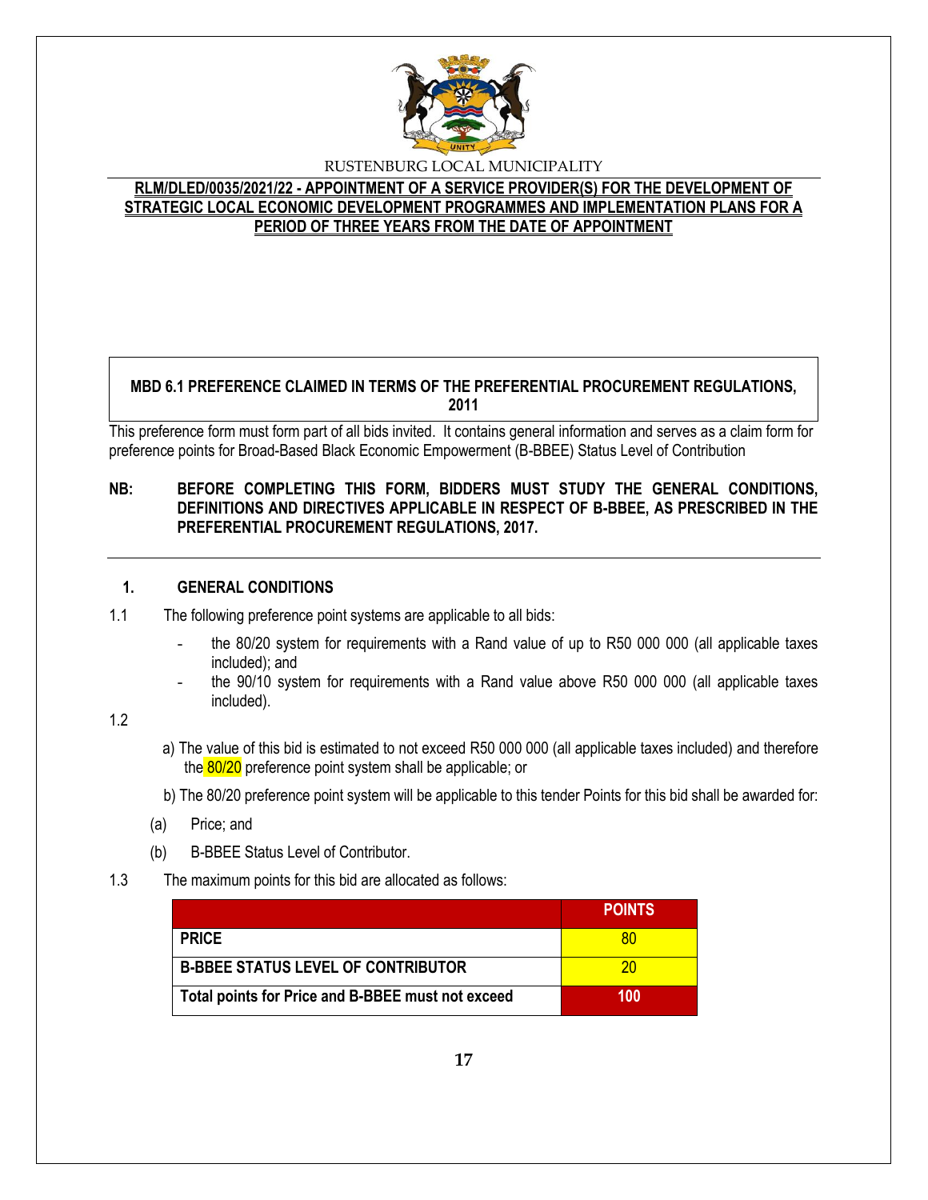RUSTENBURG LOCAL MUNICIPALITY

**RLM/DLED/0035/2021/22 - APPOINTMENT OF A SERVICE PROVIDER(S) FOR THE DEVELOPMENT OF STRATEGIC LOCAL ECONOMIC DEVELOPMENT PROGRAMMES AND IMPLEMENTATION PLANS FOR A PERIOD OF THREE YEARS FROM THE DATE OF APPOINTMENT**

## MBD 6.1 PREFERENCE CLAIMED IN TERMS OF THE PREFERENTIAL PROCUREMENT REGULATIONS, 2011

This preference form must form part of all bids invited. It contains general information and serves as a claim form for preference points for Broad-Based Black Economic Empowerment (B-BBEE) Status Level of Contribution

**NB: BEFORE COMPLETING THIS FORM, BIDDERS MUST STUDY THE GENERAL CONDITIONS, DEFINITIONS AND DIRECTIVES APPLICABLE IN RESPECT OF B-BBEE, AS PRESCRIBED IN THE PREFERENTIAL PROCUREMENT REGULATIONS, 2017.**

### 1. GENERAL CONDITIONS

1.1 The following preference point systems are applicable to all bids:

- the 80/20 system for requirements with a Rand value of up to R50 000 000 (all applicable taxes included); and
- the 90/10 system for requirements with a Rand value above R50 000 000 (all applicable taxes included).

1.2

a) The value of this bid is estimated to not exceed R50 000 000 (all applicable taxes included) and therefore the 80/20 preference point system shall be applicable; or

b) The 80/20 preference point system will be applicable to this tender Points for this bid shall be awarded for:

(a) Price; and

(b) B-BBEE Status Level of Contributor.

1.3 The maximum points for this bid are allocated as follows:

| | POINTS |
|---|---|
| **PRICE** | 80 |
| **B-BBEE STATUS LEVEL OF CONTRIBUTOR** | 20 |
| **Total points for Price and B-BBEE must not exceed** | **100** |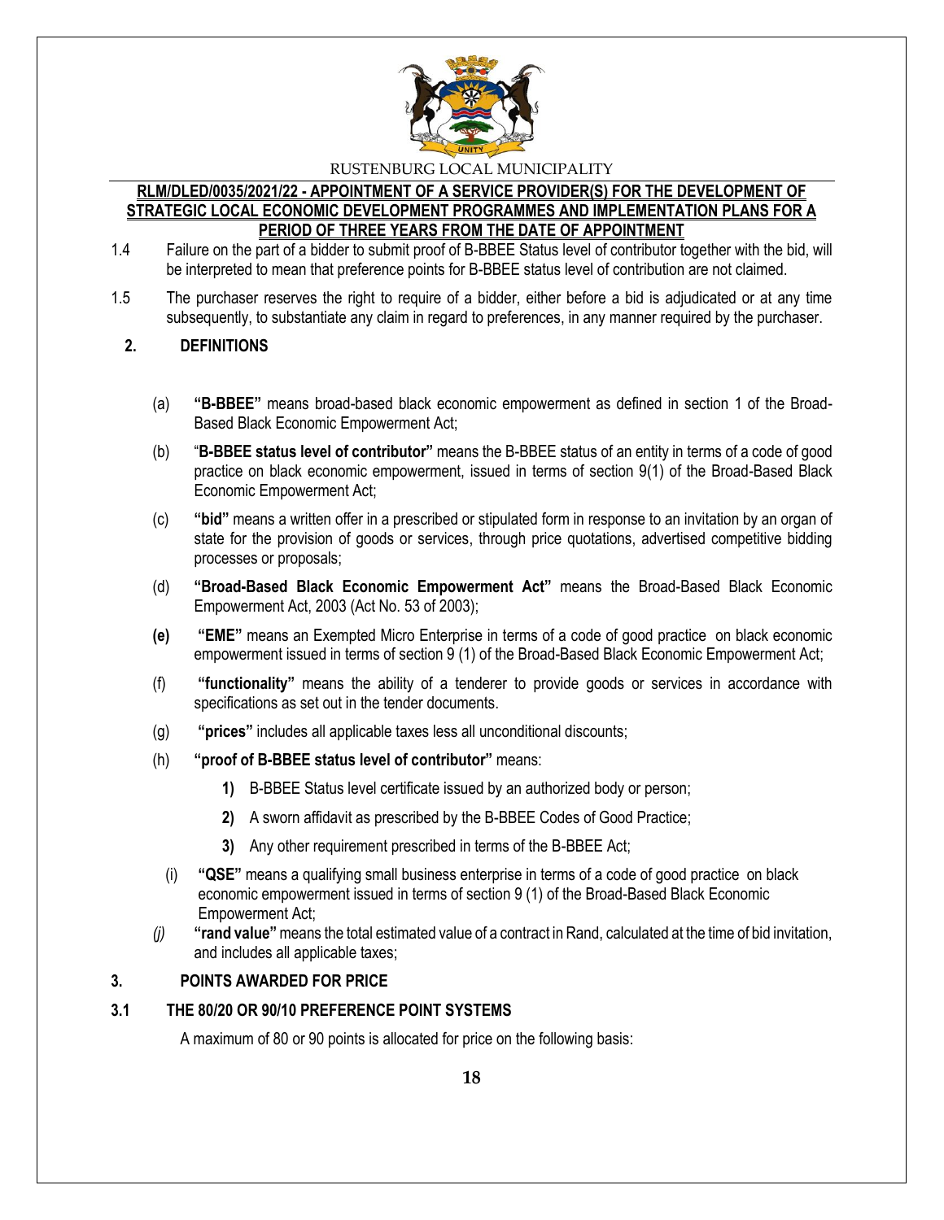1.4 Failure on the part of a bidder to submit proof of B-BBEE Status level of contributor together with the bid, will be interpreted to mean that preference points for B-BBEE status level of contribution are not claimed.

1.5 The purchaser reserves the right to require of a bidder, either before a bid is adjudicated or at any time subsequently, to substantiate any claim in regard to preferences, in any manner required by the purchaser.

## 2. DEFINITIONS

(a) **"B-BBEE"** means broad-based black economic empowerment as defined in section 1 of the Broad-Based Black Economic Empowerment Act;

(b) "**B-BBEE status level of contributor"** means the B-BBEE status of an entity in terms of a code of good practice on black economic empowerment, issued in terms of section 9(1) of the Broad-Based Black Economic Empowerment Act;

(c) **"bid"** means a written offer in a prescribed or stipulated form in response to an invitation by an organ of state for the provision of goods or services, through price quotations, advertised competitive bidding processes or proposals;

(d) **"Broad-Based Black Economic Empowerment Act"** means the Broad-Based Black Economic Empowerment Act, 2003 (Act No. 53 of 2003);

**(e)** **"EME"** means an Exempted Micro Enterprise in terms of a code of good practice on black economic empowerment issued in terms of section 9 (1) of the Broad-Based Black Economic Empowerment Act;

(f) **"functionality"** means the ability of a tenderer to provide goods or services in accordance with specifications as set out in the tender documents.

(g) **"prices"** includes all applicable taxes less all unconditional discounts;

(h) **"proof of B-BBEE status level of contributor"** means:

**1)** B-BBEE Status level certificate issued by an authorized body or person;

**2)** A sworn affidavit as prescribed by the B-BBEE Codes of Good Practice;

**3)** Any other requirement prescribed in terms of the B-BBEE Act;

(i) **"QSE"** means a qualifying small business enterprise in terms of a code of good practice on black economic empowerment issued in terms of section 9 (1) of the Broad-Based Black Economic Empowerment Act;

*(j)* **"rand value"** means the total estimated value of a contract in Rand, calculated at the time of bid invitation, and includes all applicable taxes;

## 3. POINTS AWARDED FOR PRICE

### 3.1 THE 80/20 OR 90/10 PREFERENCE POINT SYSTEMS

A maximum of 80 or 90 points is allocated for price on the following basis: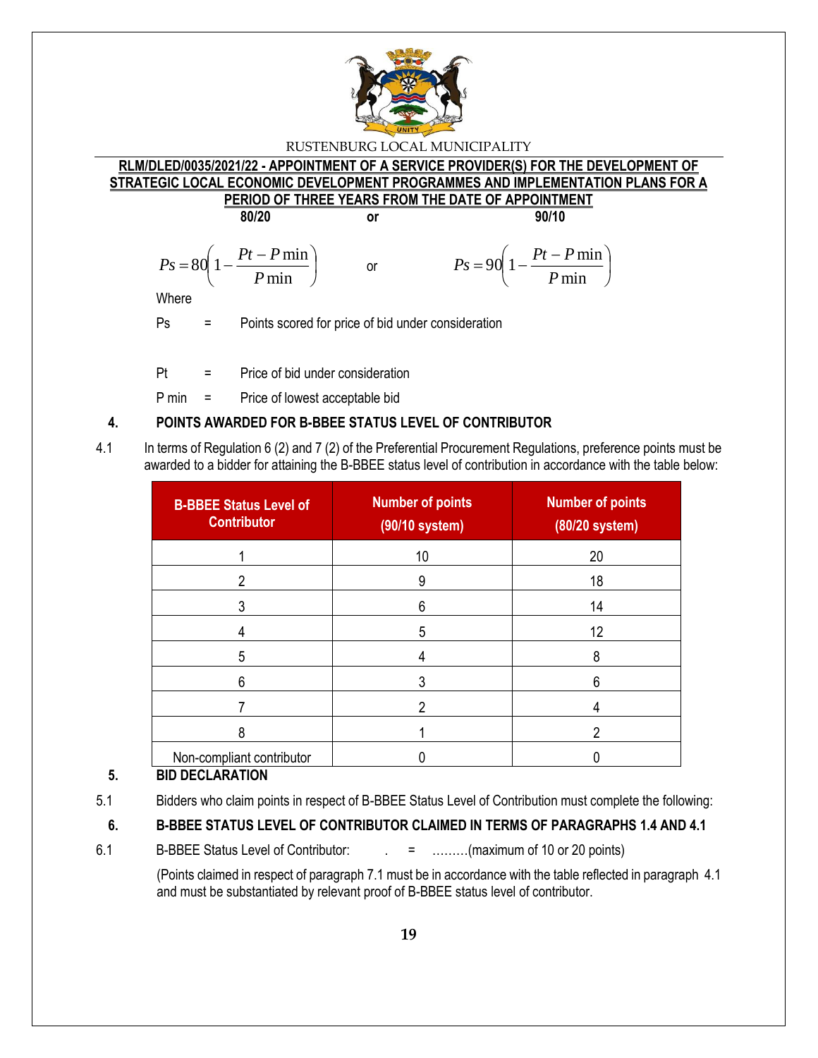RUSTENBURG LOCAL MUNICIPALITY

**RLM/DLED/0035/2021/22 - APPOINTMENT OF A SERVICE PROVIDER(S) FOR THE DEVELOPMENT OF STRATEGIC LOCAL ECONOMIC DEVELOPMENT PROGRAMMES AND IMPLEMENTATION PLANS FOR A PERIOD OF THREE YEARS FROM THE DATE OF APPOINTMENT**

**80/20** or **90/10**

$$Ps = 80\left(1 - \frac{Pt - P\min}{P\min}\right) \quad \text{or} \quad Ps = 90\left(1 - \frac{Pt - P\min}{P\min}\right)$$

Where

Ps = Points scored for price of bid under consideration

Pt = Price of bid under consideration

P min = Price of lowest acceptable bid

## 4. POINTS AWARDED FOR B-BBEE STATUS LEVEL OF CONTRIBUTOR

4.1 In terms of Regulation 6 (2) and 7 (2) of the Preferential Procurement Regulations, preference points must be awarded to a bidder for attaining the B-BBEE status level of contribution in accordance with the table below:

| B-BBEE Status Level of Contributor | Number of points (90/10 system) | Number of points (80/20 system) |
|---|---|---|
| 1 | 10 | 20 |
| 2 | 9 | 18 |
| 3 | 6 | 14 |
| 4 | 5 | 12 |
| 5 | 4 | 8 |
| 6 | 3 | 6 |
| 7 | 2 | 4 |
| 8 | 1 | 2 |
| Non-compliant contributor | 0 | 0 |

## 5. BID DECLARATION

5.1 Bidders who claim points in respect of B-BBEE Status Level of Contribution must complete the following:

## 6. B-BBEE STATUS LEVEL OF CONTRIBUTOR CLAIMED IN TERMS OF PARAGRAPHS 1.4 AND 4.1

6.1 B-BBEE Status Level of Contributor: . = ………(maximum of 10 or 20 points)

(Points claimed in respect of paragraph 7.1 must be in accordance with the table reflected in paragraph 4.1 and must be substantiated by relevant proof of B-BBEE status level of contributor.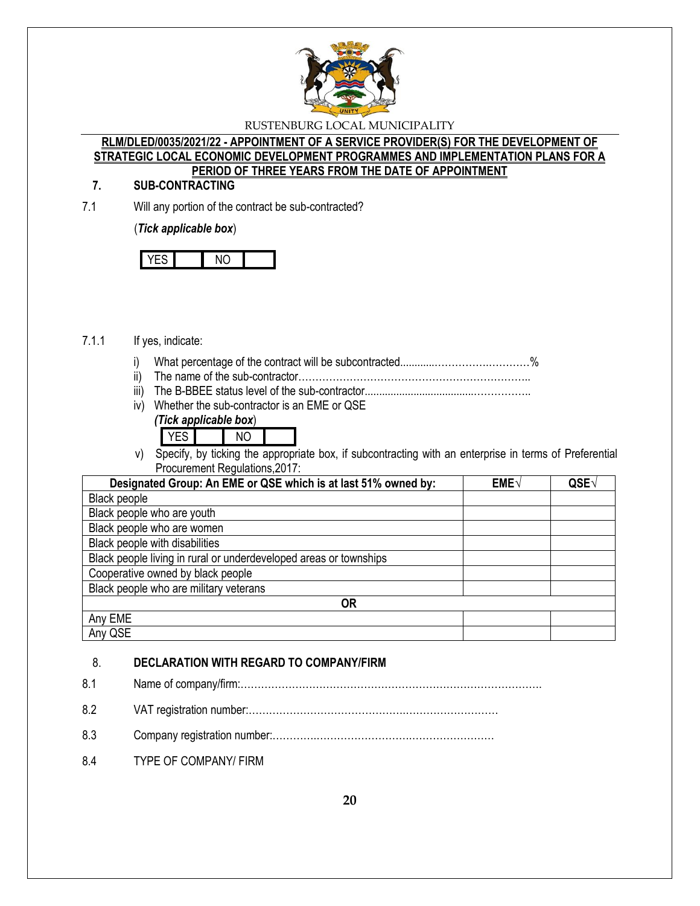RUSTENBURG LOCAL MUNICIPALITY

**RLM/DLED/0035/2021/22 - APPOINTMENT OF A SERVICE PROVIDER(S) FOR THE DEVELOPMENT OF STRATEGIC LOCAL ECONOMIC DEVELOPMENT PROGRAMMES AND IMPLEMENTATION PLANS FOR A PERIOD OF THREE YEARS FROM THE DATE OF APPOINTMENT**

## 7. SUB-CONTRACTING

7.1 Will any portion of the contract be sub-contracted?

(***Tick applicable box***)

| YES | | NO | |
|---|---|---|---|

7.1.1 If yes, indicate:

i) What percentage of the contract will be subcontracted............……………….………%
ii) The name of the sub-contractor…………………………………………………………..
iii) The B-BBEE status level of the sub-contractor......................................……………..
iv) Whether the sub-contractor is an EME or QSE
*(**Tick applicable box***)

| YES | | NO | |
|---|---|---|---|

v) Specify, by ticking the appropriate box, if subcontracting with an enterprise in terms of Preferential Procurement Regulations,2017:

| Designated Group: An EME or QSE which is at last 51% owned by: | EME√ | QSE√ |
|---|---|---|
| Black people | | |
| Black people who are youth | | |
| Black people who are women | | |
| Black people with disabilities | | |
| Black people living in rural or underdeveloped areas or townships | | |
| Cooperative owned by black people | | |
| Black people who are military veterans | | |
| **OR** | | |
| Any EME | | |
| Any QSE | | |

## 8. DECLARATION WITH REGARD TO COMPANY/FIRM

8.1 Name of company/firm:…………………………………………………………………………….

8.2 VAT registration number:……………………………………………………………………

8.3 Company registration number:……………………………………………………………

8.4 TYPE OF COMPANY/ FIRM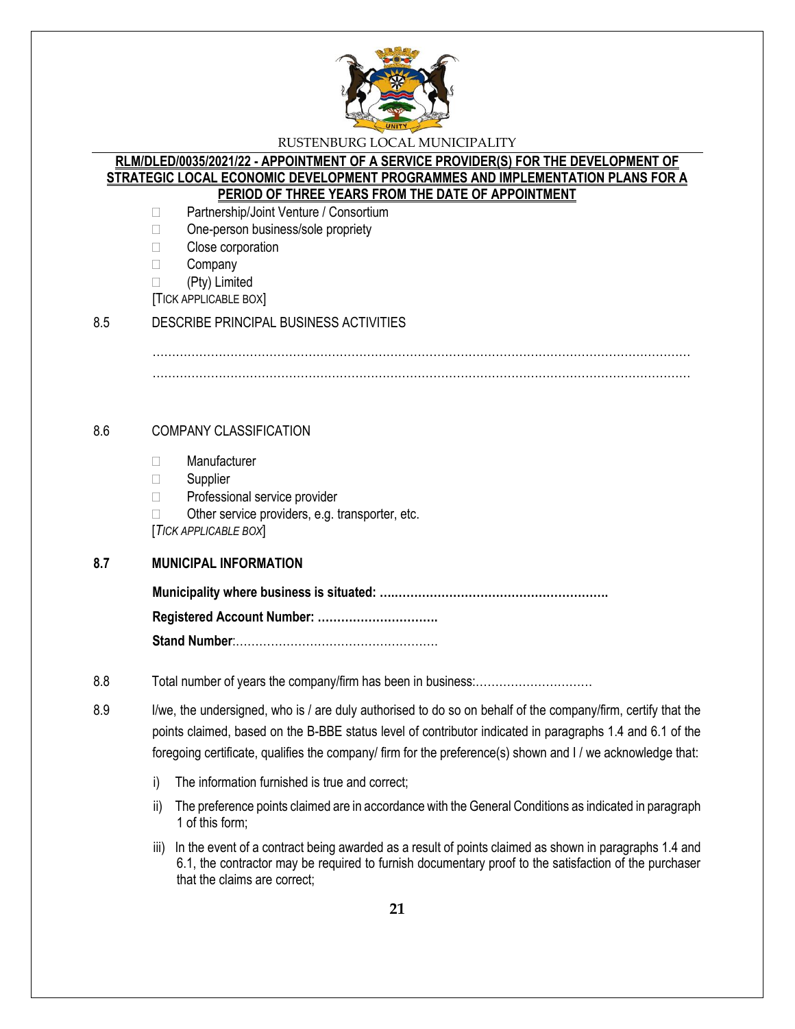- ☐ Partnership/Joint Venture / Consortium
- ☐ One-person business/sole propriety
- ☐ Close corporation
- ☐ Company
- ☐ (Pty) Limited

[TICK APPLICABLE BOX]

8.5 DESCRIBE PRINCIPAL BUSINESS ACTIVITIES

………………………………………………………………………………………………………………………

………………………………………………………………………………………………………………………

8.6 COMPANY CLASSIFICATION

- ☐ Manufacturer
- ☐ Supplier
- ☐ Professional service provider
- ☐ Other service providers, e.g. transporter, etc.

[*TICK APPLICABLE BOX*]

**8.7 MUNICIPAL INFORMATION**

**Municipality where business is situated: ….………………………………………………**

**Registered Account Number: ………………………….**

**Stand Number**:……………………………………………

8.8 Total number of years the company/firm has been in business:…………………………

8.9 I/we, the undersigned, who is / are duly authorised to do so on behalf of the company/firm, certify that the points claimed, based on the B-BBE status level of contributor indicated in paragraphs 1.4 and 6.1 of the foregoing certificate, qualifies the company/ firm for the preference(s) shown and I / we acknowledge that:

i) The information furnished is true and correct;

ii) The preference points claimed are in accordance with the General Conditions as indicated in paragraph 1 of this form;

iii) In the event of a contract being awarded as a result of points claimed as shown in paragraphs 1.4 and 6.1, the contractor may be required to furnish documentary proof to the satisfaction of the purchaser that the claims are correct;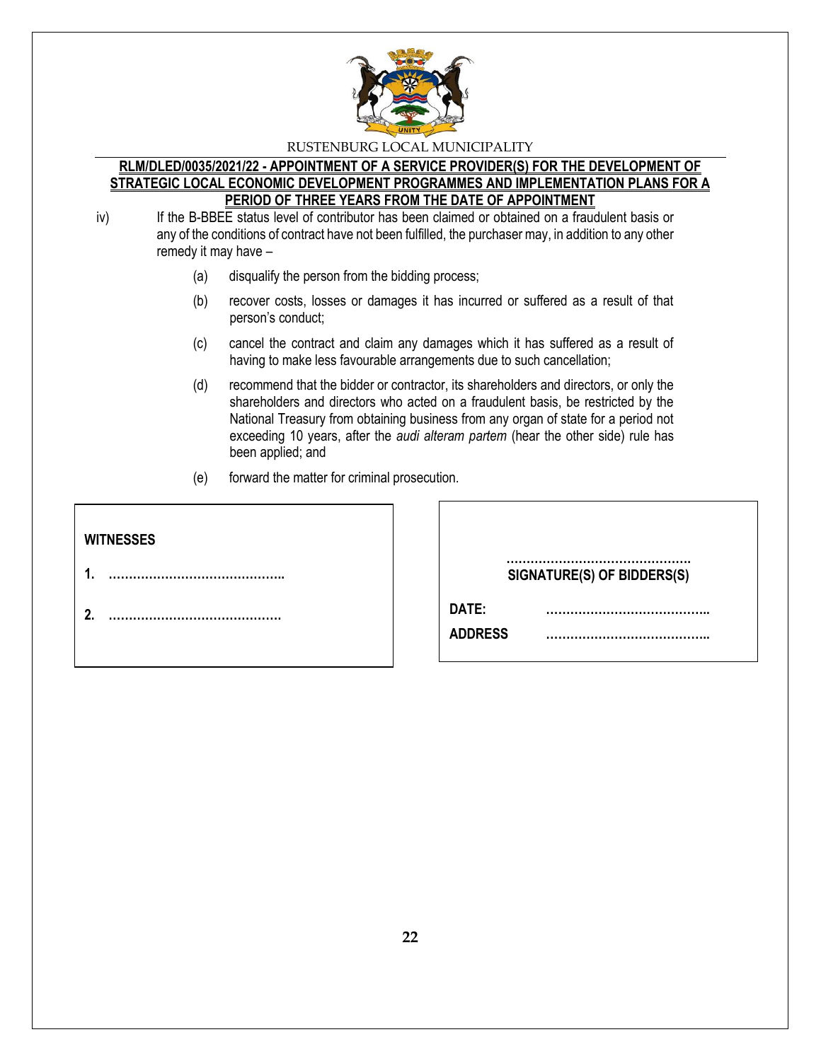iv) If the B-BBEE status level of contributor has been claimed or obtained on a fraudulent basis or any of the conditions of contract have not been fulfilled, the purchaser may, in addition to any other remedy it may have –

(a) disqualify the person from the bidding process;

(b) recover costs, losses or damages it has incurred or suffered as a result of that person's conduct;

(c) cancel the contract and claim any damages which it has suffered as a result of having to make less favourable arrangements due to such cancellation;

(d) recommend that the bidder or contractor, its shareholders and directors, or only the shareholders and directors who acted on a fraudulent basis, be restricted by the National Treasury from obtaining business from any organ of state for a period not exceeding 10 years, after the *audi alteram partem* (hear the other side) rule has been applied; and

(e) forward the matter for criminal prosecution.

**WITNESSES**

**1.** ……………………………………..

**2.** …………………………………….

……………………………………….
**SIGNATURE(S) OF BIDDERS(S)**

**DATE:** …………………………………..

**ADDRESS** …………………………………..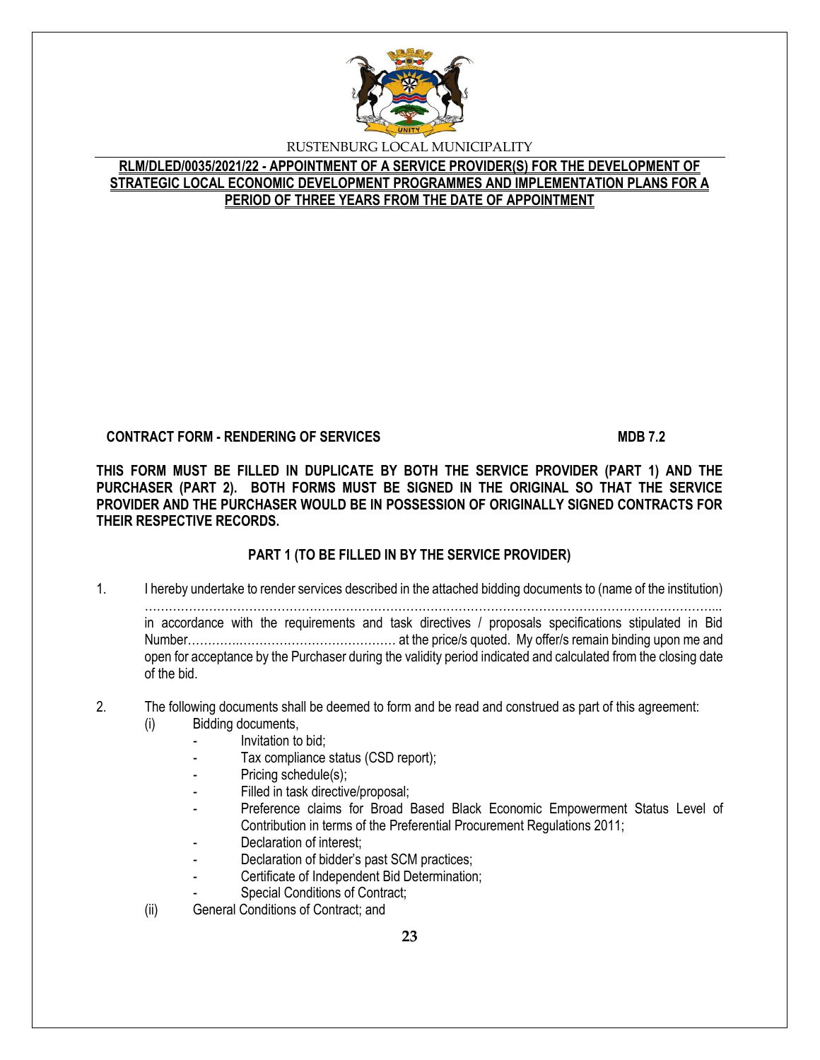RUSTENBURG LOCAL MUNICIPALITY

**RLM/DLED/0035/2021/22 - APPOINTMENT OF A SERVICE PROVIDER(S) FOR THE DEVELOPMENT OF STRATEGIC LOCAL ECONOMIC DEVELOPMENT PROGRAMMES AND IMPLEMENTATION PLANS FOR A PERIOD OF THREE YEARS FROM THE DATE OF APPOINTMENT**

**CONTRACT FORM - RENDERING OF SERVICES** **MDB 7.2**

**THIS FORM MUST BE FILLED IN DUPLICATE BY BOTH THE SERVICE PROVIDER (PART 1) AND THE PURCHASER (PART 2). BOTH FORMS MUST BE SIGNED IN THE ORIGINAL SO THAT THE SERVICE PROVIDER AND THE PURCHASER WOULD BE IN POSSESSION OF ORIGINALLY SIGNED CONTRACTS FOR THEIR RESPECTIVE RECORDS.**

**PART 1 (TO BE FILLED IN BY THE SERVICE PROVIDER)**

1. I hereby undertake to render services described in the attached bidding documents to (name of the institution) …………………………………………………………………………………………………………………... in accordance with the requirements and task directives / proposals specifications stipulated in Bid Number………..……………………………… at the price/s quoted. My offer/s remain binding upon me and open for acceptance by the Purchaser during the validity period indicated and calculated from the closing date of the bid.

2. The following documents shall be deemed to form and be read and construed as part of this agreement:
   (i) Bidding documents,
      - Invitation to bid;
      - Tax compliance status (CSD report);
      - Pricing schedule(s);
      - Filled in task directive/proposal;
      - Preference claims for Broad Based Black Economic Empowerment Status Level of Contribution in terms of the Preferential Procurement Regulations 2011;
      - Declaration of interest;
      - Declaration of bidder's past SCM practices;
      - Certificate of Independent Bid Determination;
      - Special Conditions of Contract;
   (ii) General Conditions of Contract; and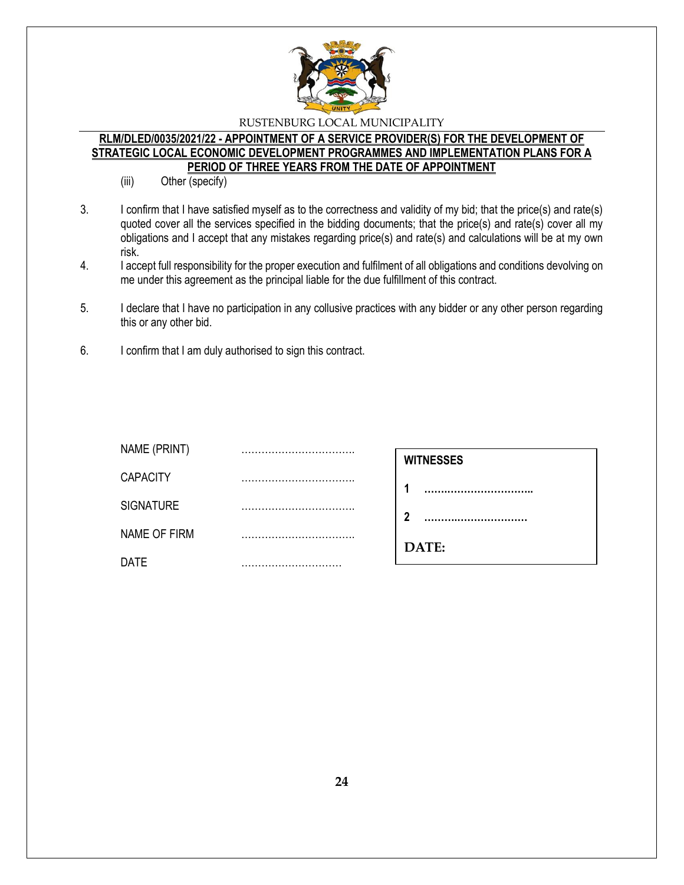(iii) Other (specify)

3. I confirm that I have satisfied myself as to the correctness and validity of my bid; that the price(s) and rate(s) quoted cover all the services specified in the bidding documents; that the price(s) and rate(s) cover all my obligations and I accept that any mistakes regarding price(s) and rate(s) and calculations will be at my own risk.
4. I accept full responsibility for the proper execution and fulfilment of all obligations and conditions devolving on me under this agreement as the principal liable for the due fulfillment of this contract.
5. I declare that I have no participation in any collusive practices with any bidder or any other person regarding this or any other bid.
6. I confirm that I am duly authorised to sign this contract.

NAME (PRINT) ……………………………

CAPACITY ……………………………

SIGNATURE ……………………………

NAME OF FIRM ……………………………

DATE …………………………

**WITNESSES**

**1** ……………………………

**2** ……………………………

**DATE:**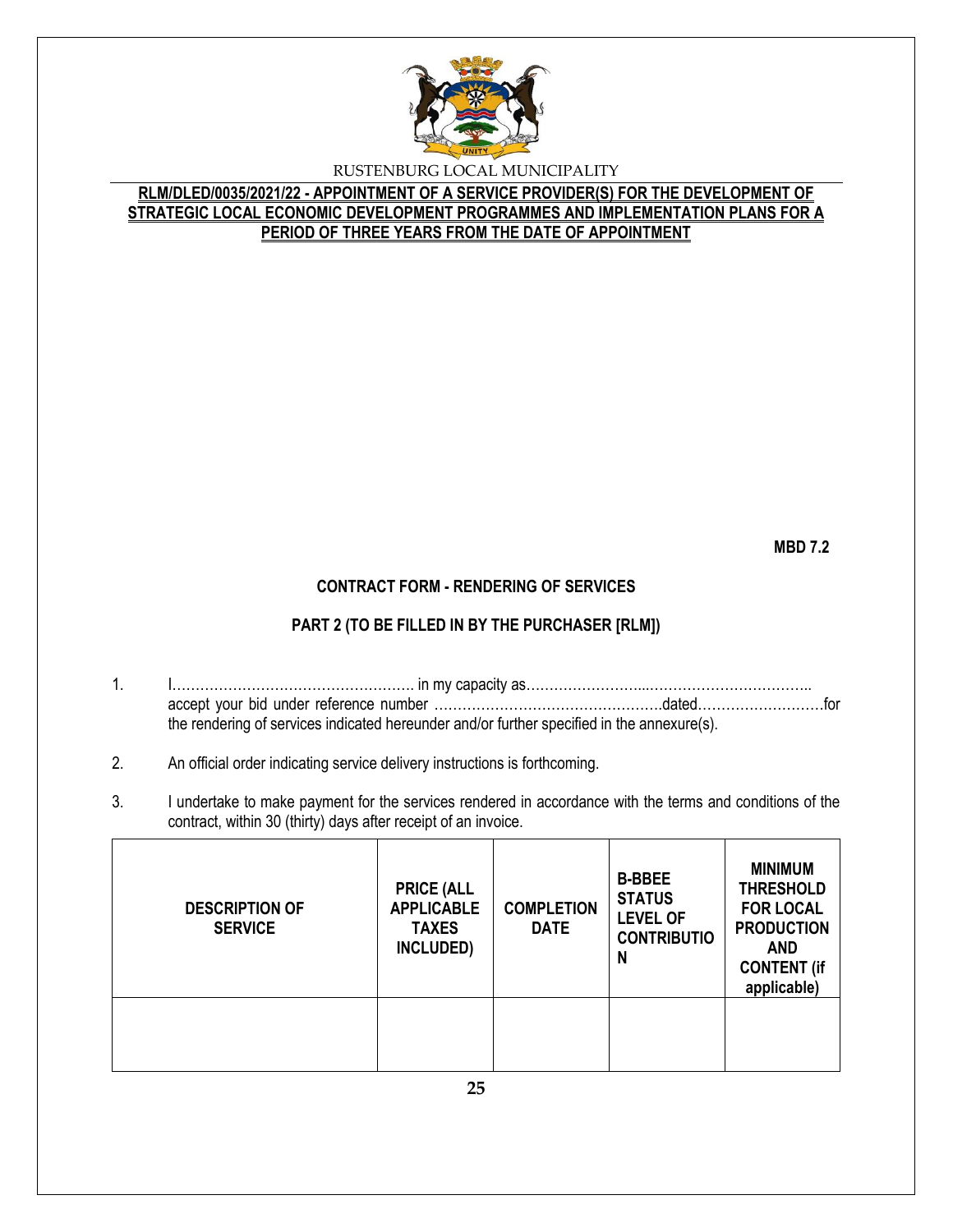RUSTENBURG LOCAL MUNICIPALITY

**RLM/DLED/0035/2021/22 - APPOINTMENT OF A SERVICE PROVIDER(S) FOR THE DEVELOPMENT OF STRATEGIC LOCAL ECONOMIC DEVELOPMENT PROGRAMMES AND IMPLEMENTATION PLANS FOR A PERIOD OF THREE YEARS FROM THE DATE OF APPOINTMENT**

**MBD 7.2**

**CONTRACT FORM - RENDERING OF SERVICES**

**PART 2 (TO BE FILLED IN BY THE PURCHASER [RLM])**

1. I……………………………………………. in my capacity as……………………...…………………………….. accept your bid under reference number ………………………………………….dated………………………for the rendering of services indicated hereunder and/or further specified in the annexure(s).

2. An official order indicating service delivery instructions is forthcoming.

3. I undertake to make payment for the services rendered in accordance with the terms and conditions of the contract, within 30 (thirty) days after receipt of an invoice.

| DESCRIPTION OF SERVICE | PRICE (ALL APPLICABLE TAXES INCLUDED) | COMPLETION DATE | B-BBEE STATUS LEVEL OF CONTRIBUTION | MINIMUM THRESHOLD FOR LOCAL PRODUCTION AND CONTENT (if applicable) |
|---|---|---|---|---|
| | | | | |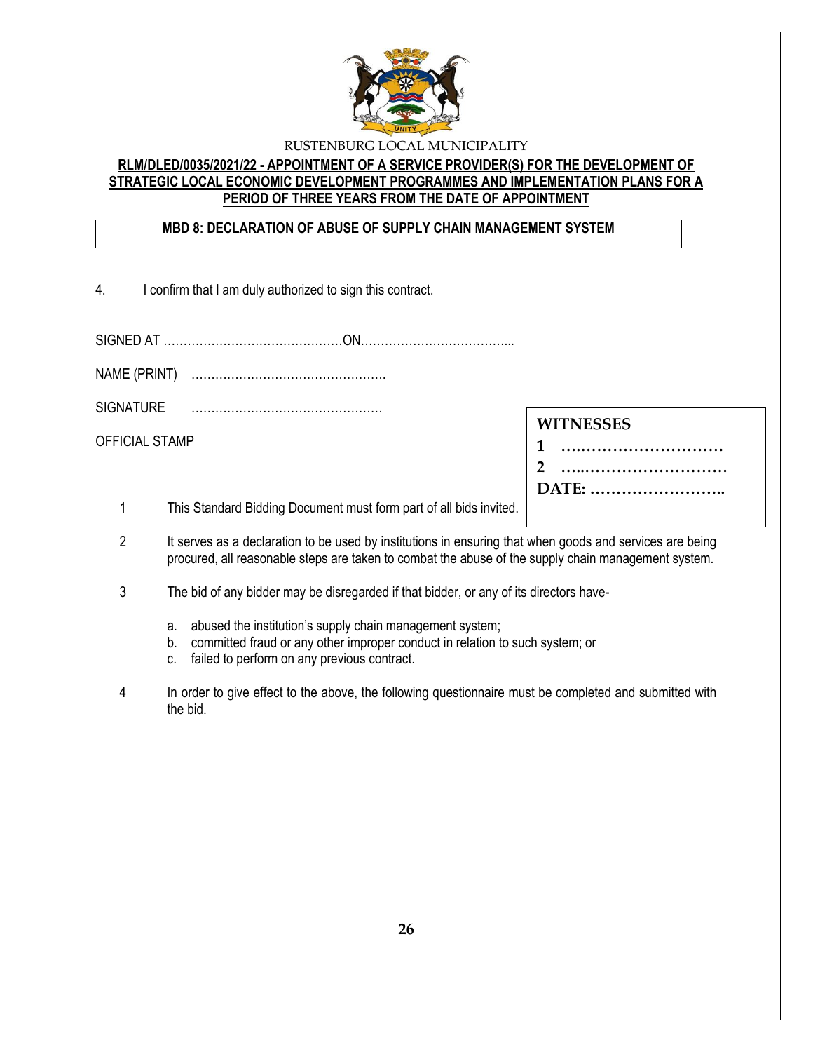RUSTENBURG LOCAL MUNICIPALITY

**RLM/DLED/0035/2021/22 - APPOINTMENT OF A SERVICE PROVIDER(S) FOR THE DEVELOPMENT OF STRATEGIC LOCAL ECONOMIC DEVELOPMENT PROGRAMMES AND IMPLEMENTATION PLANS FOR A PERIOD OF THREE YEARS FROM THE DATE OF APPOINTMENT**

**MBD 8: DECLARATION OF ABUSE OF SUPPLY CHAIN MANAGEMENT SYSTEM**

4. I confirm that I am duly authorized to sign this contract.

SIGNED AT ………………………………………ON………………………………...

NAME (PRINT) ………………………………………….

SIGNATURE …………………………………………

OFFICIAL STAMP

**WITNESSES**

**1 …………………………**

**2 …..………………………**

**DATE: ……………………..**

1 This Standard Bidding Document must form part of all bids invited.

2 It serves as a declaration to be used by institutions in ensuring that when goods and services are being procured, all reasonable steps are taken to combat the abuse of the supply chain management system.

3 The bid of any bidder may be disregarded if that bidder, or any of its directors have-

  a. abused the institution's supply chain management system;
  b. committed fraud or any other improper conduct in relation to such system; or
  c. failed to perform on any previous contract.

4 In order to give effect to the above, the following questionnaire must be completed and submitted with the bid.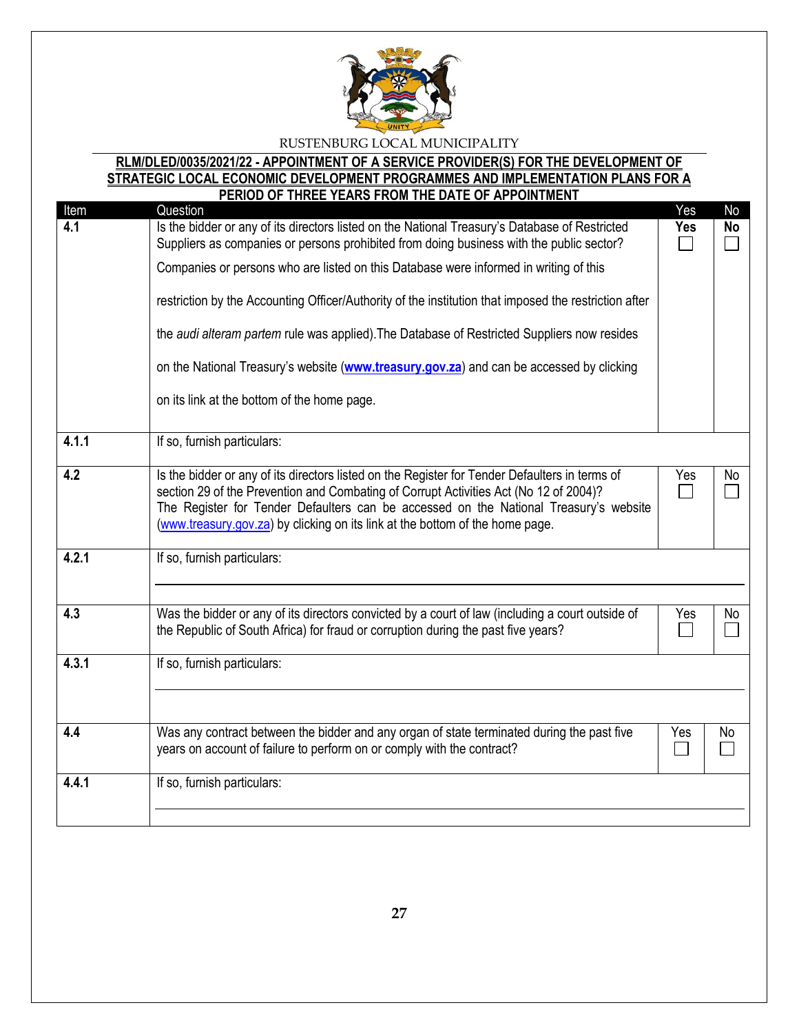RUSTENBURG LOCAL MUNICIPALITY

**RLM/DLED/0035/2021/22 - APPOINTMENT OF A SERVICE PROVIDER(S) FOR THE DEVELOPMENT OF STRATEGIC LOCAL ECONOMIC DEVELOPMENT PROGRAMMES AND IMPLEMENTATION PLANS FOR A PERIOD OF THREE YEARS FROM THE DATE OF APPOINTMENT**

| Item | Question | Yes | No |
|---|---|---|---|
| **4.1** | Is the bidder or any of its directors listed on the National Treasury's Database of Restricted Suppliers as companies or persons prohibited from doing business with the public sector?<br><br>Companies or persons who are listed on this Database were informed in writing of this restriction by the Accounting Officer/Authority of the institution that imposed the restriction after the *audi alteram partem* rule was applied).The Database of Restricted Suppliers now resides on the National Treasury's website (**www.treasury.gov.za**) and can be accessed by clicking on its link at the bottom of the home page. | **Yes** ☐ | **No** ☐ |
| **4.1.1** | If so, furnish particulars: | | |
| **4.2** | Is the bidder or any of its directors listed on the Register for Tender Defaulters in terms of section 29 of the Prevention and Combating of Corrupt Activities Act (No 12 of 2004)? The Register for Tender Defaulters can be accessed on the National Treasury's website (www.treasury.gov.za) by clicking on its link at the bottom of the home page. | Yes ☐ | No ☐ |
| **4.2.1** | If so, furnish particulars: | | |
| **4.3** | Was the bidder or any of its directors convicted by a court of law (including a court outside of the Republic of South Africa) for fraud or corruption during the past five years? | Yes ☐ | No ☐ |
| **4.3.1** | If so, furnish particulars: | | |
| **4.4** | Was any contract between the bidder and any organ of state terminated during the past five years on account of failure to perform on or comply with the contract? | Yes ☐ | No ☐ |
| **4.4.1** | If so, furnish particulars: | | |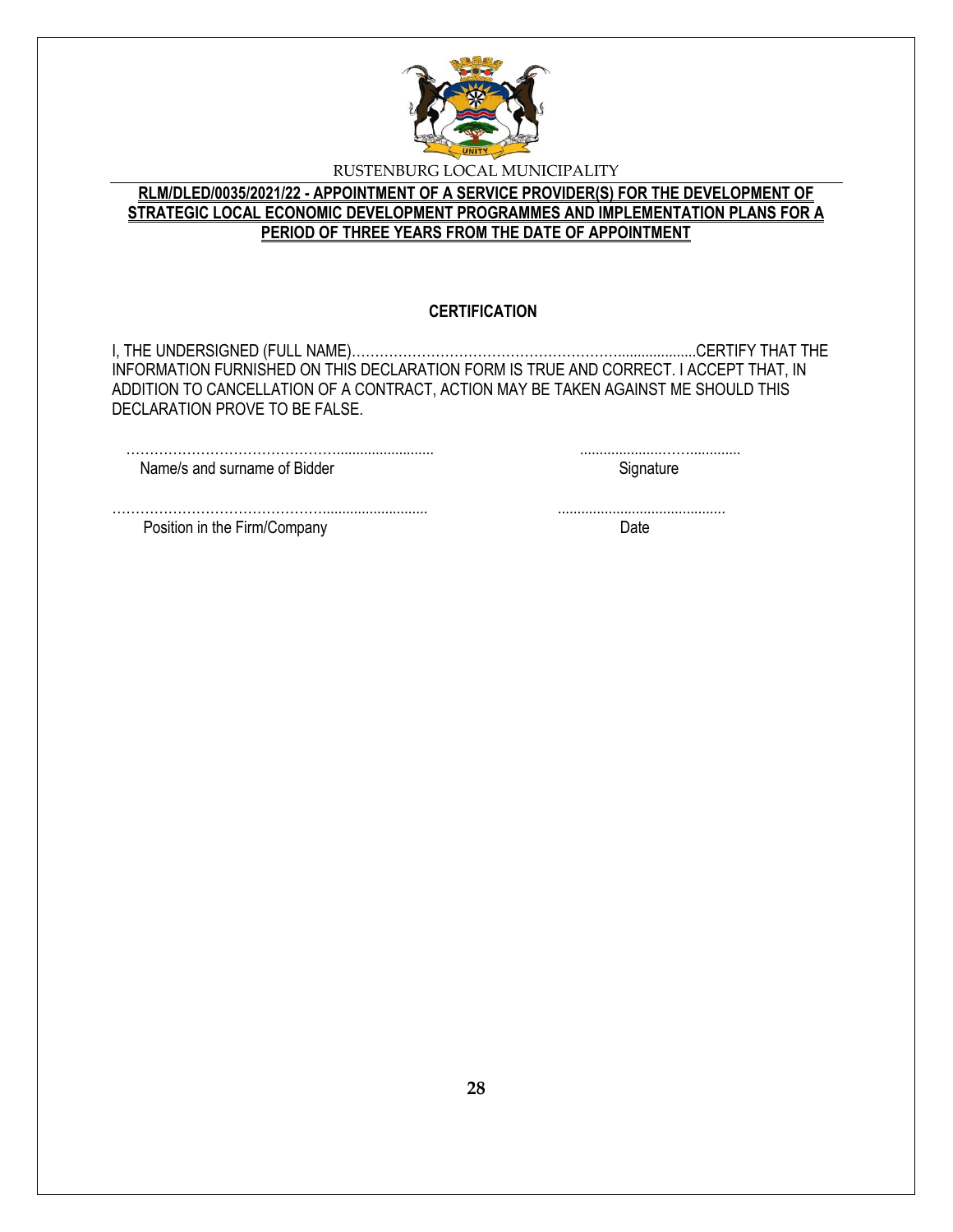RUSTENBURG LOCAL MUNICIPALITY

**RLM/DLED/0035/2021/22 - APPOINTMENT OF A SERVICE PROVIDER(S) FOR THE DEVELOPMENT OF STRATEGIC LOCAL ECONOMIC DEVELOPMENT PROGRAMMES AND IMPLEMENTATION PLANS FOR A PERIOD OF THREE YEARS FROM THE DATE OF APPOINTMENT**

## CERTIFICATION

I, THE UNDERSIGNED (FULL NAME)………………………………………………….....................CERTIFY THAT THE INFORMATION FURNISHED ON THIS DECLARATION FORM IS TRUE AND CORRECT. I ACCEPT THAT, IN ADDITION TO CANCELLATION OF A CONTRACT, ACTION MAY BE TAKEN AGAINST ME SHOULD THIS DECLARATION PROVE TO BE FALSE.

………………………………………........................... ......................……..............
Name/s and surname of Bidder Signature

……………………………………….......................... ...........................................
Position in the Firm/Company Date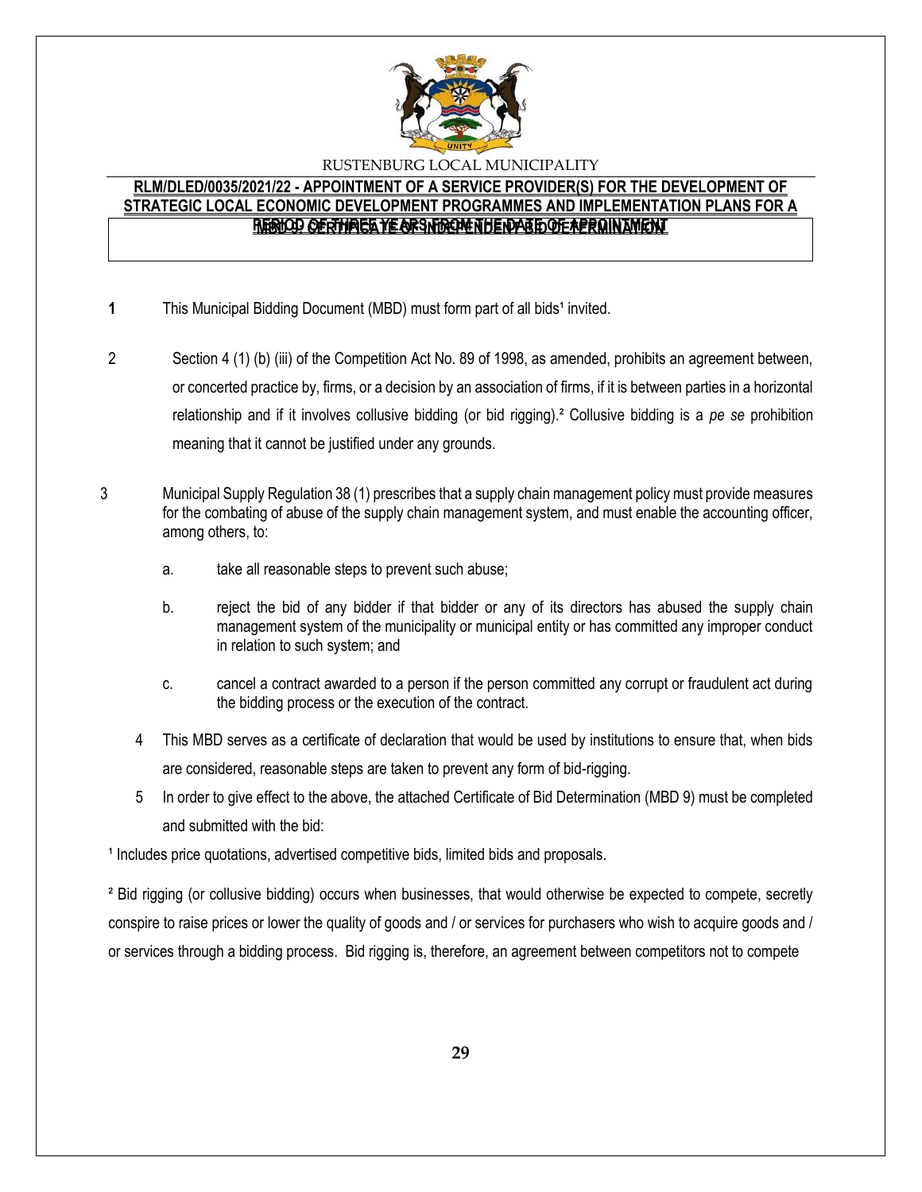RUSTENBURG LOCAL MUNICIPALITY

**RLM/DLED/0035/2021/22 - APPOINTMENT OF A SERVICE PROVIDER(S) FOR THE DEVELOPMENT OF STRATEGIC LOCAL ECONOMIC DEVELOPMENT PROGRAMMES AND IMPLEMENTATION PLANS FOR A PERIOD OF THREE YEARS FROM THE DATE OF APPOINTMENT**

**MBD 9: CERTIFICATE OF INDEPENDENT BID DETERMINATION**

1 This Municipal Bidding Document (MBD) must form part of all bids[1] invited.

2 Section 4 (1) (b) (iii) of the Competition Act No. 89 of 1998, as amended, prohibits an agreement between, or concerted practice by, firms, or a decision by an association of firms, if it is between parties in a horizontal relationship and if it involves collusive bidding (or bid rigging).[2] Collusive bidding is a *pe se* prohibition meaning that it cannot be justified under any grounds.

3 Municipal Supply Regulation 38 (1) prescribes that a supply chain management policy must provide measures for the combating of abuse of the supply chain management system, and must enable the accounting officer, among others, to:

a. take all reasonable steps to prevent such abuse;

b. reject the bid of any bidder if that bidder or any of its directors has abused the supply chain management system of the municipality or municipal entity or has committed any improper conduct in relation to such system; and

c. cancel a contract awarded to a person if the person committed any corrupt or fraudulent act during the bidding process or the execution of the contract.

4 This MBD serves as a certificate of declaration that would be used by institutions to ensure that, when bids are considered, reasonable steps are taken to prevent any form of bid-rigging.

5 In order to give effect to the above, the attached Certificate of Bid Determination (MBD 9) must be completed and submitted with the bid:

[1] Includes price quotations, advertised competitive bids, limited bids and proposals.

[2] Bid rigging (or collusive bidding) occurs when businesses, that would otherwise be expected to compete, secretly conspire to raise prices or lower the quality of goods and / or services for purchasers who wish to acquire goods and / or services through a bidding process. Bid rigging is, therefore, an agreement between competitors not to compete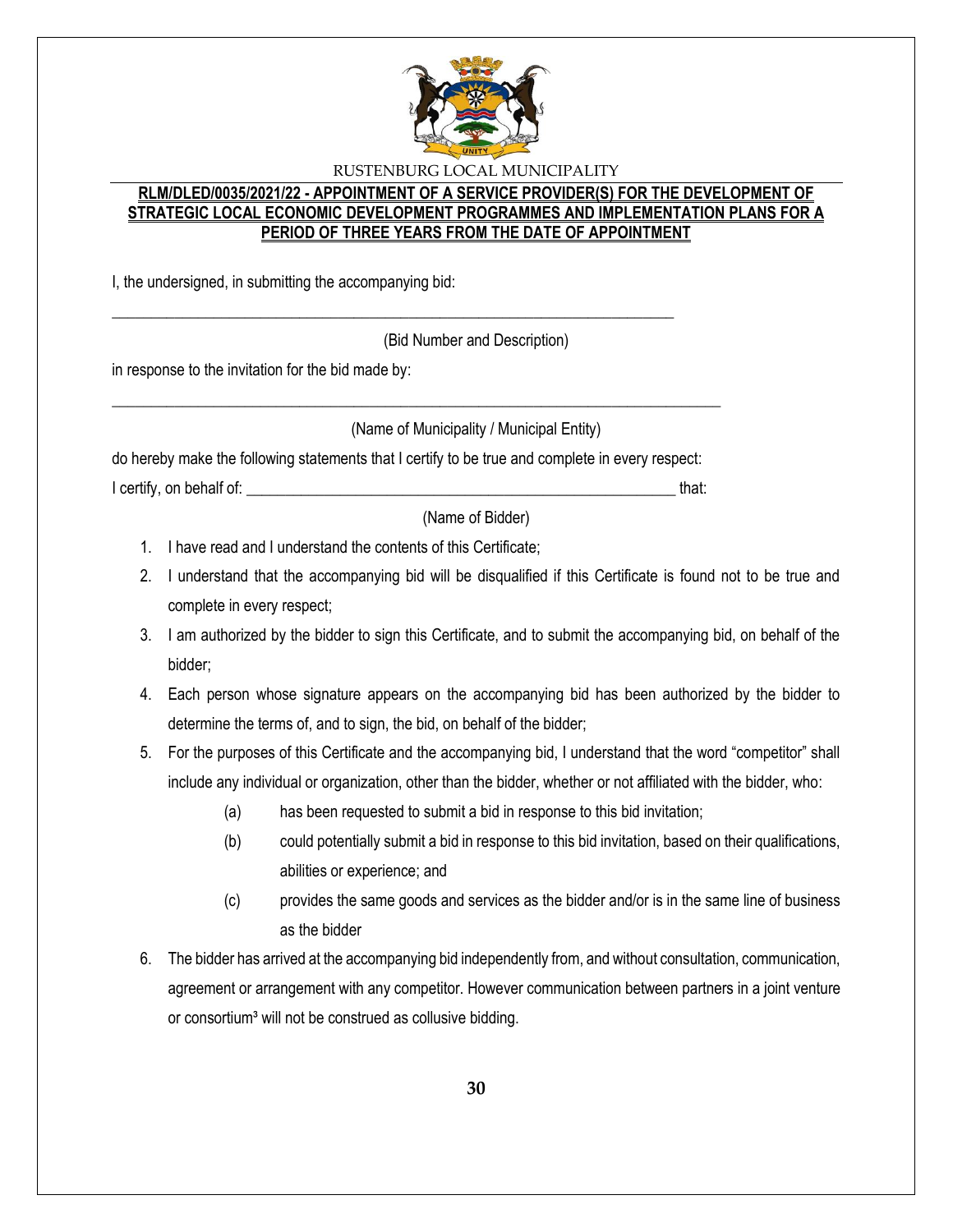RUSTENBURG LOCAL MUNICIPALITY

**RLM/DLED/0035/2021/22 - APPOINTMENT OF A SERVICE PROVIDER(S) FOR THE DEVELOPMENT OF STRATEGIC LOCAL ECONOMIC DEVELOPMENT PROGRAMMES AND IMPLEMENTATION PLANS FOR A PERIOD OF THREE YEARS FROM THE DATE OF APPOINTMENT**

I, the undersigned, in submitting the accompanying bid:

___________________________________________________________________________

(Bid Number and Description)

in response to the invitation for the bid made by:

_____________________________________________________________________________

(Name of Municipality / Municipal Entity)

do hereby make the following statements that I certify to be true and complete in every respect:

I certify, on behalf of: _________________________________________________________ that:

(Name of Bidder)

1. I have read and I understand the contents of this Certificate;
2. I understand that the accompanying bid will be disqualified if this Certificate is found not to be true and complete in every respect;
3. I am authorized by the bidder to sign this Certificate, and to submit the accompanying bid, on behalf of the bidder;
4. Each person whose signature appears on the accompanying bid has been authorized by the bidder to determine the terms of, and to sign, the bid, on behalf of the bidder;
5. For the purposes of this Certificate and the accompanying bid, I understand that the word "competitor" shall include any individual or organization, other than the bidder, whether or not affiliated with the bidder, who:
   - (a) has been requested to submit a bid in response to this bid invitation;
   - (b) could potentially submit a bid in response to this bid invitation, based on their qualifications, abilities or experience; and
   - (c) provides the same goods and services as the bidder and/or is in the same line of business as the bidder
6. The bidder has arrived at the accompanying bid independently from, and without consultation, communication, agreement or arrangement with any competitor. However communication between partners in a joint venture or consortium[3] will not be construed as collusive bidding.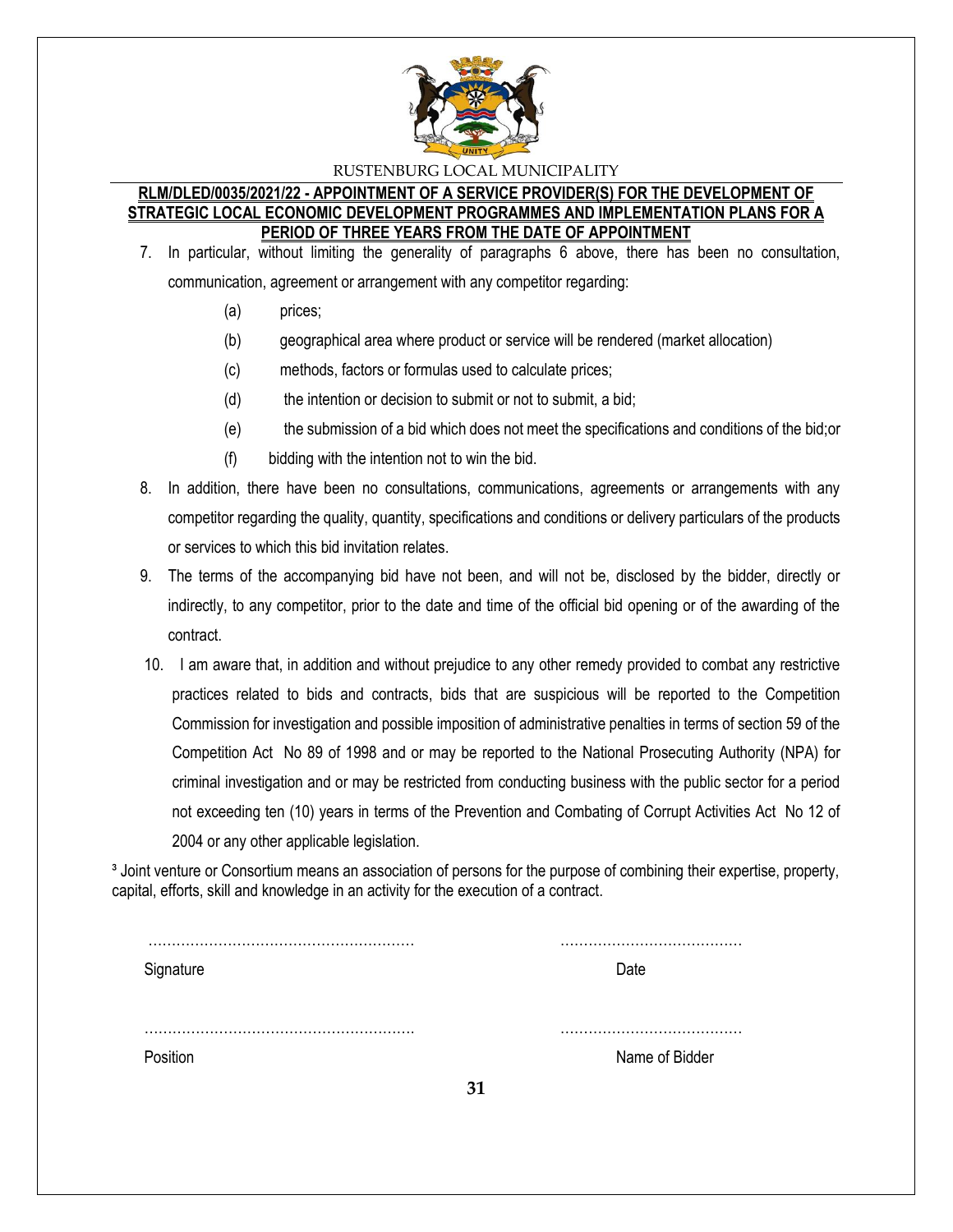7. In particular, without limiting the generality of paragraphs 6 above, there has been no consultation, communication, agreement or arrangement with any competitor regarding:

   (a) prices;

   (b) geographical area where product or service will be rendered (market allocation)

   (c) methods, factors or formulas used to calculate prices;

   (d) the intention or decision to submit or not to submit, a bid;

   (e) the submission of a bid which does not meet the specifications and conditions of the bid;or

   (f) bidding with the intention not to win the bid.

8. In addition, there have been no consultations, communications, agreements or arrangements with any competitor regarding the quality, quantity, specifications and conditions or delivery particulars of the products or services to which this bid invitation relates.

9. The terms of the accompanying bid have not been, and will not be, disclosed by the bidder, directly or indirectly, to any competitor, prior to the date and time of the official bid opening or of the awarding of the contract.

10. I am aware that, in addition and without prejudice to any other remedy provided to combat any restrictive practices related to bids and contracts, bids that are suspicious will be reported to the Competition Commission for investigation and possible imposition of administrative penalties in terms of section 59 of the Competition Act No 89 of 1998 and or may be reported to the National Prosecuting Authority (NPA) for criminal investigation and or may be restricted from conducting business with the public sector for a period not exceeding ten (10) years in terms of the Prevention and Combating of Corrupt Activities Act No 12 of 2004 or any other applicable legislation.

[3] Joint venture or Consortium means an association of persons for the purpose of combining their expertise, property, capital, efforts, skill and knowledge in an activity for the execution of a contract.

………………………………………………… ………………………………… 

Signature Date

………………………………………………… …………………………………

Position Name of Bidder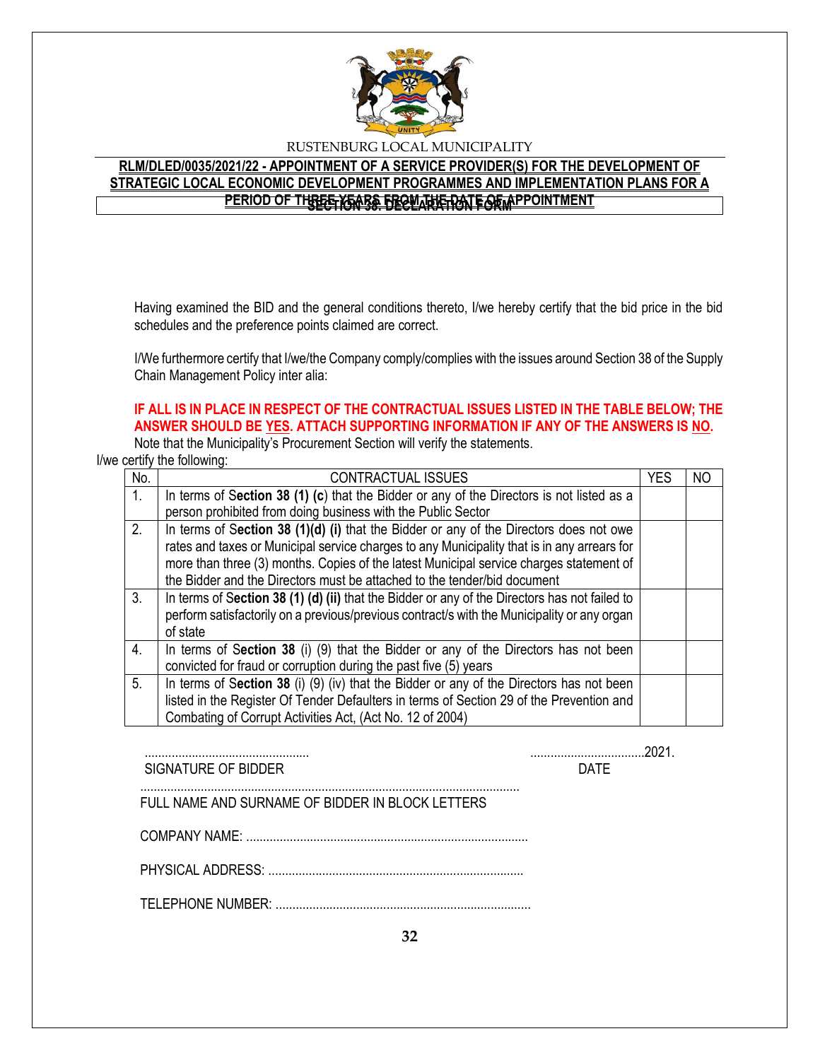RUSTENBURG LOCAL MUNICIPALITY

**RLM/DLED/0035/2021/22 - APPOINTMENT OF A SERVICE PROVIDER(S) FOR THE DEVELOPMENT OF STRATEGIC LOCAL ECONOMIC DEVELOPMENT PROGRAMMES AND IMPLEMENTATION PLANS FOR A PERIOD OF THREE YEARS FROM THE DATE OF APPOINTMENT**

**SECTION 38: DECLARATION FORM**

Having examined the BID and the general conditions thereto, I/we hereby certify that the bid price in the bid schedules and the preference points claimed are correct.

I/We furthermore certify that I/we/the Company comply/complies with the issues around Section 38 of the Supply Chain Management Policy inter alia:

**IF ALL IS IN PLACE IN RESPECT OF THE CONTRACTUAL ISSUES LISTED IN THE TABLE BELOW; THE ANSWER SHOULD BE YES. ATTACH SUPPORTING INFORMATION IF ANY OF THE ANSWERS IS NO.**

Note that the Municipality's Procurement Section will verify the statements.

I/we certify the following:

| No. | CONTRACTUAL ISSUES | YES | NO |
|---|---|---|---|
| 1. | In terms of **Section 38 (1) (c**) that the Bidder or any of the Directors is not listed as a person prohibited from doing business with the Public Sector | | |
| 2. | In terms of **Section 38 (1)(d) (i)** that the Bidder or any of the Directors does not owe rates and taxes or Municipal service charges to any Municipality that is in any arrears for more than three (3) months. Copies of the latest Municipal service charges statement of the Bidder and the Directors must be attached to the tender/bid document | | |
| 3. | In terms of **Section 38 (1) (d) (ii)** that the Bidder or any of the Directors has not failed to perform satisfactorily on a previous/previous contract/s with the Municipality or any organ of state | | |
| 4. | In terms of **Section 38** (i) (9) that the Bidder or any of the Directors has not been convicted for fraud or corruption during the past five (5) years | | |
| 5. | In terms of **Section 38** (i) (9) (iv) that the Bidder or any of the Directors has not been listed in the Register Of Tender Defaulters in terms of Section 29 of the Prevention and Combating of Corrupt Activities Act, (Act No. 12 of 2004) | | |

................................................ ..................................2021.

SIGNATURE OF BIDDER DATE

.................................................................................................................

FULL NAME AND SURNAME OF BIDDER IN BLOCK LETTERS

COMPANY NAME: ....................................................................................

PHYSICAL ADDRESS: ............................................................................

TELEPHONE NUMBER: ............................................................................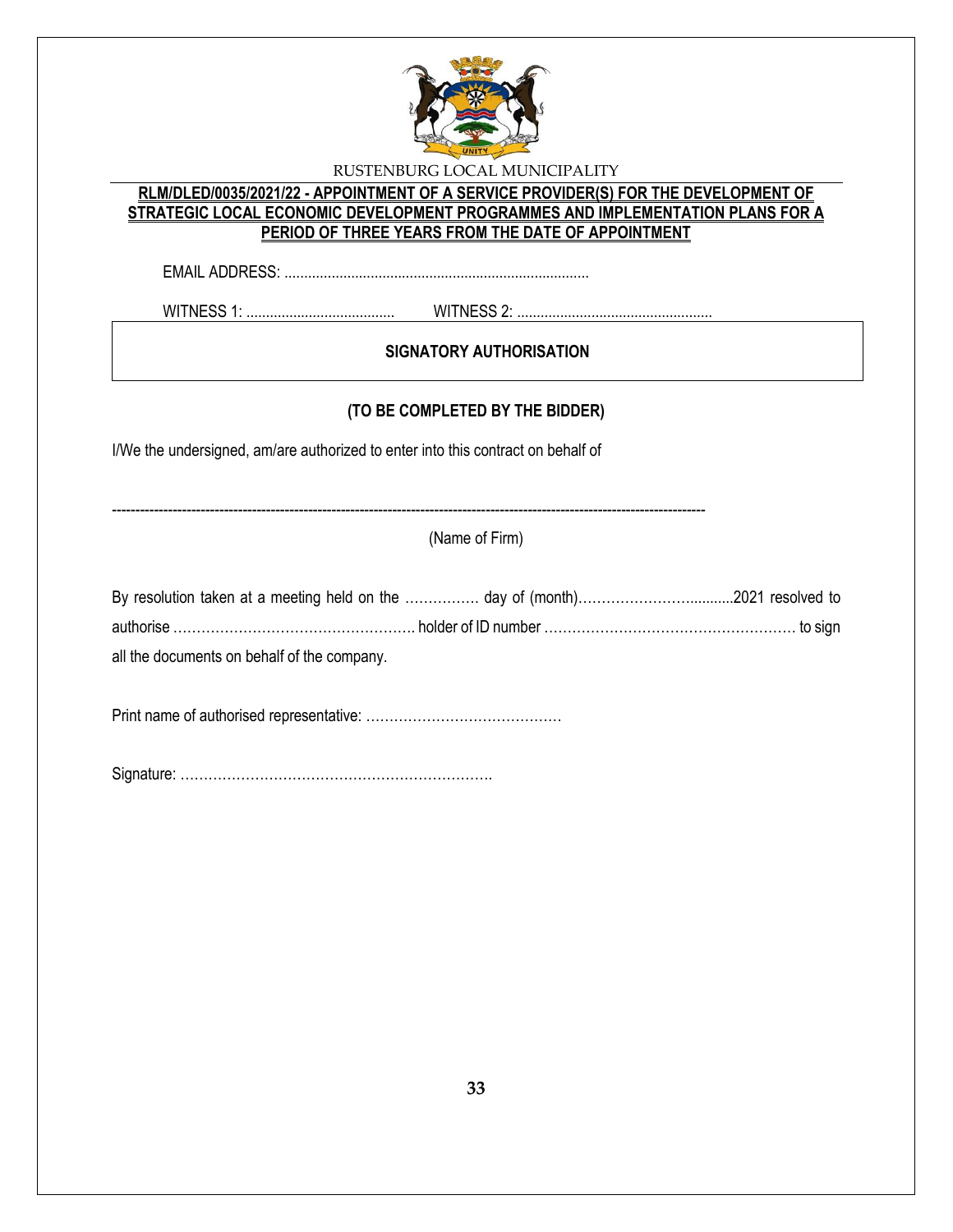RUSTENBURG LOCAL MUNICIPALITY

**RLM/DLED/0035/2021/22 - APPOINTMENT OF A SERVICE PROVIDER(S) FOR THE DEVELOPMENT OF STRATEGIC LOCAL ECONOMIC DEVELOPMENT PROGRAMMES AND IMPLEMENTATION PLANS FOR A PERIOD OF THREE YEARS FROM THE DATE OF APPOINTMENT**

EMAIL ADDRESS: ............................................................................

WITNESS 1: ......................................   WITNESS 2: ..................................................

## SIGNATORY AUTHORISATION

**(TO BE COMPLETED BY THE BIDDER)**

I/We the undersigned, am/are authorized to enter into this contract on behalf of

-------------------------------------------------------------------------------------------------------------------------------

(Name of Firm)

By resolution taken at a meeting held on the ……………. day of (month)……………………...........2021 resolved to authorise ……………………………………………. holder of ID number ……………………………………………… to sign all the documents on behalf of the company.

Print name of authorised representative: ……………………………………

Signature: ………………………………………………………….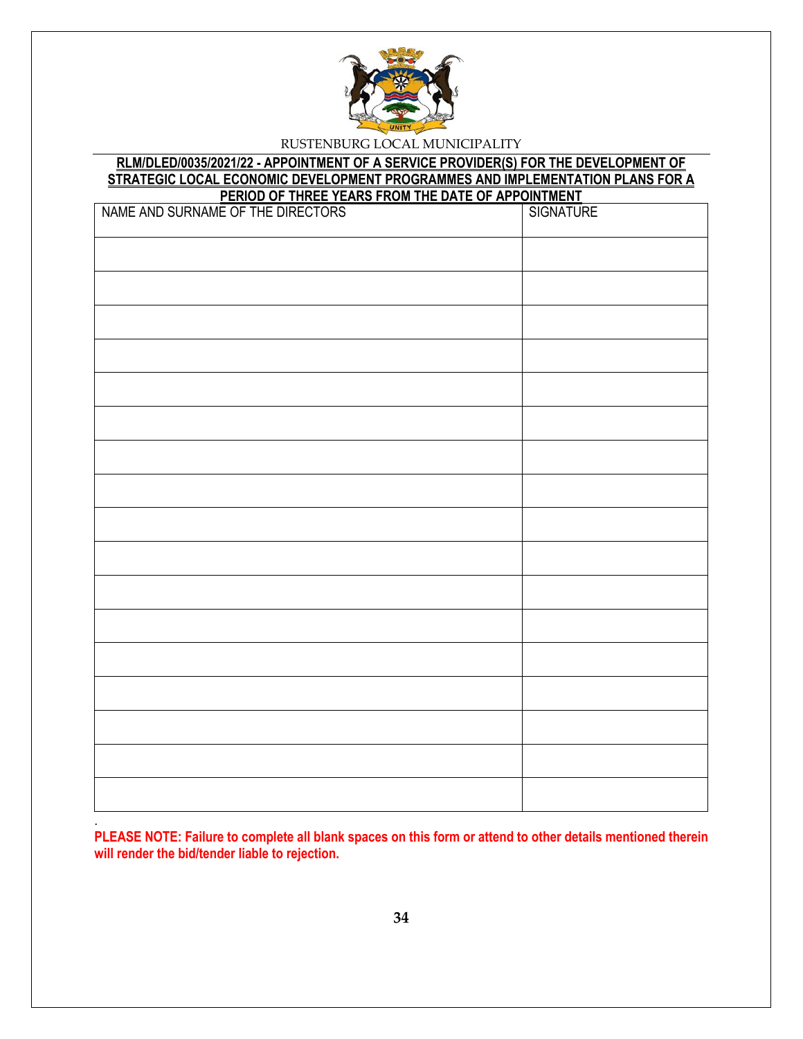RUSTENBURG LOCAL MUNICIPALITY

**RLM/DLED/0035/2021/22 - APPOINTMENT OF A SERVICE PROVIDER(S) FOR THE DEVELOPMENT OF STRATEGIC LOCAL ECONOMIC DEVELOPMENT PROGRAMMES AND IMPLEMENTATION PLANS FOR A PERIOD OF THREE YEARS FROM THE DATE OF APPOINTMENT**

| NAME AND SURNAME OF THE DIRECTORS | SIGNATURE |
|---|---|
| | |
| | |
| | |
| | |
| | |
| | |
| | |
| | |
| | |
| | |
| | |
| | |
| | |
| | |
| | |
| | |
| | |

.

**PLEASE NOTE: Failure to complete all blank spaces on this form or attend to other details mentioned therein will render the bid/tender liable to rejection.**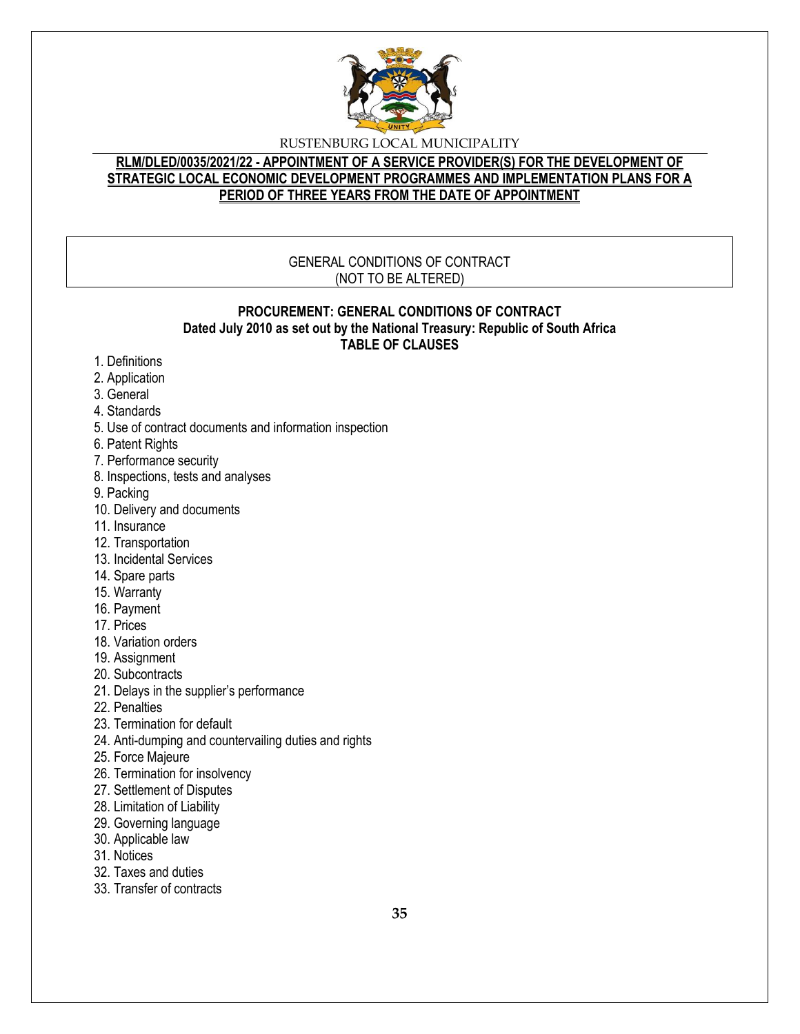RUSTENBURG LOCAL MUNICIPALITY

**RLM/DLED/0035/2021/22 - APPOINTMENT OF A SERVICE PROVIDER(S) FOR THE DEVELOPMENT OF STRATEGIC LOCAL ECONOMIC DEVELOPMENT PROGRAMMES AND IMPLEMENTATION PLANS FOR A PERIOD OF THREE YEARS FROM THE DATE OF APPOINTMENT**

GENERAL CONDITIONS OF CONTRACT
(NOT TO BE ALTERED)

**PROCUREMENT: GENERAL CONDITIONS OF CONTRACT**
**Dated July 2010 as set out by the National Treasury: Republic of South Africa**
**TABLE OF CLAUSES**

1. Definitions
2. Application
3. General
4. Standards
5. Use of contract documents and information inspection
6. Patent Rights
7. Performance security
8. Inspections, tests and analyses
9. Packing
10. Delivery and documents
11. Insurance
12. Transportation
13. Incidental Services
14. Spare parts
15. Warranty
16. Payment
17. Prices
18. Variation orders
19. Assignment
20. Subcontracts
21. Delays in the supplier's performance
22. Penalties
23. Termination for default
24. Anti-dumping and countervailing duties and rights
25. Force Majeure
26. Termination for insolvency
27. Settlement of Disputes
28. Limitation of Liability
29. Governing language
30. Applicable law
31. Notices
32. Taxes and duties
33. Transfer of contracts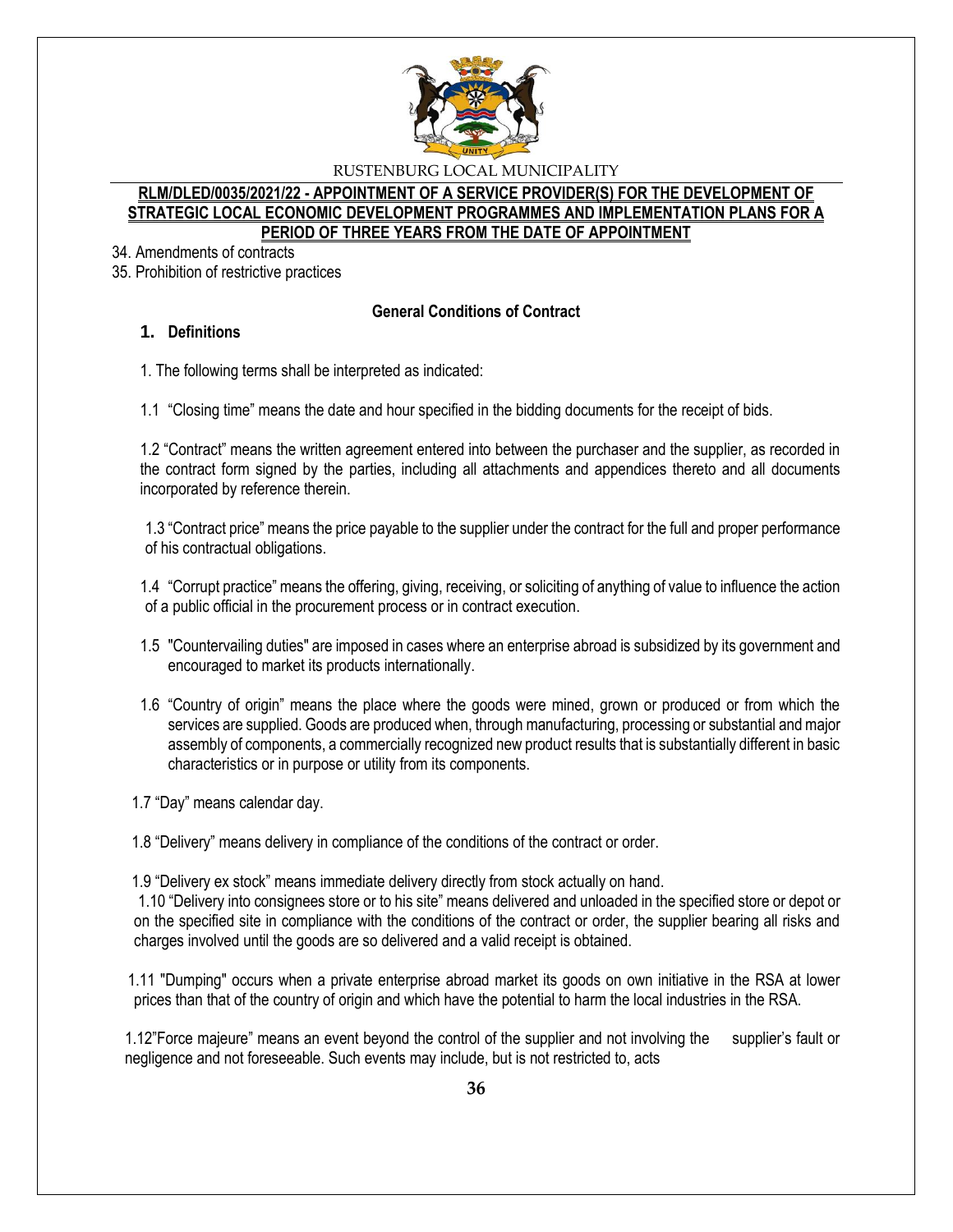34. Amendments of contracts
35. Prohibition of restrictive practices

## General Conditions of Contract

### 1. Definitions

1. The following terms shall be interpreted as indicated:

1.1 "Closing time" means the date and hour specified in the bidding documents for the receipt of bids.

1.2 "Contract" means the written agreement entered into between the purchaser and the supplier, as recorded in the contract form signed by the parties, including all attachments and appendices thereto and all documents incorporated by reference therein.

1.3 "Contract price" means the price payable to the supplier under the contract for the full and proper performance of his contractual obligations.

1.4 "Corrupt practice" means the offering, giving, receiving, or soliciting of anything of value to influence the action of a public official in the procurement process or in contract execution.

1.5 "Countervailing duties" are imposed in cases where an enterprise abroad is subsidized by its government and encouraged to market its products internationally.

1.6 "Country of origin" means the place where the goods were mined, grown or produced or from which the services are supplied. Goods are produced when, through manufacturing, processing or substantial and major assembly of components, a commercially recognized new product results that is substantially different in basic characteristics or in purpose or utility from its components.

1.7 "Day" means calendar day.

1.8 "Delivery" means delivery in compliance of the conditions of the contract or order.

1.9 "Delivery ex stock" means immediate delivery directly from stock actually on hand.

1.10 "Delivery into consignees store or to his site" means delivered and unloaded in the specified store or depot or on the specified site in compliance with the conditions of the contract or order, the supplier bearing all risks and charges involved until the goods are so delivered and a valid receipt is obtained.

1.11 "Dumping" occurs when a private enterprise abroad market its goods on own initiative in the RSA at lower prices than that of the country of origin and which have the potential to harm the local industries in the RSA.

1.12"Force majeure" means an event beyond the control of the supplier and not involving the supplier's fault or negligence and not foreseeable. Such events may include, but is not restricted to, acts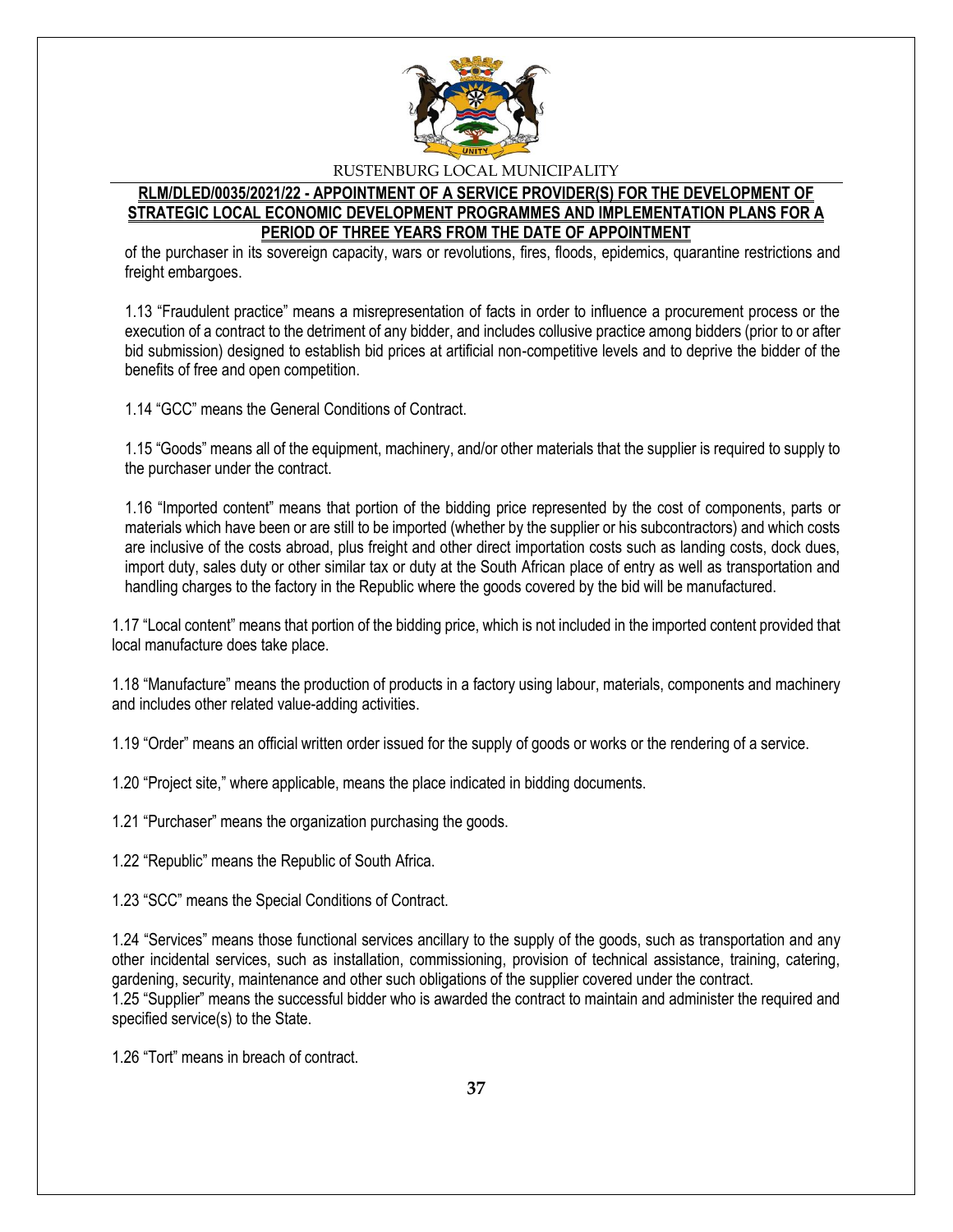of the purchaser in its sovereign capacity, wars or revolutions, fires, floods, epidemics, quarantine restrictions and freight embargoes.

1.13 "Fraudulent practice" means a misrepresentation of facts in order to influence a procurement process or the execution of a contract to the detriment of any bidder, and includes collusive practice among bidders (prior to or after bid submission) designed to establish bid prices at artificial non-competitive levels and to deprive the bidder of the benefits of free and open competition.

1.14 "GCC" means the General Conditions of Contract.

1.15 "Goods" means all of the equipment, machinery, and/or other materials that the supplier is required to supply to the purchaser under the contract.

1.16 "Imported content" means that portion of the bidding price represented by the cost of components, parts or materials which have been or are still to be imported (whether by the supplier or his subcontractors) and which costs are inclusive of the costs abroad, plus freight and other direct importation costs such as landing costs, dock dues, import duty, sales duty or other similar tax or duty at the South African place of entry as well as transportation and handling charges to the factory in the Republic where the goods covered by the bid will be manufactured.

1.17 "Local content" means that portion of the bidding price, which is not included in the imported content provided that local manufacture does take place.

1.18 "Manufacture" means the production of products in a factory using labour, materials, components and machinery and includes other related value-adding activities.

1.19 "Order" means an official written order issued for the supply of goods or works or the rendering of a service.

1.20 "Project site," where applicable, means the place indicated in bidding documents.

1.21 "Purchaser" means the organization purchasing the goods.

1.22 "Republic" means the Republic of South Africa.

1.23 "SCC" means the Special Conditions of Contract.

1.24 "Services" means those functional services ancillary to the supply of the goods, such as transportation and any other incidental services, such as installation, commissioning, provision of technical assistance, training, catering, gardening, security, maintenance and other such obligations of the supplier covered under the contract.

1.25 "Supplier" means the successful bidder who is awarded the contract to maintain and administer the required and specified service(s) to the State.

1.26 "Tort" means in breach of contract.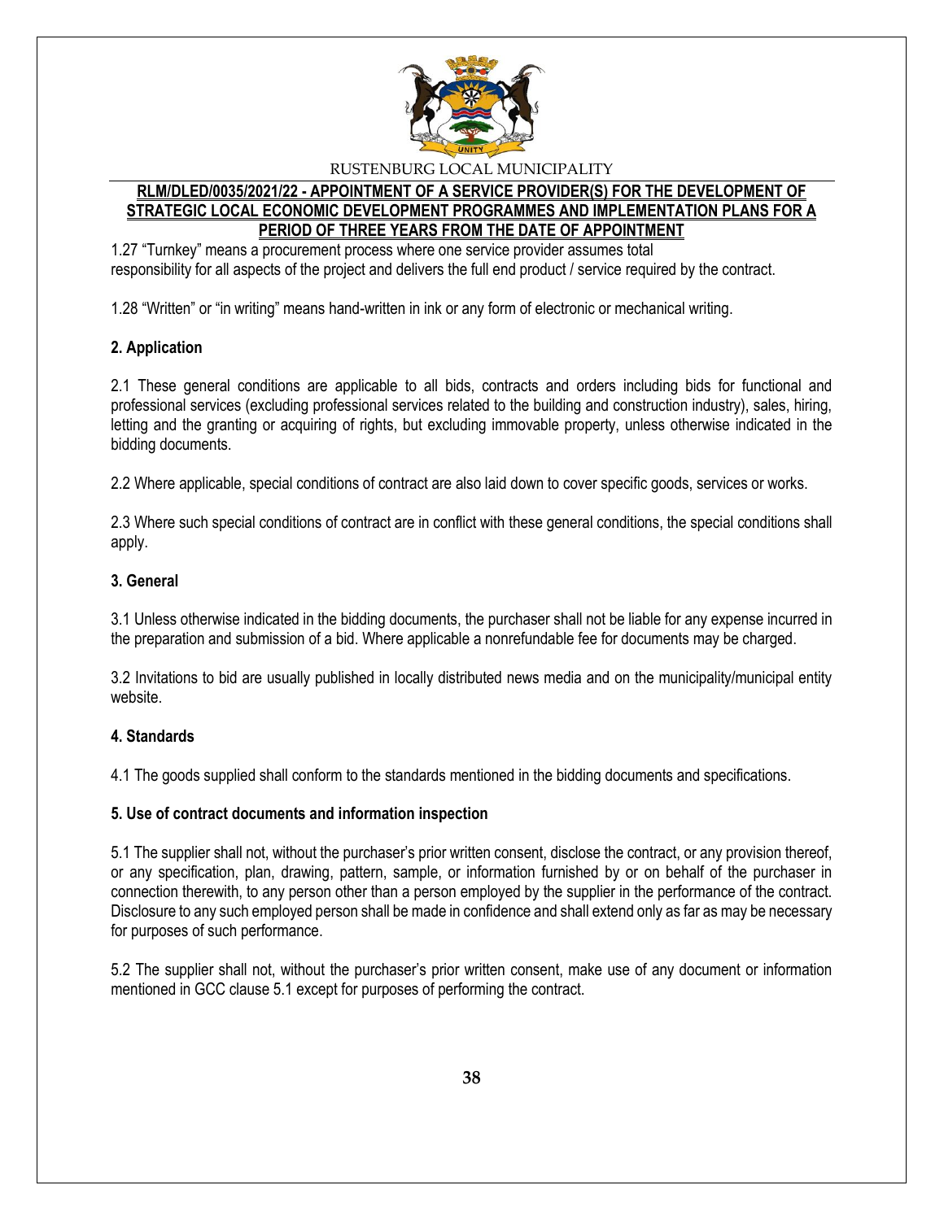1.27 "Turnkey" means a procurement process where one service provider assumes total responsibility for all aspects of the project and delivers the full end product / service required by the contract.

1.28 "Written" or "in writing" means hand-written in ink or any form of electronic or mechanical writing.

**2. Application**

2.1 These general conditions are applicable to all bids, contracts and orders including bids for functional and professional services (excluding professional services related to the building and construction industry), sales, hiring, letting and the granting or acquiring of rights, but excluding immovable property, unless otherwise indicated in the bidding documents.

2.2 Where applicable, special conditions of contract are also laid down to cover specific goods, services or works.

2.3 Where such special conditions of contract are in conflict with these general conditions, the special conditions shall apply.

**3. General**

3.1 Unless otherwise indicated in the bidding documents, the purchaser shall not be liable for any expense incurred in the preparation and submission of a bid. Where applicable a nonrefundable fee for documents may be charged.

3.2 Invitations to bid are usually published in locally distributed news media and on the municipality/municipal entity website.

**4. Standards**

4.1 The goods supplied shall conform to the standards mentioned in the bidding documents and specifications.

**5. Use of contract documents and information inspection**

5.1 The supplier shall not, without the purchaser's prior written consent, disclose the contract, or any provision thereof, or any specification, plan, drawing, pattern, sample, or information furnished by or on behalf of the purchaser in connection therewith, to any person other than a person employed by the supplier in the performance of the contract. Disclosure to any such employed person shall be made in confidence and shall extend only as far as may be necessary for purposes of such performance.

5.2 The supplier shall not, without the purchaser's prior written consent, make use of any document or information mentioned in GCC clause 5.1 except for purposes of performing the contract.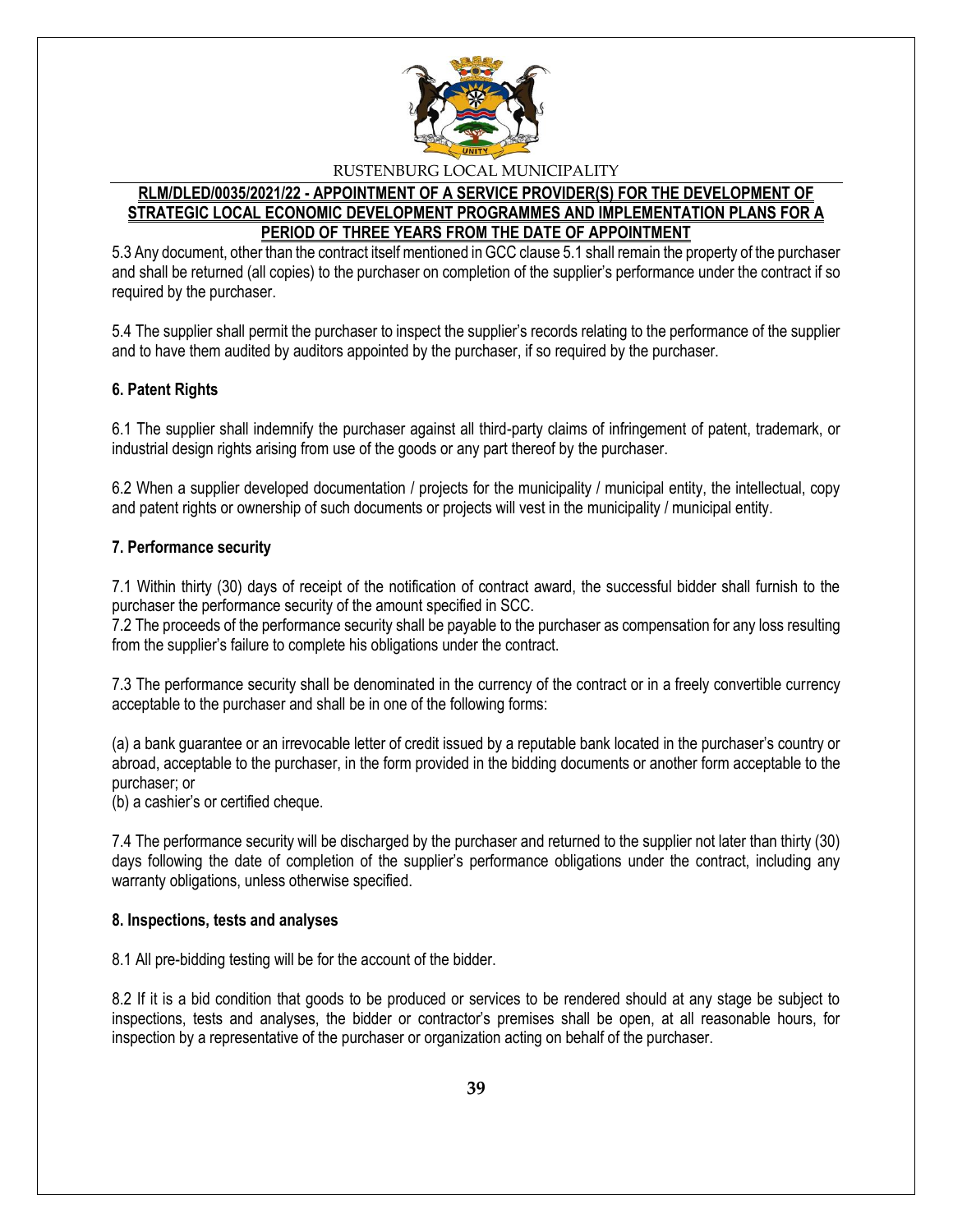5.3 Any document, other than the contract itself mentioned in GCC clause 5.1 shall remain the property of the purchaser and shall be returned (all copies) to the purchaser on completion of the supplier's performance under the contract if so required by the purchaser.

5.4 The supplier shall permit the purchaser to inspect the supplier's records relating to the performance of the supplier and to have them audited by auditors appointed by the purchaser, if so required by the purchaser.

**6. Patent Rights**

6.1 The supplier shall indemnify the purchaser against all third-party claims of infringement of patent, trademark, or industrial design rights arising from use of the goods or any part thereof by the purchaser.

6.2 When a supplier developed documentation / projects for the municipality / municipal entity, the intellectual, copy and patent rights or ownership of such documents or projects will vest in the municipality / municipal entity.

**7. Performance security**

7.1 Within thirty (30) days of receipt of the notification of contract award, the successful bidder shall furnish to the purchaser the performance security of the amount specified in SCC.
7.2 The proceeds of the performance security shall be payable to the purchaser as compensation for any loss resulting from the supplier's failure to complete his obligations under the contract.

7.3 The performance security shall be denominated in the currency of the contract or in a freely convertible currency acceptable to the purchaser and shall be in one of the following forms:

(a) a bank guarantee or an irrevocable letter of credit issued by a reputable bank located in the purchaser's country or abroad, acceptable to the purchaser, in the form provided in the bidding documents or another form acceptable to the purchaser; or
(b) a cashier's or certified cheque.

7.4 The performance security will be discharged by the purchaser and returned to the supplier not later than thirty (30) days following the date of completion of the supplier's performance obligations under the contract, including any warranty obligations, unless otherwise specified.

**8. Inspections, tests and analyses**

8.1 All pre-bidding testing will be for the account of the bidder.

8.2 If it is a bid condition that goods to be produced or services to be rendered should at any stage be subject to inspections, tests and analyses, the bidder or contractor's premises shall be open, at all reasonable hours, for inspection by a representative of the purchaser or organization acting on behalf of the purchaser.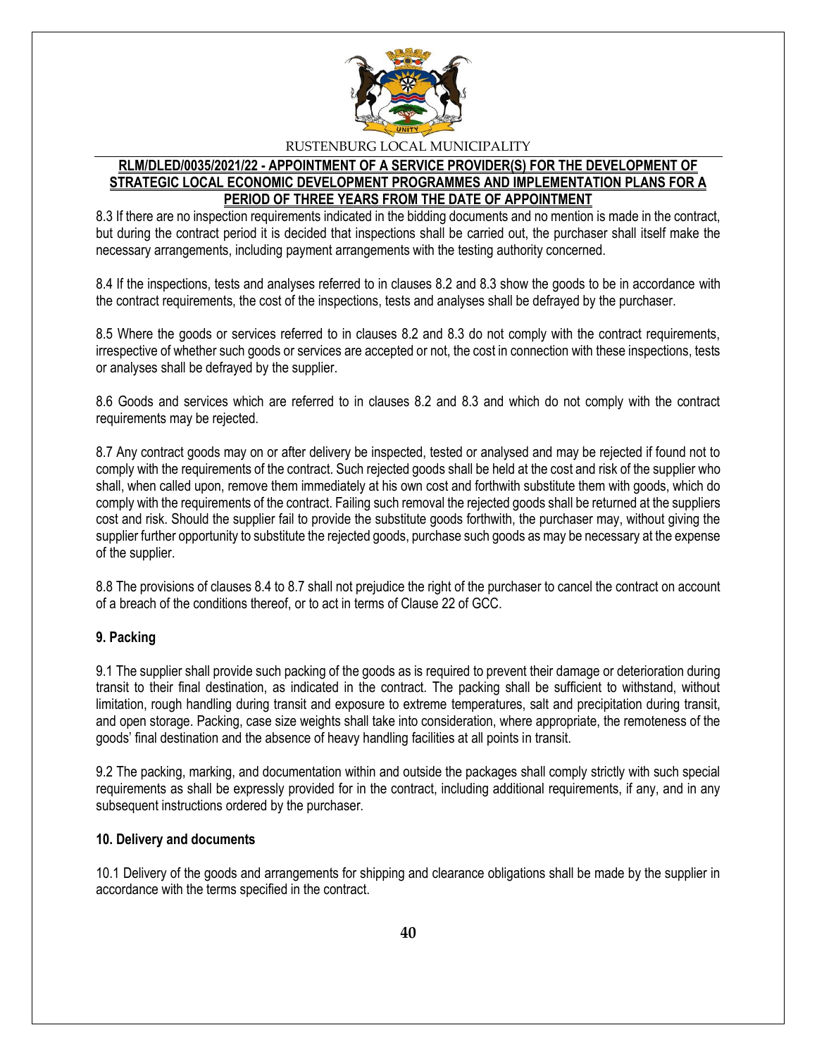8.3 If there are no inspection requirements indicated in the bidding documents and no mention is made in the contract, but during the contract period it is decided that inspections shall be carried out, the purchaser shall itself make the necessary arrangements, including payment arrangements with the testing authority concerned.

8.4 If the inspections, tests and analyses referred to in clauses 8.2 and 8.3 show the goods to be in accordance with the contract requirements, the cost of the inspections, tests and analyses shall be defrayed by the purchaser.

8.5 Where the goods or services referred to in clauses 8.2 and 8.3 do not comply with the contract requirements, irrespective of whether such goods or services are accepted or not, the cost in connection with these inspections, tests or analyses shall be defrayed by the supplier.

8.6 Goods and services which are referred to in clauses 8.2 and 8.3 and which do not comply with the contract requirements may be rejected.

8.7 Any contract goods may on or after delivery be inspected, tested or analysed and may be rejected if found not to comply with the requirements of the contract. Such rejected goods shall be held at the cost and risk of the supplier who shall, when called upon, remove them immediately at his own cost and forthwith substitute them with goods, which do comply with the requirements of the contract. Failing such removal the rejected goods shall be returned at the suppliers cost and risk. Should the supplier fail to provide the substitute goods forthwith, the purchaser may, without giving the supplier further opportunity to substitute the rejected goods, purchase such goods as may be necessary at the expense of the supplier.

8.8 The provisions of clauses 8.4 to 8.7 shall not prejudice the right of the purchaser to cancel the contract on account of a breach of the conditions thereof, or to act in terms of Clause 22 of GCC.

**9. Packing**

9.1 The supplier shall provide such packing of the goods as is required to prevent their damage or deterioration during transit to their final destination, as indicated in the contract. The packing shall be sufficient to withstand, without limitation, rough handling during transit and exposure to extreme temperatures, salt and precipitation during transit, and open storage. Packing, case size weights shall take into consideration, where appropriate, the remoteness of the goods' final destination and the absence of heavy handling facilities at all points in transit.

9.2 The packing, marking, and documentation within and outside the packages shall comply strictly with such special requirements as shall be expressly provided for in the contract, including additional requirements, if any, and in any subsequent instructions ordered by the purchaser.

**10. Delivery and documents**

10.1 Delivery of the goods and arrangements for shipping and clearance obligations shall be made by the supplier in accordance with the terms specified in the contract.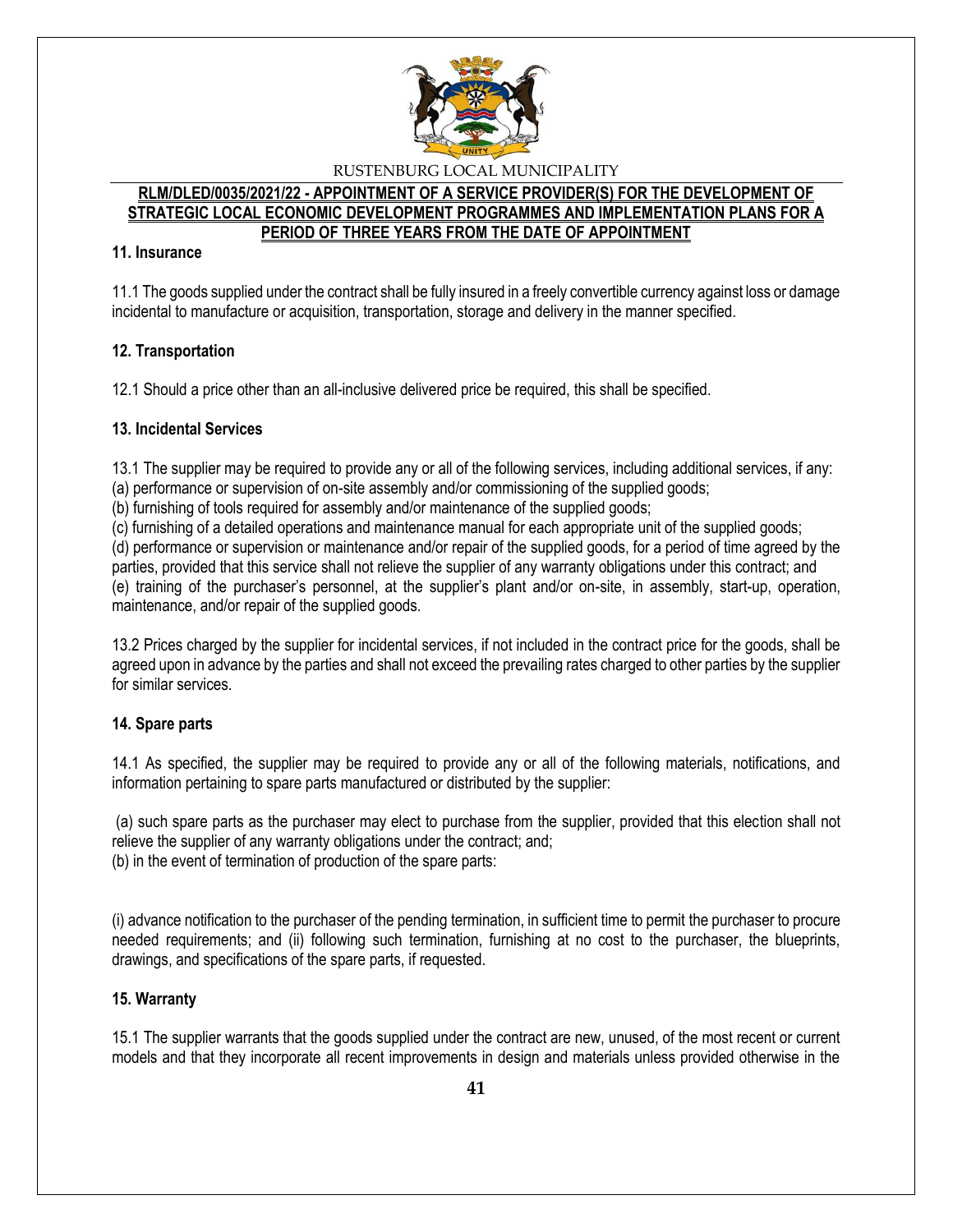### 11. Insurance

11.1 The goods supplied under the contract shall be fully insured in a freely convertible currency against loss or damage incidental to manufacture or acquisition, transportation, storage and delivery in the manner specified.

### 12. Transportation

12.1 Should a price other than an all-inclusive delivered price be required, this shall be specified.

### 13. Incidental Services

13.1 The supplier may be required to provide any or all of the following services, including additional services, if any:
(a) performance or supervision of on-site assembly and/or commissioning of the supplied goods;
(b) furnishing of tools required for assembly and/or maintenance of the supplied goods;
(c) furnishing of a detailed operations and maintenance manual for each appropriate unit of the supplied goods;
(d) performance or supervision or maintenance and/or repair of the supplied goods, for a period of time agreed by the parties, provided that this service shall not relieve the supplier of any warranty obligations under this contract; and
(e) training of the purchaser's personnel, at the supplier's plant and/or on-site, in assembly, start-up, operation, maintenance, and/or repair of the supplied goods.

13.2 Prices charged by the supplier for incidental services, if not included in the contract price for the goods, shall be agreed upon in advance by the parties and shall not exceed the prevailing rates charged to other parties by the supplier for similar services.

### 14. Spare parts

14.1 As specified, the supplier may be required to provide any or all of the following materials, notifications, and information pertaining to spare parts manufactured or distributed by the supplier:

(a) such spare parts as the purchaser may elect to purchase from the supplier, provided that this election shall not relieve the supplier of any warranty obligations under the contract; and;
(b) in the event of termination of production of the spare parts:

(i) advance notification to the purchaser of the pending termination, in sufficient time to permit the purchaser to procure needed requirements; and (ii) following such termination, furnishing at no cost to the purchaser, the blueprints, drawings, and specifications of the spare parts, if requested.

### 15. Warranty

15.1 The supplier warrants that the goods supplied under the contract are new, unused, of the most recent or current models and that they incorporate all recent improvements in design and materials unless provided otherwise in the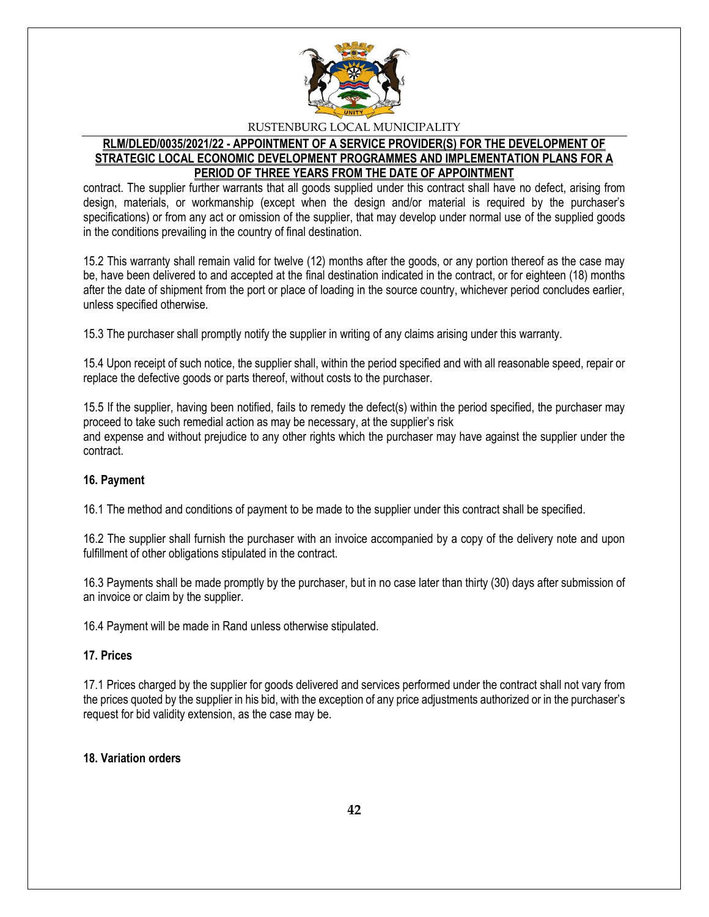contract. The supplier further warrants that all goods supplied under this contract shall have no defect, arising from design, materials, or workmanship (except when the design and/or material is required by the purchaser's specifications) or from any act or omission of the supplier, that may develop under normal use of the supplied goods in the conditions prevailing in the country of final destination.

15.2 This warranty shall remain valid for twelve (12) months after the goods, or any portion thereof as the case may be, have been delivered to and accepted at the final destination indicated in the contract, or for eighteen (18) months after the date of shipment from the port or place of loading in the source country, whichever period concludes earlier, unless specified otherwise.

15.3 The purchaser shall promptly notify the supplier in writing of any claims arising under this warranty.

15.4 Upon receipt of such notice, the supplier shall, within the period specified and with all reasonable speed, repair or replace the defective goods or parts thereof, without costs to the purchaser.

15.5 If the supplier, having been notified, fails to remedy the defect(s) within the period specified, the purchaser may proceed to take such remedial action as may be necessary, at the supplier's risk
and expense and without prejudice to any other rights which the purchaser may have against the supplier under the contract.

**16. Payment**

16.1 The method and conditions of payment to be made to the supplier under this contract shall be specified.

16.2 The supplier shall furnish the purchaser with an invoice accompanied by a copy of the delivery note and upon fulfillment of other obligations stipulated in the contract.

16.3 Payments shall be made promptly by the purchaser, but in no case later than thirty (30) days after submission of an invoice or claim by the supplier.

16.4 Payment will be made in Rand unless otherwise stipulated.

**17. Prices**

17.1 Prices charged by the supplier for goods delivered and services performed under the contract shall not vary from the prices quoted by the supplier in his bid, with the exception of any price adjustments authorized or in the purchaser's request for bid validity extension, as the case may be.

**18. Variation orders**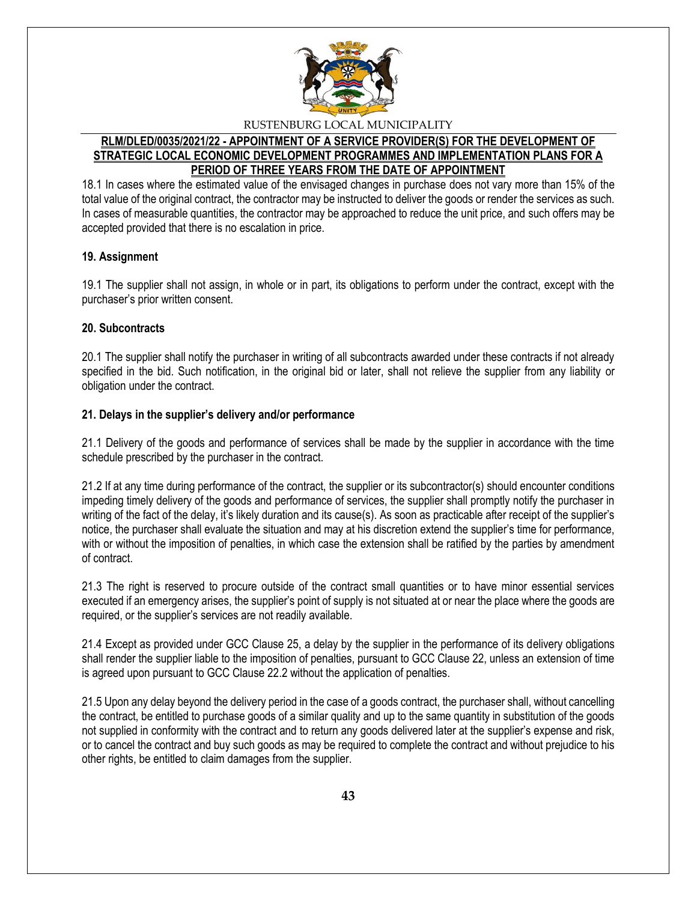18.1 In cases where the estimated value of the envisaged changes in purchase does not vary more than 15% of the total value of the original contract, the contractor may be instructed to deliver the goods or render the services as such. In cases of measurable quantities, the contractor may be approached to reduce the unit price, and such offers may be accepted provided that there is no escalation in price.

**19. Assignment**

19.1 The supplier shall not assign, in whole or in part, its obligations to perform under the contract, except with the purchaser's prior written consent.

**20. Subcontracts**

20.1 The supplier shall notify the purchaser in writing of all subcontracts awarded under these contracts if not already specified in the bid. Such notification, in the original bid or later, shall not relieve the supplier from any liability or obligation under the contract.

**21. Delays in the supplier's delivery and/or performance**

21.1 Delivery of the goods and performance of services shall be made by the supplier in accordance with the time schedule prescribed by the purchaser in the contract.

21.2 If at any time during performance of the contract, the supplier or its subcontractor(s) should encounter conditions impeding timely delivery of the goods and performance of services, the supplier shall promptly notify the purchaser in writing of the fact of the delay, it's likely duration and its cause(s). As soon as practicable after receipt of the supplier's notice, the purchaser shall evaluate the situation and may at his discretion extend the supplier's time for performance, with or without the imposition of penalties, in which case the extension shall be ratified by the parties by amendment of contract.

21.3 The right is reserved to procure outside of the contract small quantities or to have minor essential services executed if an emergency arises, the supplier's point of supply is not situated at or near the place where the goods are required, or the supplier's services are not readily available.

21.4 Except as provided under GCC Clause 25, a delay by the supplier in the performance of its delivery obligations shall render the supplier liable to the imposition of penalties, pursuant to GCC Clause 22, unless an extension of time is agreed upon pursuant to GCC Clause 22.2 without the application of penalties.

21.5 Upon any delay beyond the delivery period in the case of a goods contract, the purchaser shall, without cancelling the contract, be entitled to purchase goods of a similar quality and up to the same quantity in substitution of the goods not supplied in conformity with the contract and to return any goods delivered later at the supplier's expense and risk, or to cancel the contract and buy such goods as may be required to complete the contract and without prejudice to his other rights, be entitled to claim damages from the supplier.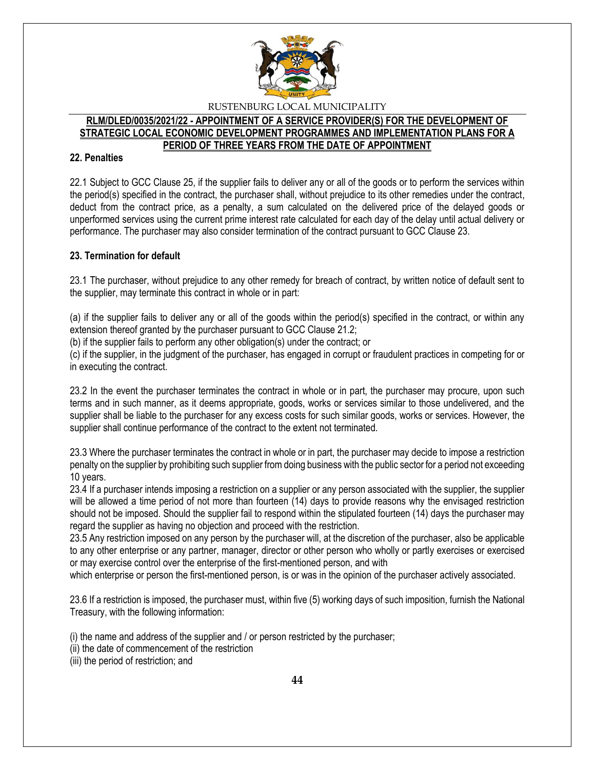## 22. Penalties

22.1 Subject to GCC Clause 25, if the supplier fails to deliver any or all of the goods or to perform the services within the period(s) specified in the contract, the purchaser shall, without prejudice to its other remedies under the contract, deduct from the contract price, as a penalty, a sum calculated on the delivered price of the delayed goods or unperformed services using the current prime interest rate calculated for each day of the delay until actual delivery or performance. The purchaser may also consider termination of the contract pursuant to GCC Clause 23.

## 23. Termination for default

23.1 The purchaser, without prejudice to any other remedy for breach of contract, by written notice of default sent to the supplier, may terminate this contract in whole or in part:

(a) if the supplier fails to deliver any or all of the goods within the period(s) specified in the contract, or within any extension thereof granted by the purchaser pursuant to GCC Clause 21.2;
(b) if the supplier fails to perform any other obligation(s) under the contract; or
(c) if the supplier, in the judgment of the purchaser, has engaged in corrupt or fraudulent practices in competing for or in executing the contract.

23.2 In the event the purchaser terminates the contract in whole or in part, the purchaser may procure, upon such terms and in such manner, as it deems appropriate, goods, works or services similar to those undelivered, and the supplier shall be liable to the purchaser for any excess costs for such similar goods, works or services. However, the supplier shall continue performance of the contract to the extent not terminated.

23.3 Where the purchaser terminates the contract in whole or in part, the purchaser may decide to impose a restriction penalty on the supplier by prohibiting such supplier from doing business with the public sector for a period not exceeding 10 years.
23.4 If a purchaser intends imposing a restriction on a supplier or any person associated with the supplier, the supplier will be allowed a time period of not more than fourteen (14) days to provide reasons why the envisaged restriction should not be imposed. Should the supplier fail to respond within the stipulated fourteen (14) days the purchaser may regard the supplier as having no objection and proceed with the restriction.
23.5 Any restriction imposed on any person by the purchaser will, at the discretion of the purchaser, also be applicable to any other enterprise or any partner, manager, director or other person who wholly or partly exercises or exercised or may exercise control over the enterprise of the first-mentioned person, and with
which enterprise or person the first-mentioned person, is or was in the opinion of the purchaser actively associated.

23.6 If a restriction is imposed, the purchaser must, within five (5) working days of such imposition, furnish the National Treasury, with the following information:

(i) the name and address of the supplier and / or person restricted by the purchaser;
(ii) the date of commencement of the restriction
(iii) the period of restriction; and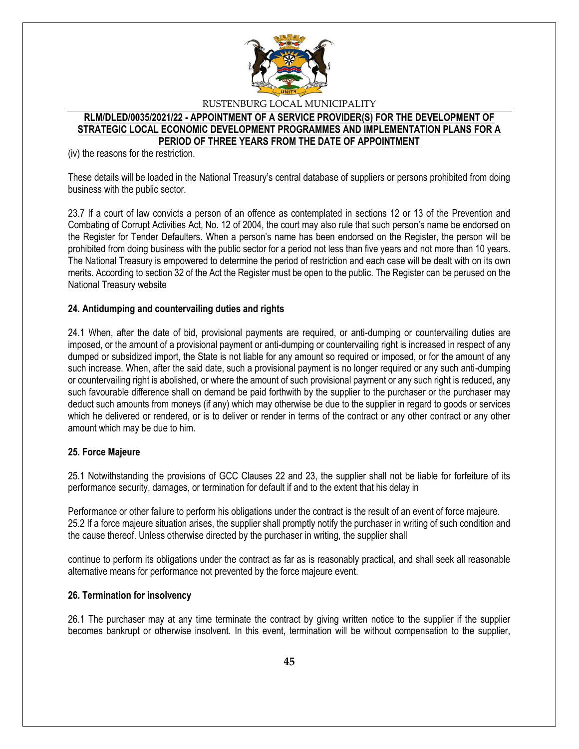(iv) the reasons for the restriction.

These details will be loaded in the National Treasury's central database of suppliers or persons prohibited from doing business with the public sector.

23.7 If a court of law convicts a person of an offence as contemplated in sections 12 or 13 of the Prevention and Combating of Corrupt Activities Act, No. 12 of 2004, the court may also rule that such person's name be endorsed on the Register for Tender Defaulters. When a person's name has been endorsed on the Register, the person will be prohibited from doing business with the public sector for a period not less than five years and not more than 10 years. The National Treasury is empowered to determine the period of restriction and each case will be dealt with on its own merits. According to section 32 of the Act the Register must be open to the public. The Register can be perused on the National Treasury website

**24. Antidumping and countervailing duties and rights**

24.1 When, after the date of bid, provisional payments are required, or anti-dumping or countervailing duties are imposed, or the amount of a provisional payment or anti-dumping or countervailing right is increased in respect of any dumped or subsidized import, the State is not liable for any amount so required or imposed, or for the amount of any such increase. When, after the said date, such a provisional payment is no longer required or any such anti-dumping or countervailing right is abolished, or where the amount of such provisional payment or any such right is reduced, any such favourable difference shall on demand be paid forthwith by the supplier to the purchaser or the purchaser may deduct such amounts from moneys (if any) which may otherwise be due to the supplier in regard to goods or services which he delivered or rendered, or is to deliver or render in terms of the contract or any other contract or any other amount which may be due to him.

**25. Force Majeure**

25.1 Notwithstanding the provisions of GCC Clauses 22 and 23, the supplier shall not be liable for forfeiture of its performance security, damages, or termination for default if and to the extent that his delay in

Performance or other failure to perform his obligations under the contract is the result of an event of force majeure.
25.2 If a force majeure situation arises, the supplier shall promptly notify the purchaser in writing of such condition and the cause thereof. Unless otherwise directed by the purchaser in writing, the supplier shall

continue to perform its obligations under the contract as far as is reasonably practical, and shall seek all reasonable alternative means for performance not prevented by the force majeure event.

**26. Termination for insolvency**

26.1 The purchaser may at any time terminate the contract by giving written notice to the supplier if the supplier becomes bankrupt or otherwise insolvent. In this event, termination will be without compensation to the supplier,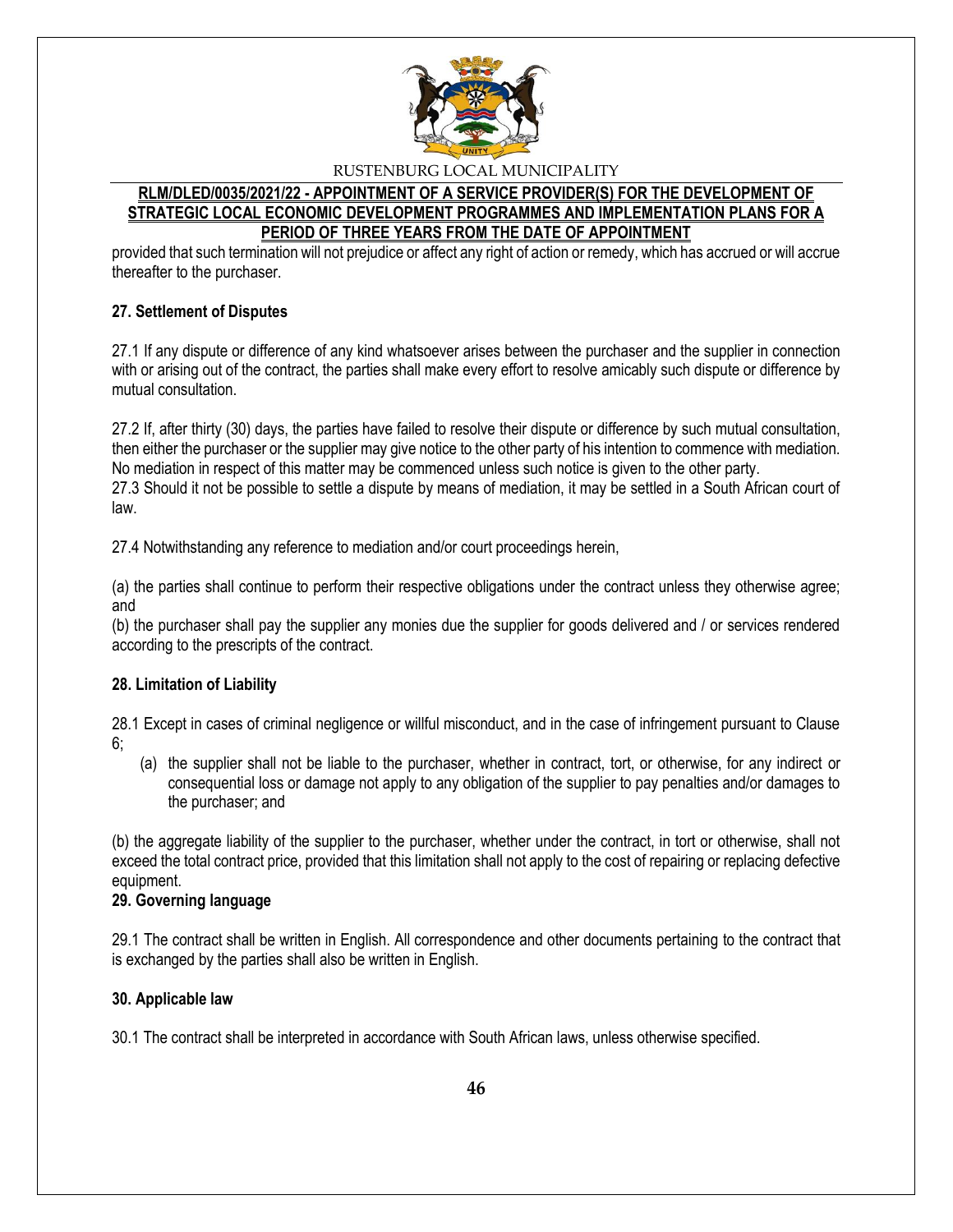provided that such termination will not prejudice or affect any right of action or remedy, which has accrued or will accrue thereafter to the purchaser.

**27. Settlement of Disputes**

27.1 If any dispute or difference of any kind whatsoever arises between the purchaser and the supplier in connection with or arising out of the contract, the parties shall make every effort to resolve amicably such dispute or difference by mutual consultation.

27.2 If, after thirty (30) days, the parties have failed to resolve their dispute or difference by such mutual consultation, then either the purchaser or the supplier may give notice to the other party of his intention to commence with mediation. No mediation in respect of this matter may be commenced unless such notice is given to the other party.
27.3 Should it not be possible to settle a dispute by means of mediation, it may be settled in a South African court of law.

27.4 Notwithstanding any reference to mediation and/or court proceedings herein,

(a) the parties shall continue to perform their respective obligations under the contract unless they otherwise agree; and
(b) the purchaser shall pay the supplier any monies due the supplier for goods delivered and / or services rendered according to the prescripts of the contract.

**28. Limitation of Liability**

28.1 Except in cases of criminal negligence or willful misconduct, and in the case of infringement pursuant to Clause 6;

(a) the supplier shall not be liable to the purchaser, whether in contract, tort, or otherwise, for any indirect or consequential loss or damage not apply to any obligation of the supplier to pay penalties and/or damages to the purchaser; and

(b) the aggregate liability of the supplier to the purchaser, whether under the contract, in tort or otherwise, shall not exceed the total contract price, provided that this limitation shall not apply to the cost of repairing or replacing defective equipment.

**29. Governing language**

29.1 The contract shall be written in English. All correspondence and other documents pertaining to the contract that is exchanged by the parties shall also be written in English.

**30. Applicable law**

30.1 The contract shall be interpreted in accordance with South African laws, unless otherwise specified.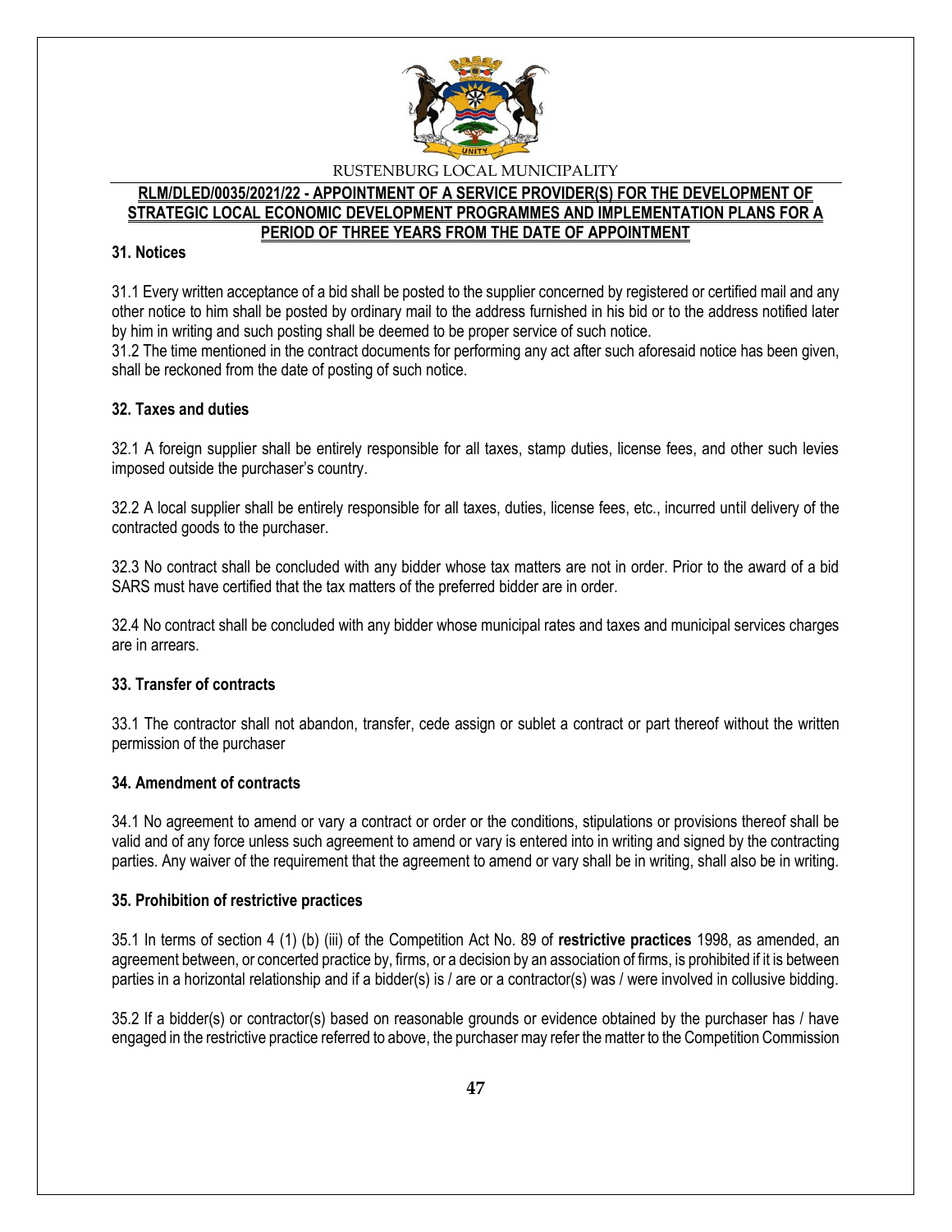### 31. Notices

31.1 Every written acceptance of a bid shall be posted to the supplier concerned by registered or certified mail and any other notice to him shall be posted by ordinary mail to the address furnished in his bid or to the address notified later by him in writing and such posting shall be deemed to be proper service of such notice.
31.2 The time mentioned in the contract documents for performing any act after such aforesaid notice has been given, shall be reckoned from the date of posting of such notice.

### 32. Taxes and duties

32.1 A foreign supplier shall be entirely responsible for all taxes, stamp duties, license fees, and other such levies imposed outside the purchaser's country.

32.2 A local supplier shall be entirely responsible for all taxes, duties, license fees, etc., incurred until delivery of the contracted goods to the purchaser.

32.3 No contract shall be concluded with any bidder whose tax matters are not in order. Prior to the award of a bid SARS must have certified that the tax matters of the preferred bidder are in order.

32.4 No contract shall be concluded with any bidder whose municipal rates and taxes and municipal services charges are in arrears.

### 33. Transfer of contracts

33.1 The contractor shall not abandon, transfer, cede assign or sublet a contract or part thereof without the written permission of the purchaser

### 34. Amendment of contracts

34.1 No agreement to amend or vary a contract or order or the conditions, stipulations or provisions thereof shall be valid and of any force unless such agreement to amend or vary is entered into in writing and signed by the contracting parties. Any waiver of the requirement that the agreement to amend or vary shall be in writing, shall also be in writing.

### 35. Prohibition of restrictive practices

35.1 In terms of section 4 (1) (b) (iii) of the Competition Act No. 89 of **restrictive practices** 1998, as amended, an agreement between, or concerted practice by, firms, or a decision by an association of firms, is prohibited if it is between parties in a horizontal relationship and if a bidder(s) is / are or a contractor(s) was / were involved in collusive bidding.

35.2 If a bidder(s) or contractor(s) based on reasonable grounds or evidence obtained by the purchaser has / have engaged in the restrictive practice referred to above, the purchaser may refer the matter to the Competition Commission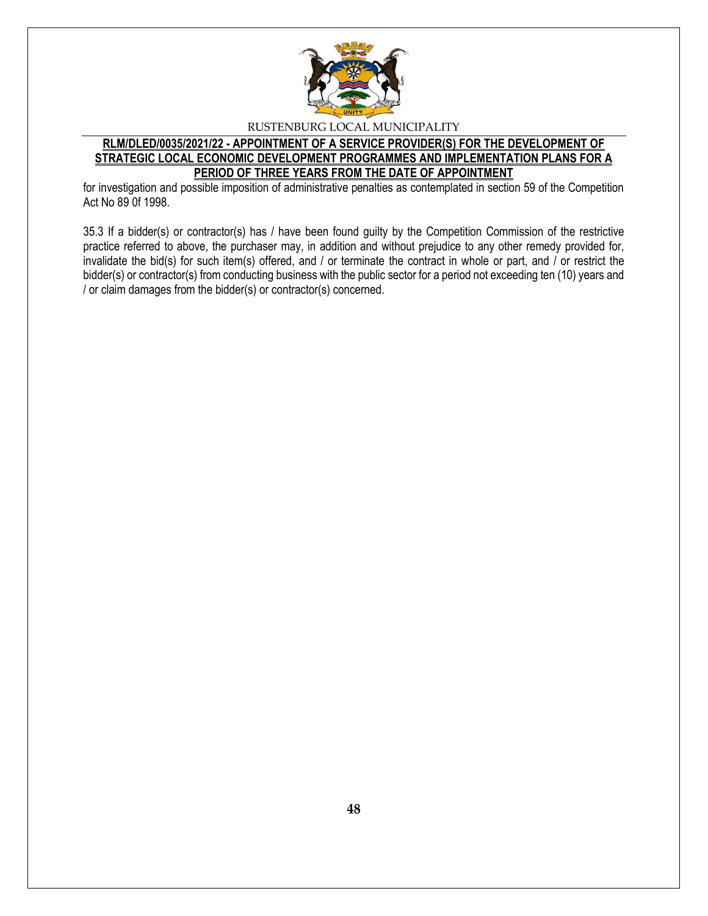for investigation and possible imposition of administrative penalties as contemplated in section 59 of the Competition Act No 89 0f 1998.

35.3 If a bidder(s) or contractor(s) has / have been found guilty by the Competition Commission of the restrictive practice referred to above, the purchaser may, in addition and without prejudice to any other remedy provided for, invalidate the bid(s) for such item(s) offered, and / or terminate the contract in whole or part, and / or restrict the bidder(s) or contractor(s) from conducting business with the public sector for a period not exceeding ten (10) years and / or claim damages from the bidder(s) or contractor(s) concerned.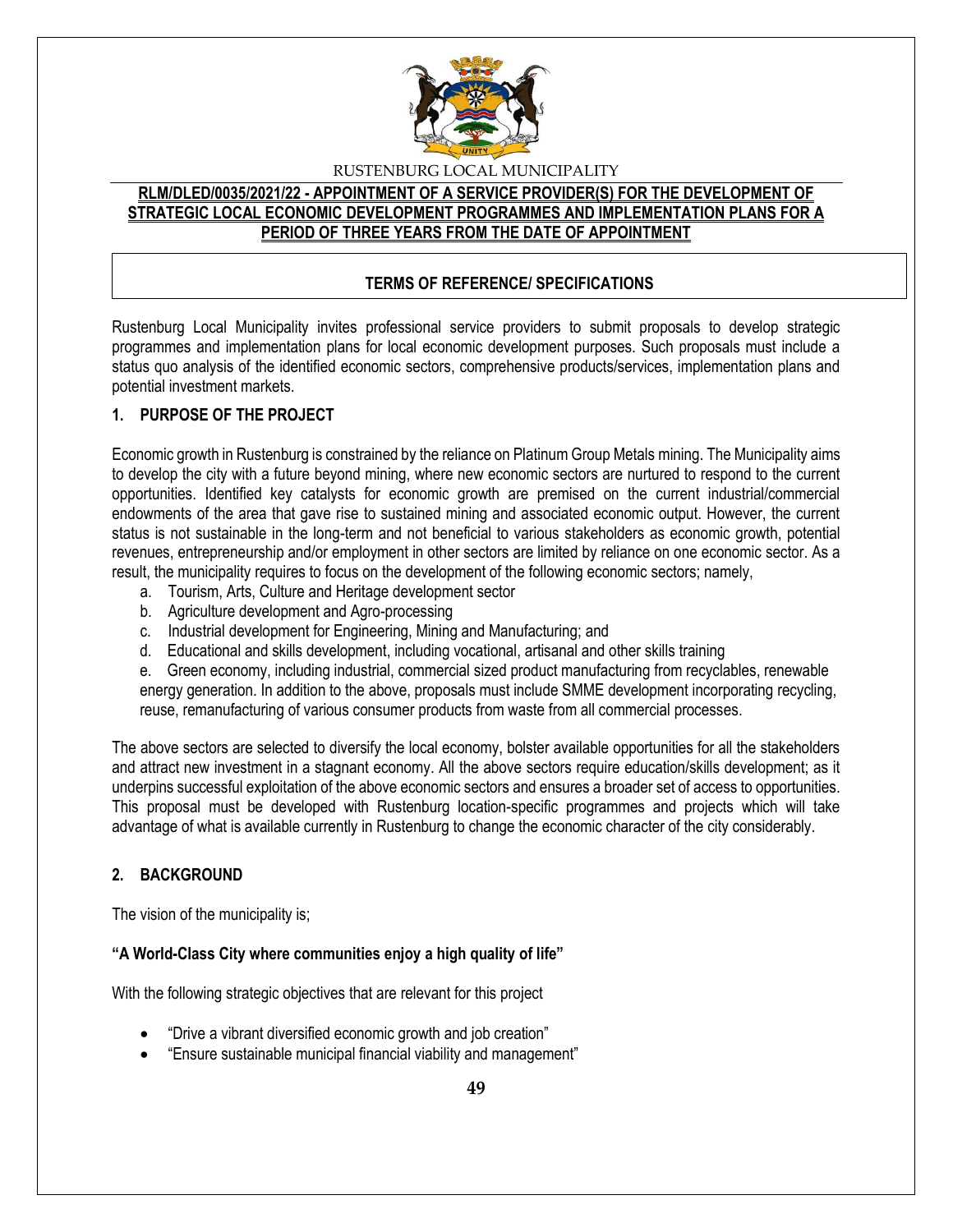RUSTENBURG LOCAL MUNICIPALITY

**RLM/DLED/0035/2021/22 - APPOINTMENT OF A SERVICE PROVIDER(S) FOR THE DEVELOPMENT OF STRATEGIC LOCAL ECONOMIC DEVELOPMENT PROGRAMMES AND IMPLEMENTATION PLANS FOR A PERIOD OF THREE YEARS FROM THE DATE OF APPOINTMENT**

**TERMS OF REFERENCE/ SPECIFICATIONS**

Rustenburg Local Municipality invites professional service providers to submit proposals to develop strategic programmes and implementation plans for local economic development purposes. Such proposals must include a status quo analysis of the identified economic sectors, comprehensive products/services, implementation plans and potential investment markets.

## 1. PURPOSE OF THE PROJECT

Economic growth in Rustenburg is constrained by the reliance on Platinum Group Metals mining. The Municipality aims to develop the city with a future beyond mining, where new economic sectors are nurtured to respond to the current opportunities. Identified key catalysts for economic growth are premised on the current industrial/commercial endowments of the area that gave rise to sustained mining and associated economic output. However, the current status is not sustainable in the long-term and not beneficial to various stakeholders as economic growth, potential revenues, entrepreneurship and/or employment in other sectors are limited by reliance on one economic sector. As a result, the municipality requires to focus on the development of the following economic sectors; namely,

a. Tourism, Arts, Culture and Heritage development sector
b. Agriculture development and Agro-processing
c. Industrial development for Engineering, Mining and Manufacturing; and
d. Educational and skills development, including vocational, artisanal and other skills training
e. Green economy, including industrial, commercial sized product manufacturing from recyclables, renewable energy generation. In addition to the above, proposals must include SMME development incorporating recycling, reuse, remanufacturing of various consumer products from waste from all commercial processes.

The above sectors are selected to diversify the local economy, bolster available opportunities for all the stakeholders and attract new investment in a stagnant economy. All the above sectors require education/skills development; as it underpins successful exploitation of the above economic sectors and ensures a broader set of access to opportunities. This proposal must be developed with Rustenburg location-specific programmes and projects which will take advantage of what is available currently in Rustenburg to change the economic character of the city considerably.

## 2. BACKGROUND

The vision of the municipality is;

**"A World-Class City where communities enjoy a high quality of life"**

With the following strategic objectives that are relevant for this project

- "Drive a vibrant diversified economic growth and job creation"
- "Ensure sustainable municipal financial viability and management"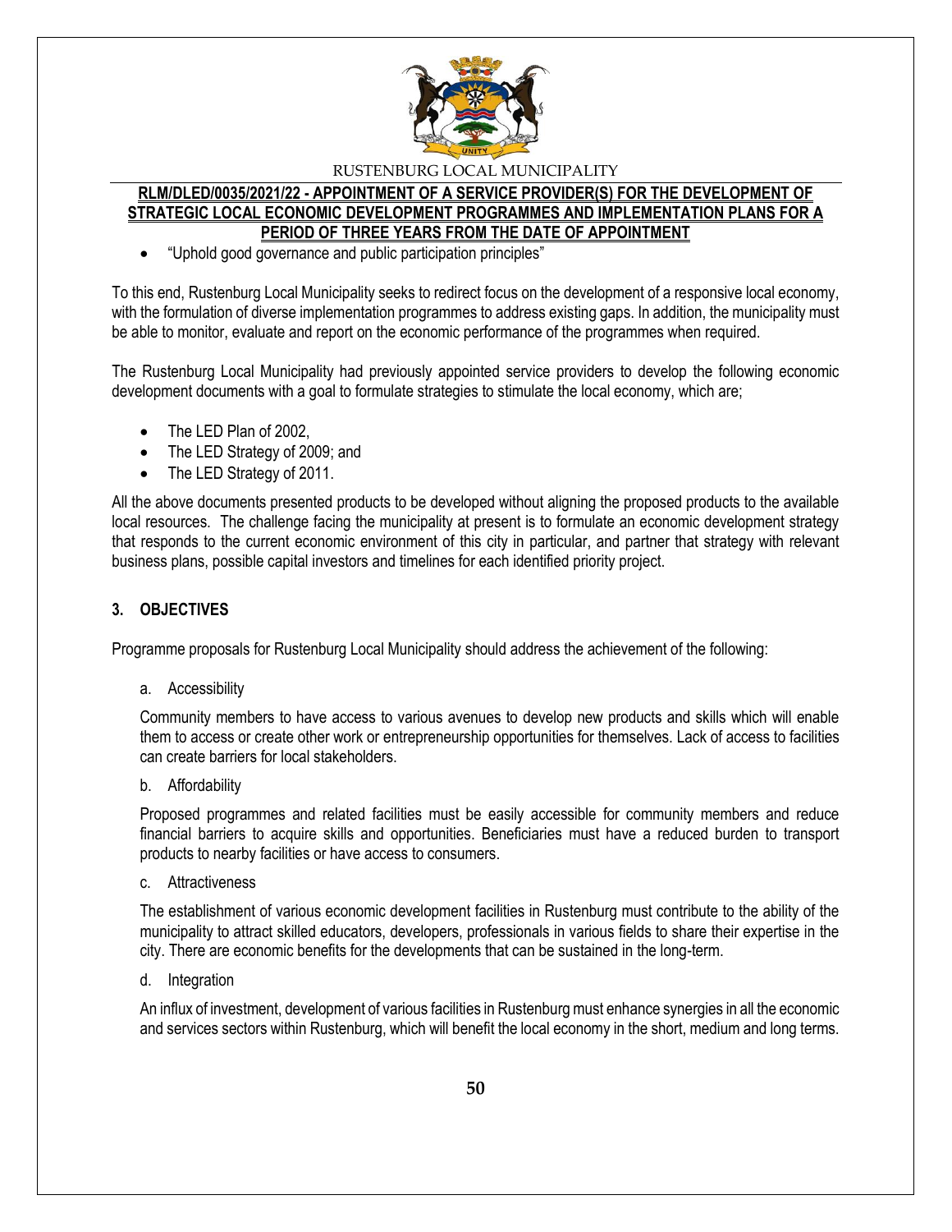- "Uphold good governance and public participation principles"

To this end, Rustenburg Local Municipality seeks to redirect focus on the development of a responsive local economy, with the formulation of diverse implementation programmes to address existing gaps. In addition, the municipality must be able to monitor, evaluate and report on the economic performance of the programmes when required.

The Rustenburg Local Municipality had previously appointed service providers to develop the following economic development documents with a goal to formulate strategies to stimulate the local economy, which are;

- The LED Plan of 2002,
- The LED Strategy of 2009; and
- The LED Strategy of 2011.

All the above documents presented products to be developed without aligning the proposed products to the available local resources. The challenge facing the municipality at present is to formulate an economic development strategy that responds to the current economic environment of this city in particular, and partner that strategy with relevant business plans, possible capital investors and timelines for each identified priority project.

## 3. OBJECTIVES

Programme proposals for Rustenburg Local Municipality should address the achievement of the following:

a. Accessibility

Community members to have access to various avenues to develop new products and skills which will enable them to access or create other work or entrepreneurship opportunities for themselves. Lack of access to facilities can create barriers for local stakeholders.

b. Affordability

Proposed programmes and related facilities must be easily accessible for community members and reduce financial barriers to acquire skills and opportunities. Beneficiaries must have a reduced burden to transport products to nearby facilities or have access to consumers.

c. Attractiveness

The establishment of various economic development facilities in Rustenburg must contribute to the ability of the municipality to attract skilled educators, developers, professionals in various fields to share their expertise in the city. There are economic benefits for the developments that can be sustained in the long-term.

d. Integration

An influx of investment, development of various facilities in Rustenburg must enhance synergies in all the economic and services sectors within Rustenburg, which will benefit the local economy in the short, medium and long terms.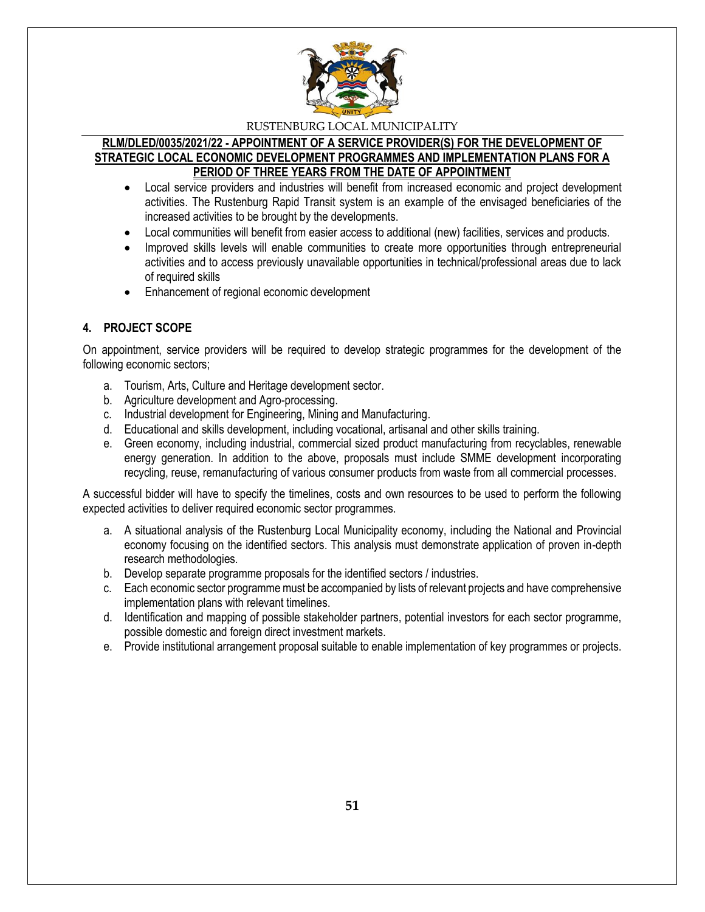- Local service providers and industries will benefit from increased economic and project development activities. The Rustenburg Rapid Transit system is an example of the envisaged beneficiaries of the increased activities to be brought by the developments.
- Local communities will benefit from easier access to additional (new) facilities, services and products.
- Improved skills levels will enable communities to create more opportunities through entrepreneurial activities and to access previously unavailable opportunities in technical/professional areas due to lack of required skills
- Enhancement of regional economic development

## 4. PROJECT SCOPE

On appointment, service providers will be required to develop strategic programmes for the development of the following economic sectors;

a. Tourism, Arts, Culture and Heritage development sector.
b. Agriculture development and Agro-processing.
c. Industrial development for Engineering, Mining and Manufacturing.
d. Educational and skills development, including vocational, artisanal and other skills training.
e. Green economy, including industrial, commercial sized product manufacturing from recyclables, renewable energy generation. In addition to the above, proposals must include SMME development incorporating recycling, reuse, remanufacturing of various consumer products from waste from all commercial processes.

A successful bidder will have to specify the timelines, costs and own resources to be used to perform the following expected activities to deliver required economic sector programmes.

a. A situational analysis of the Rustenburg Local Municipality economy, including the National and Provincial economy focusing on the identified sectors. This analysis must demonstrate application of proven in-depth research methodologies.
b. Develop separate programme proposals for the identified sectors / industries.
c. Each economic sector programme must be accompanied by lists of relevant projects and have comprehensive implementation plans with relevant timelines.
d. Identification and mapping of possible stakeholder partners, potential investors for each sector programme, possible domestic and foreign direct investment markets.
e. Provide institutional arrangement proposal suitable to enable implementation of key programmes or projects.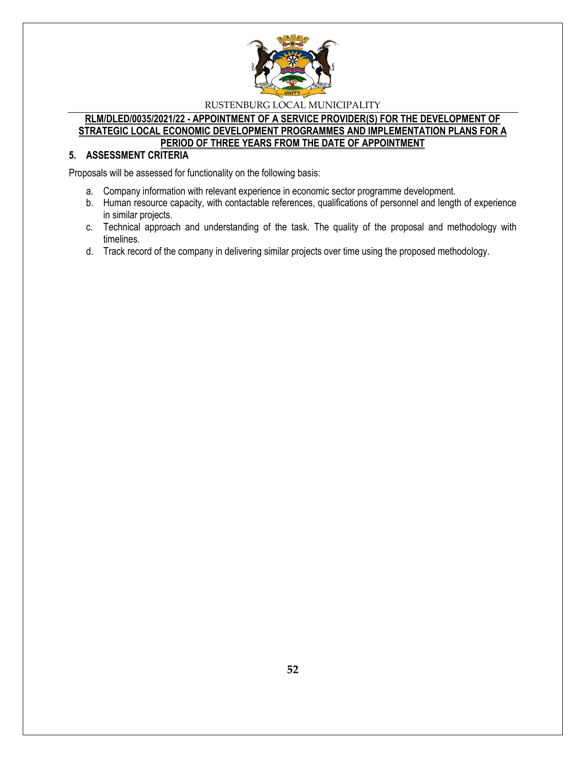## 5. ASSESSMENT CRITERIA

Proposals will be assessed for functionality on the following basis:

a. Company information with relevant experience in economic sector programme development.
b. Human resource capacity, with contactable references, qualifications of personnel and length of experience in similar projects.
c. Technical approach and understanding of the task. The quality of the proposal and methodology with timelines.
d. Track record of the company in delivering similar projects over time using the proposed methodology.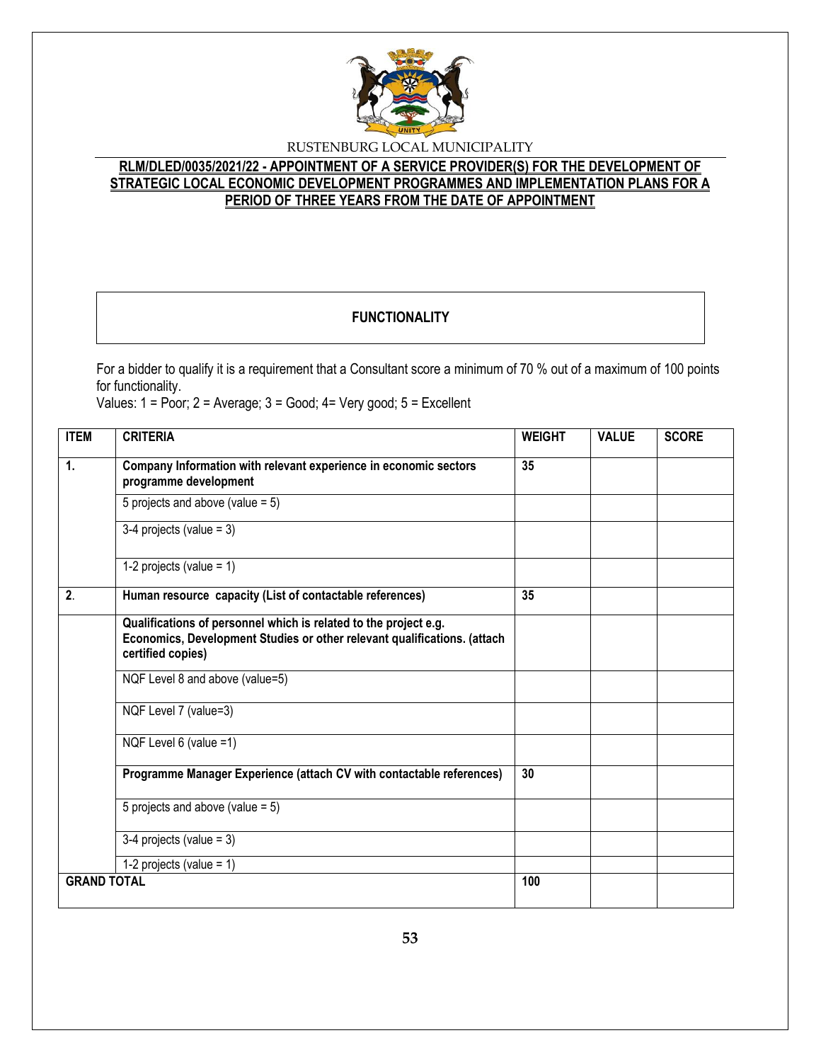RUSTENBURG LOCAL MUNICIPALITY

**RLM/DLED/0035/2021/22 - APPOINTMENT OF A SERVICE PROVIDER(S) FOR THE DEVELOPMENT OF STRATEGIC LOCAL ECONOMIC DEVELOPMENT PROGRAMMES AND IMPLEMENTATION PLANS FOR A PERIOD OF THREE YEARS FROM THE DATE OF APPOINTMENT**

## FUNCTIONALITY

For a bidder to qualify it is a requirement that a Consultant score a minimum of 70 % out of a maximum of 100 points for functionality.

Values: 1 = Poor; 2 = Average; 3 = Good; 4= Very good; 5 = Excellent

| ITEM | CRITERIA | WEIGHT | VALUE | SCORE |
|---|---|---|---|---|
| **1.** | **Company Information with relevant experience in economic sectors programme development** | **35** | | |
| | 5 projects and above (value = 5) | | | |
| | 3-4 projects (value = 3) | | | |
| | 1-2 projects (value = 1) | | | |
| **2.** | **Human resource capacity (List of contactable references)** | **35** | | |
| | **Qualifications of personnel which is related to the project e.g. Economics, Development Studies or other relevant qualifications. (attach certified copies)** | | | |
| | NQF Level 8 and above (value=5) | | | |
| | NQF Level 7 (value=3) | | | |
| | NQF Level 6 (value =1) | | | |
| | **Programme Manager Experience (attach CV with contactable references)** | **30** | | |
| | 5 projects and above (value = 5) | | | |
| | 3-4 projects (value = 3) | | | |
| | 1-2 projects (value = 1) | | | |
| **GRAND TOTAL** | | **100** | | |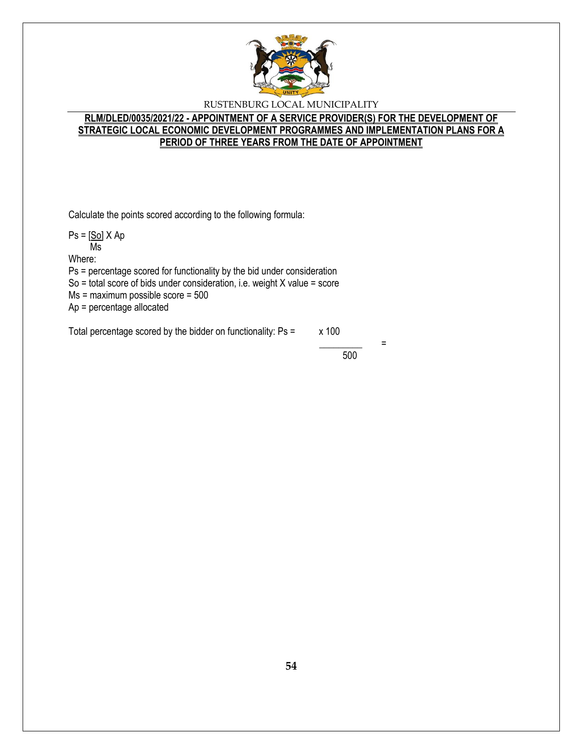Calculate the points scored according to the following formula:

$$Ps = \frac{So}{Ms} \times Ap$$

Where:

Ps = percentage scored for functionality by the bid under consideration
So = total score of bids under consideration, i.e. weight X value = score
Ms = maximum possible score = 500
Ap = percentage allocated

Total percentage scored by the bidder on functionality: $Ps = \frac{\quad}{500} \times 100 =$